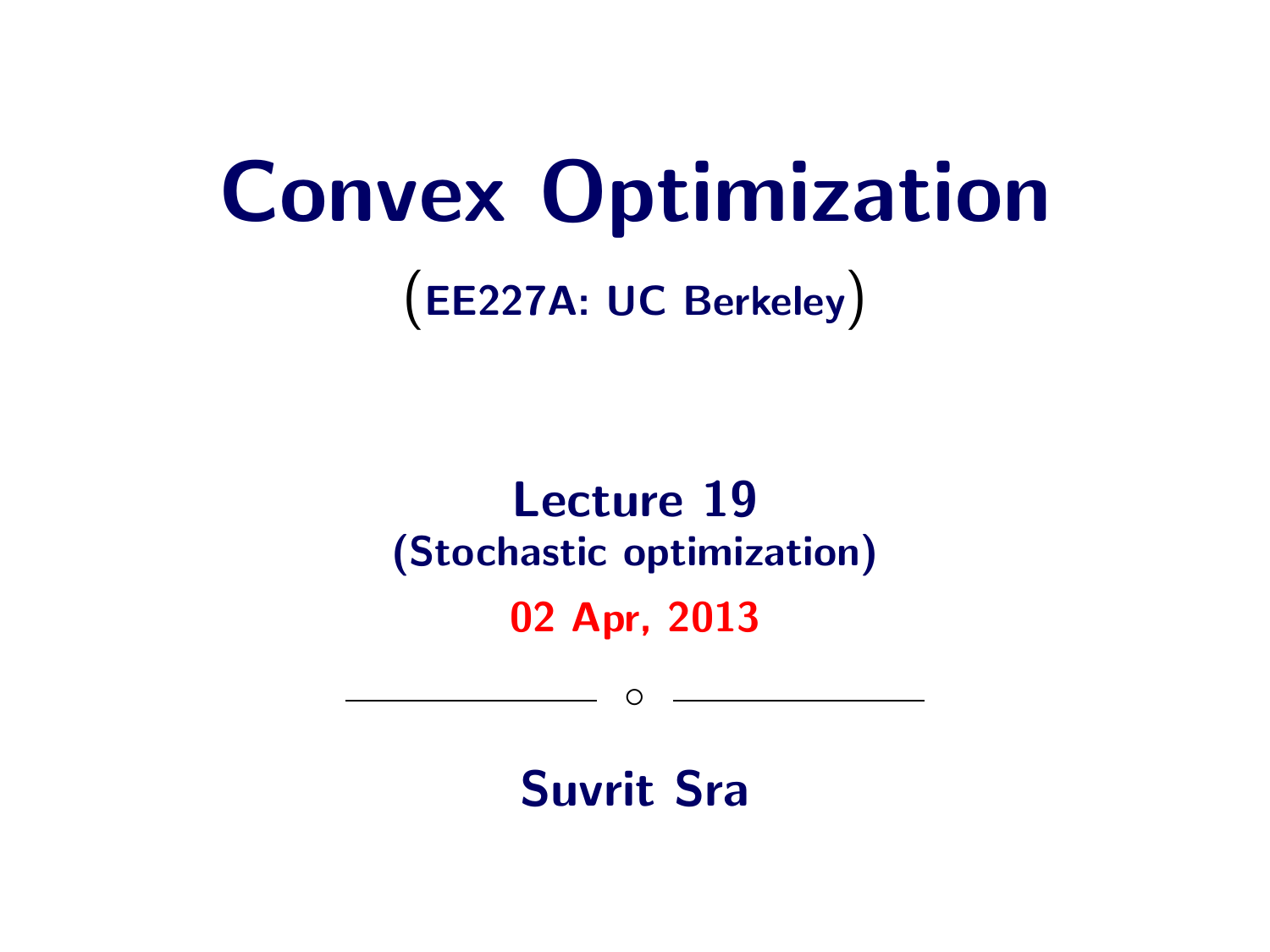# Convex Optimization

(EE227A: UC Berkeley)

**Lecture 19**
**(Stochastic optimization)**

**02 Apr, 2013**

---

**Suvrit Sra**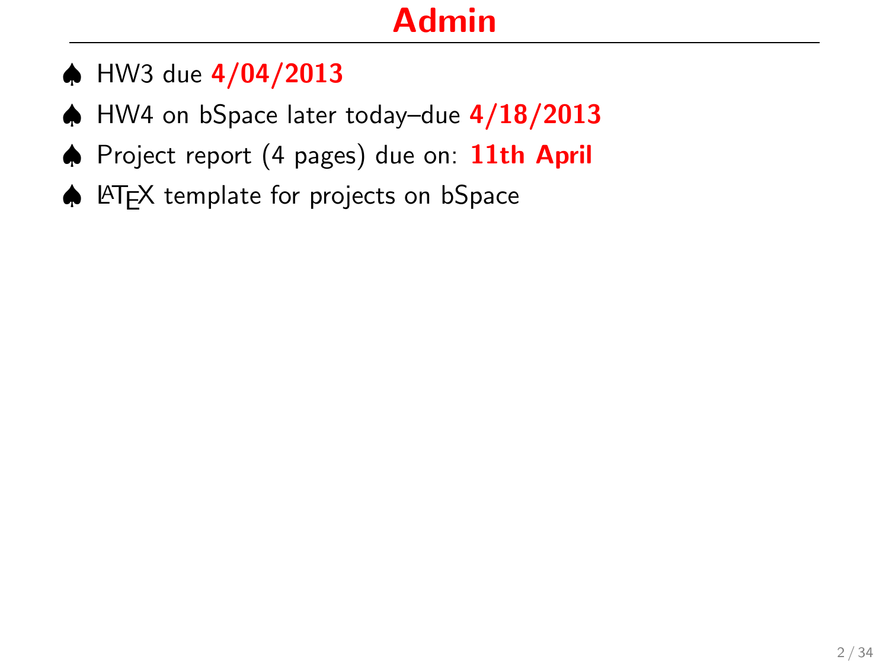# Admin

- HW3 due **4/04/2013**
- HW4 on bSpace later today–due **4/18/2013**
- Project report (4 pages) due on: **11th April**
- LaTeX template for projects on bSpace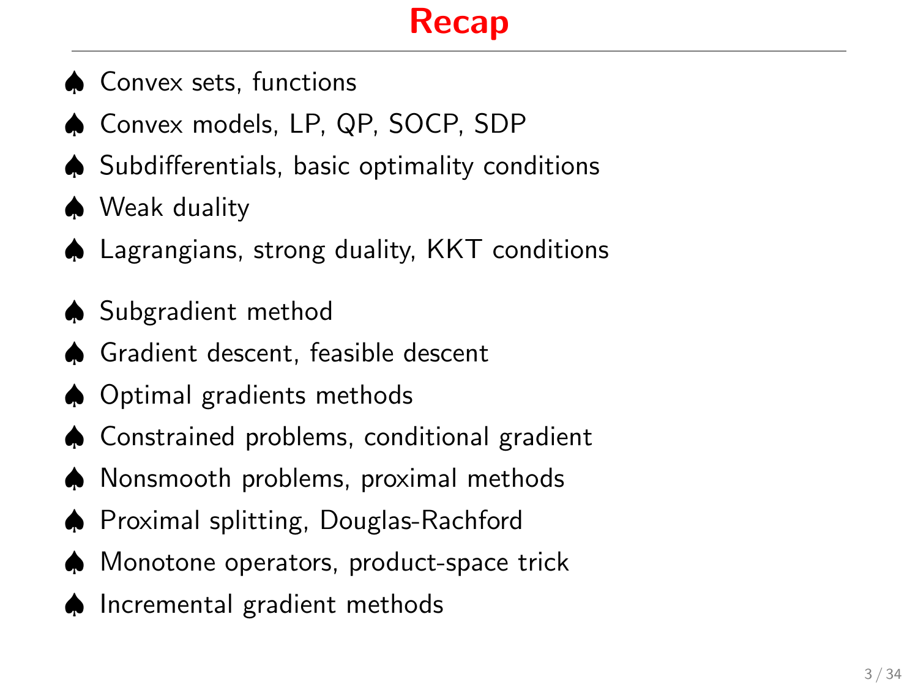# Recap

- ♠ Convex sets, functions
- ♠ Convex models, LP, QP, SOCP, SDP
- ♠ Subdifferentials, basic optimality conditions
- ♠ Weak duality
- ♠ Lagrangians, strong duality, KKT conditions

- ♠ Subgradient method
- ♠ Gradient descent, feasible descent
- ♠ Optimal gradients methods
- ♠ Constrained problems, conditional gradient
- ♠ Nonsmooth problems, proximal methods
- ♠ Proximal splitting, Douglas-Rachford
- ♠ Monotone operators, product-space trick
- ♠ Incremental gradient methods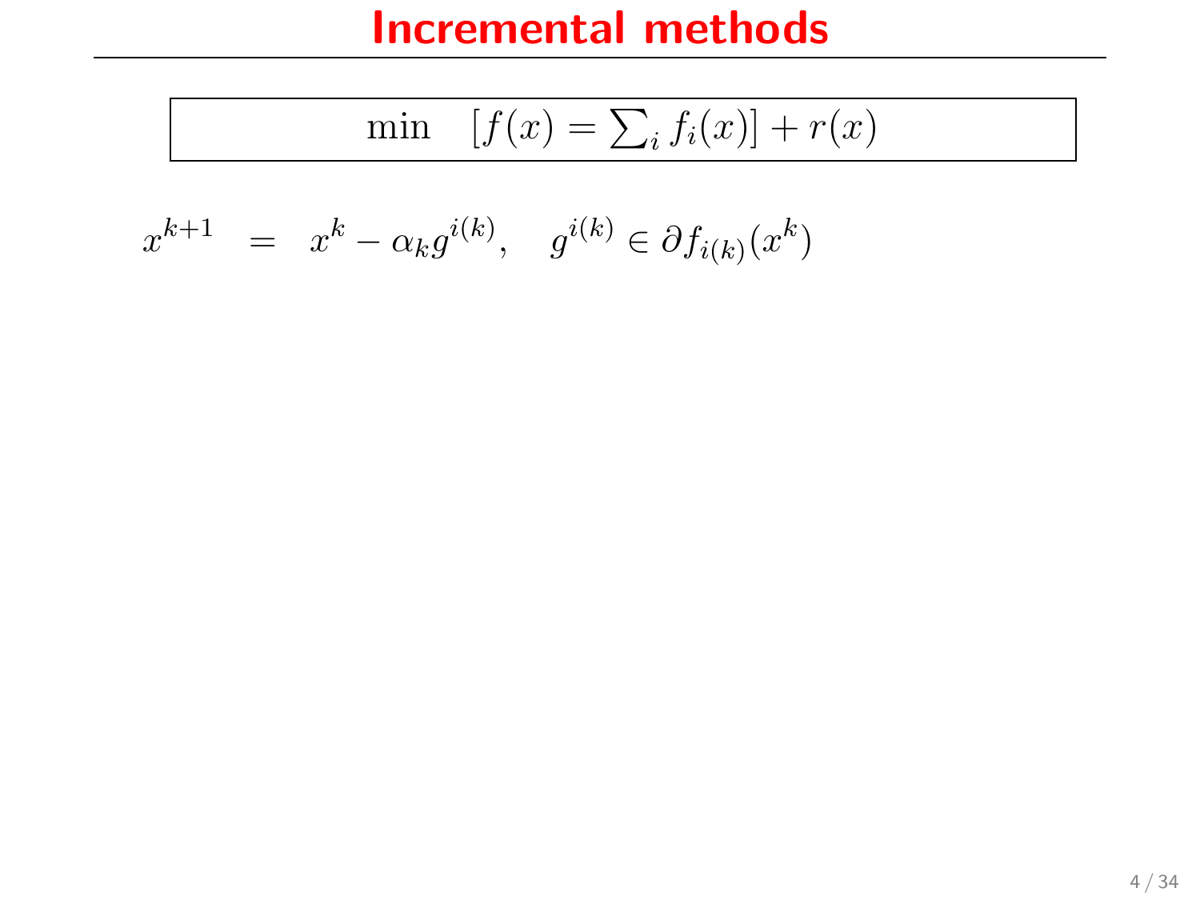# Incremental methods

$$\min \quad \left[f(x) = \textstyle\sum_i f_i(x)\right] + r(x)$$

$$x^{k+1} \;=\; x^k - \alpha_k g^{i(k)}, \quad g^{i(k)} \in \partial f_{i(k)}(x^k)$$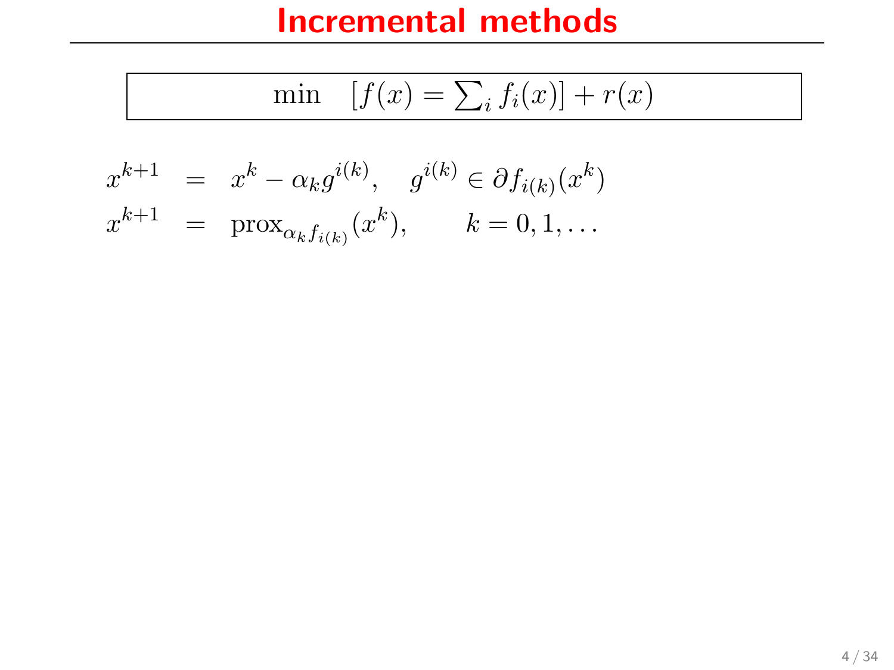# Incremental methods

$$\min \quad \left[f(x) = \textstyle\sum_i f_i(x)\right] + r(x)$$

$$
\begin{aligned}
x^{k+1} &= x^k - \alpha_k g^{i(k)}, \quad g^{i(k)} \in \partial f_{i(k)}(x^k) \\
x^{k+1} &= \operatorname{prox}_{\alpha_k f_{i(k)}}(x^k), \qquad k = 0, 1, \ldots
\end{aligned}
$$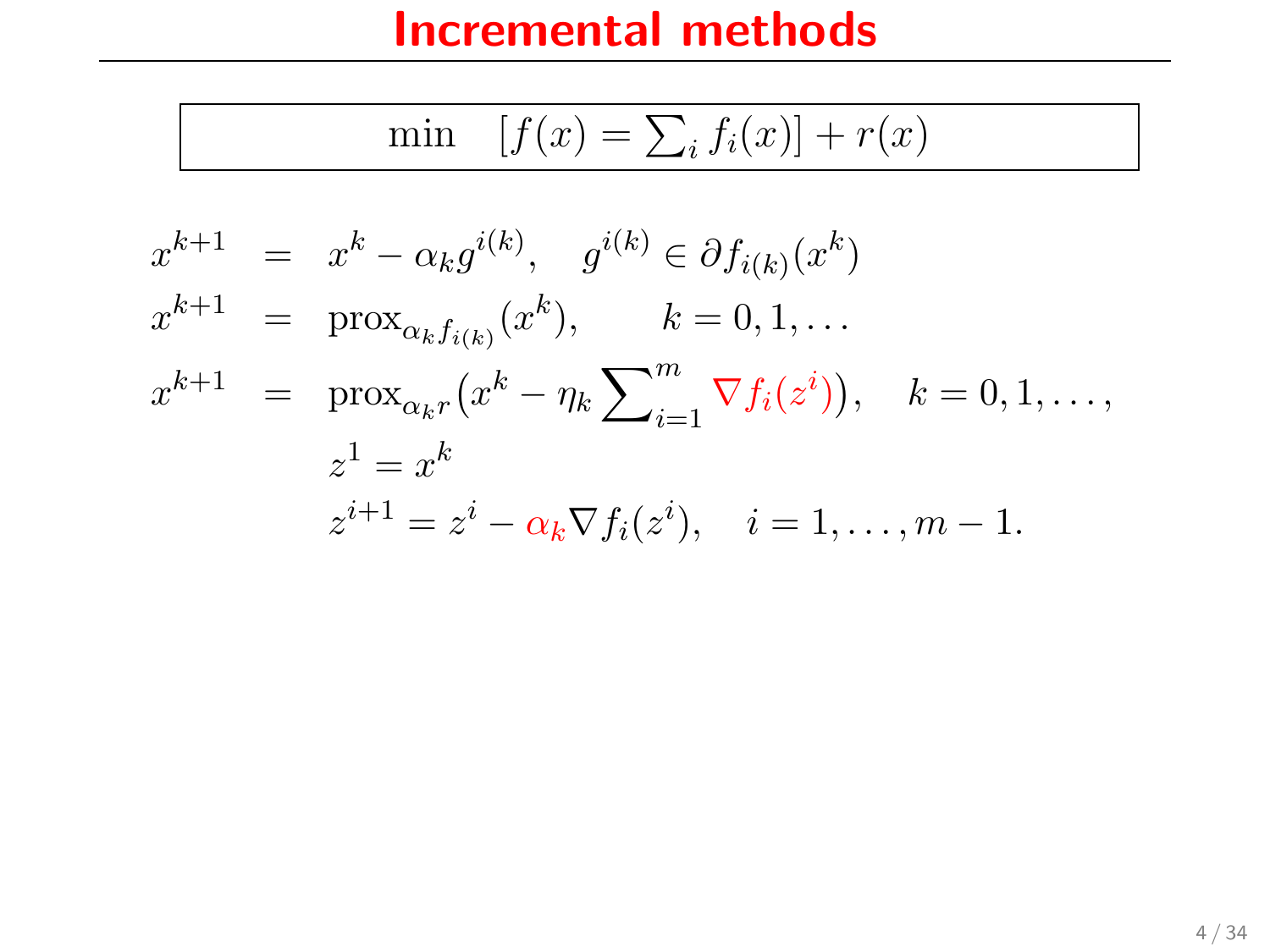# Incremental methods

$$\min \quad \left[f(x) = \textstyle\sum_i f_i(x)\right] + r(x)$$

$$
\begin{aligned}
x^{k+1} &= x^k - \alpha_k g^{i(k)}, \quad g^{i(k)} \in \partial f_{i(k)}(x^k) \\
x^{k+1} &= \operatorname{prox}_{\alpha_k f_{i(k)}}(x^k), \qquad k = 0, 1, \ldots \\
x^{k+1} &= \operatorname{prox}_{\alpha_k r}\big(x^k - \eta_k \textstyle\sum_{i=1}^{m} \nabla f_i(z^i)\big), \quad k = 0, 1, \ldots, \\
& \quad z^1 = x^k \\
& \quad z^{i+1} = z^i - \alpha_k \nabla f_i(z^i), \quad i = 1, \ldots, m-1.
\end{aligned}
$$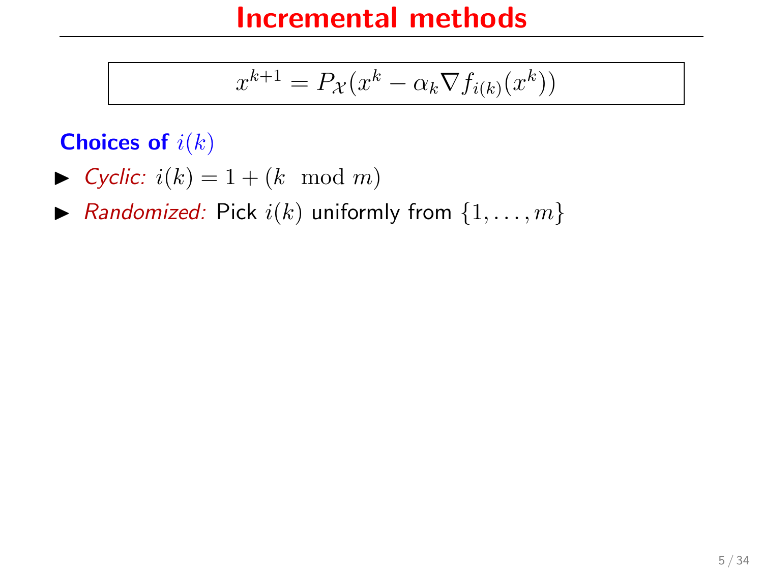# Incremental methods

$$x^{k+1} = P_{\mathcal{X}}(x^k - \alpha_k \nabla f_{i(k)}(x^k))$$

**Choices of $i(k)$**

- *Cyclic:* $i(k) = 1 + (k \mod m)$
- *Randomized:* Pick $i(k)$ uniformly from $\{1, \ldots, m\}$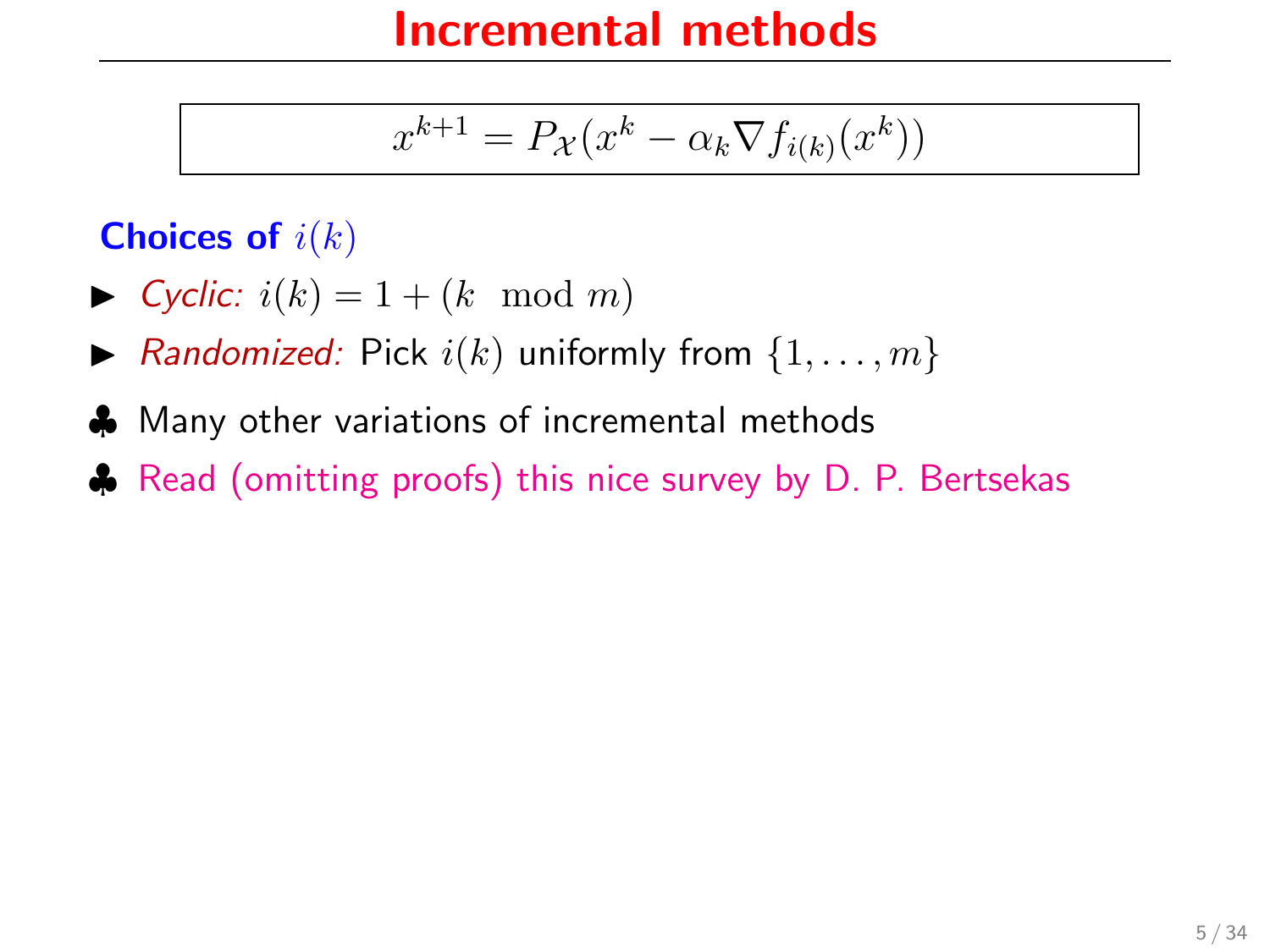# Incremental methods

$$x^{k+1} = P_{\mathcal{X}}(x^k - \alpha_k \nabla f_{i(k)}(x^k))$$

**Choices of $i(k)$**

- *Cyclic:* $i(k) = 1 + (k \mod m)$
- *Randomized:* Pick $i(k)$ uniformly from $\{1, \ldots, m\}$

♣ Many other variations of incremental methods

♣ Read (omitting proofs) this nice survey by D. P. Bertsekas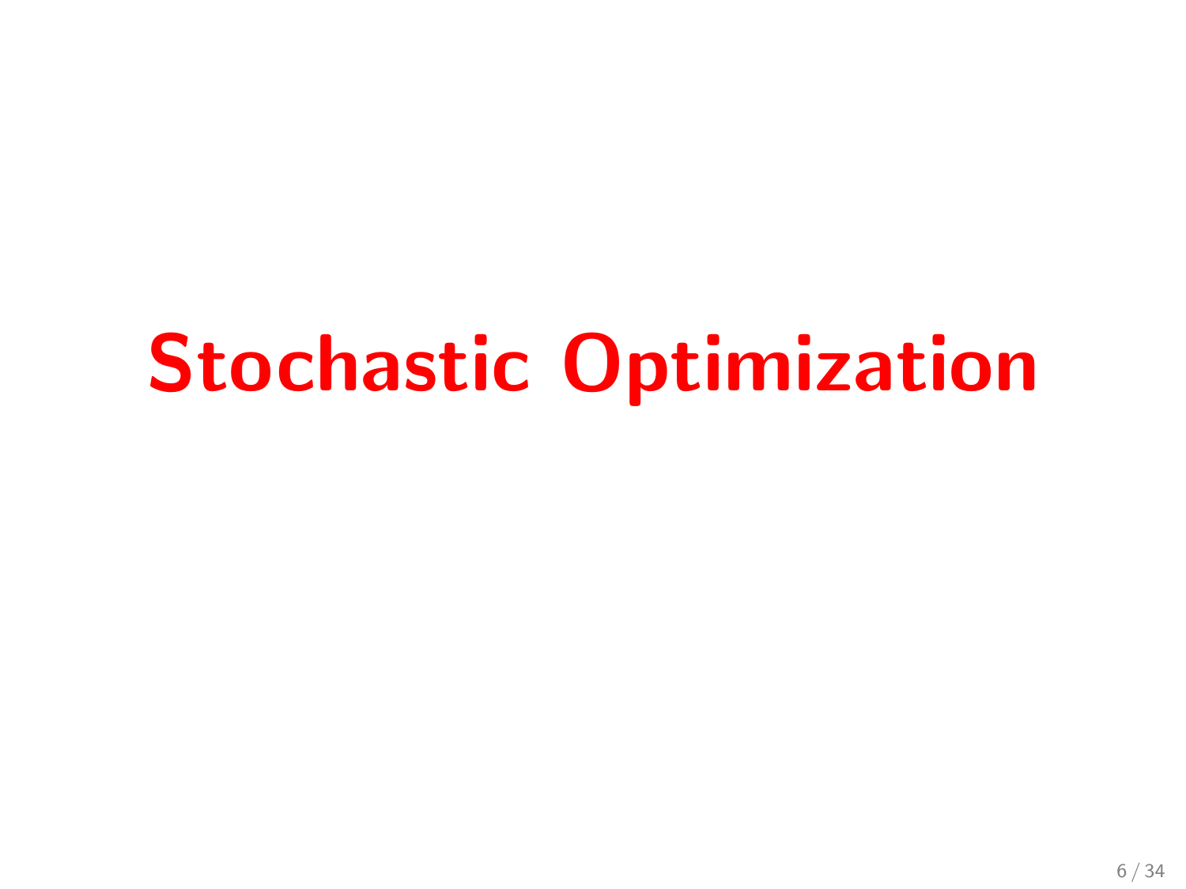# Stochastic Optimization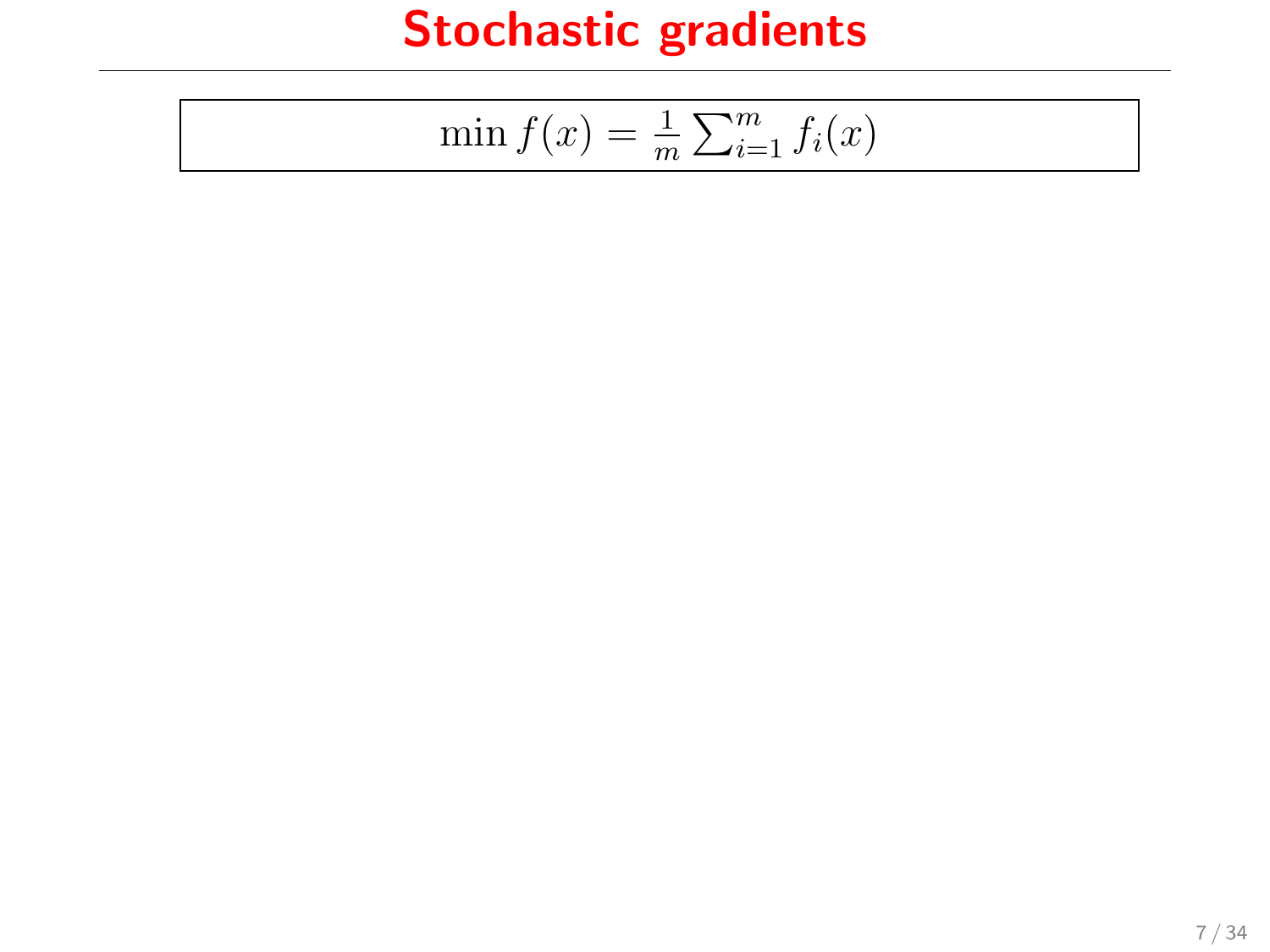# Stochastic gradients

$$\min f(x) = \frac{1}{m} \sum_{i=1}^{m} f_i(x)$$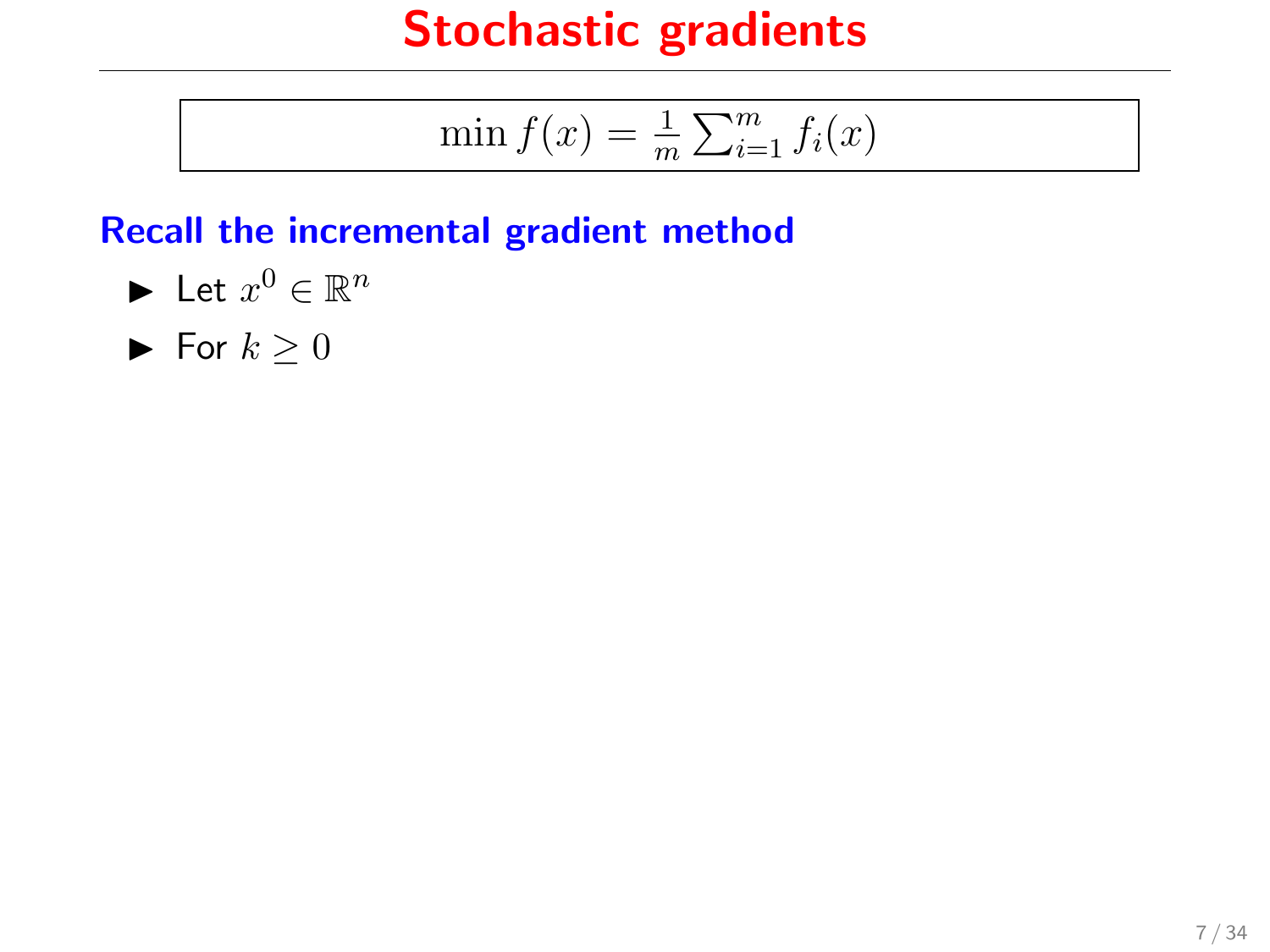# Stochastic gradients

$$\min f(x) = \frac{1}{m}\sum_{i=1}^{m} f_i(x)$$

**Recall the incremental gradient method**

- Let $x^0 \in \mathbb{R}^n$
- For $k \geq 0$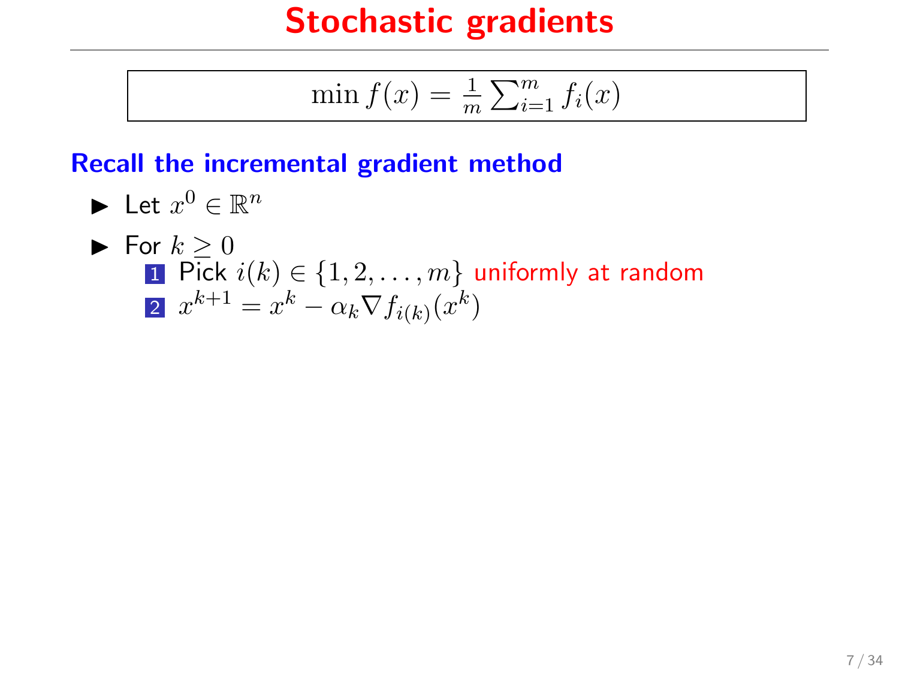# Stochastic gradients

$$\min f(x) = \frac{1}{m}\sum_{i=1}^{m} f_i(x)$$

## Recall the incremental gradient method

- Let $x^0 \in \mathbb{R}^n$
- For $k \geq 0$
  1. Pick $i(k) \in \{1, 2, \ldots, m\}$ uniformly at random
  2. $x^{k+1} = x^k - \alpha_k \nabla f_{i(k)}(x^k)$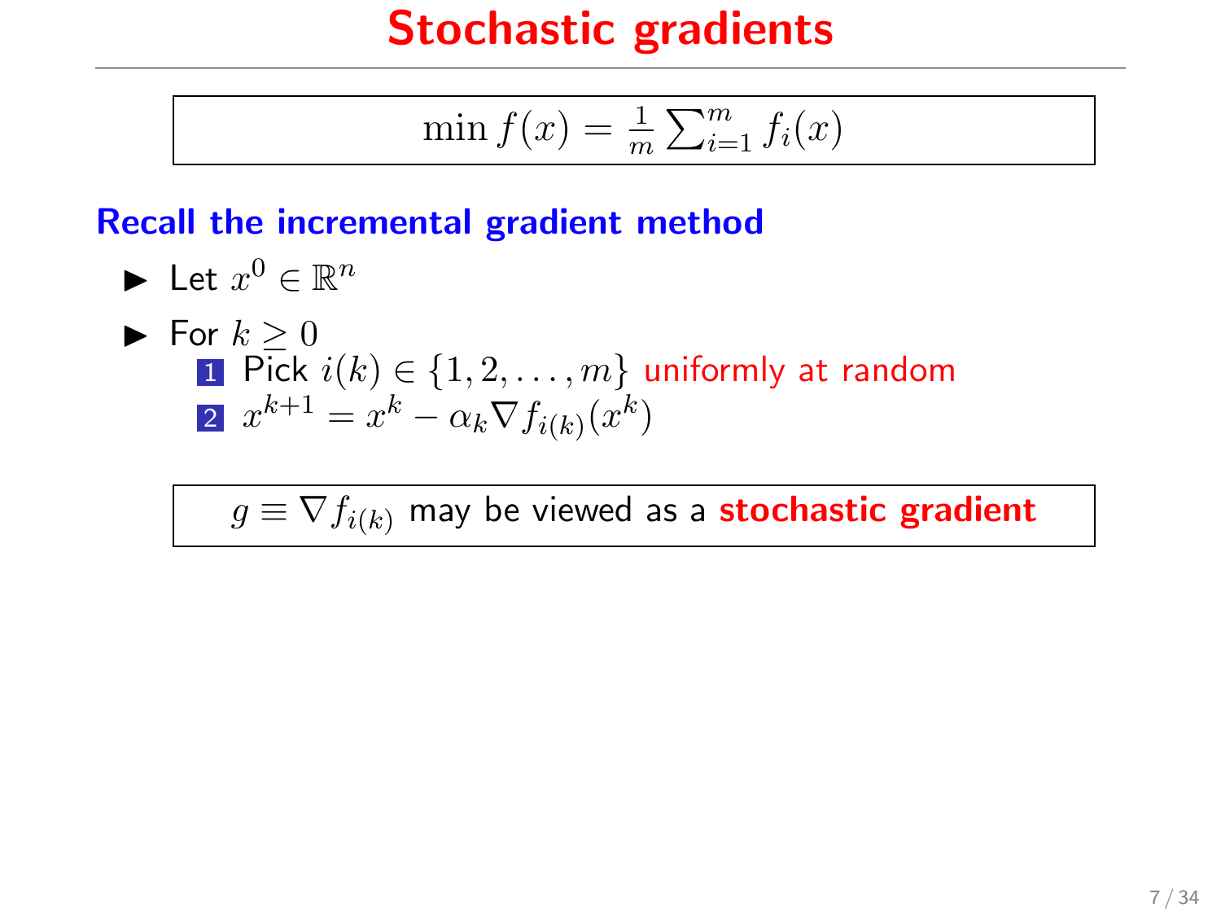# Stochastic gradients

$$\min f(x) = \frac{1}{m}\sum_{i=1}^{m} f_i(x)$$

**Recall the incremental gradient method**

- Let $x^0 \in \mathbb{R}^n$
- For $k \geq 0$
  1. Pick $i(k) \in \{1, 2, \ldots, m\}$ uniformly at random
  2. $x^{k+1} = x^k - \alpha_k \nabla f_{i(k)}(x^k)$

$g \equiv \nabla f_{i(k)}$ may be viewed as a **stochastic gradient**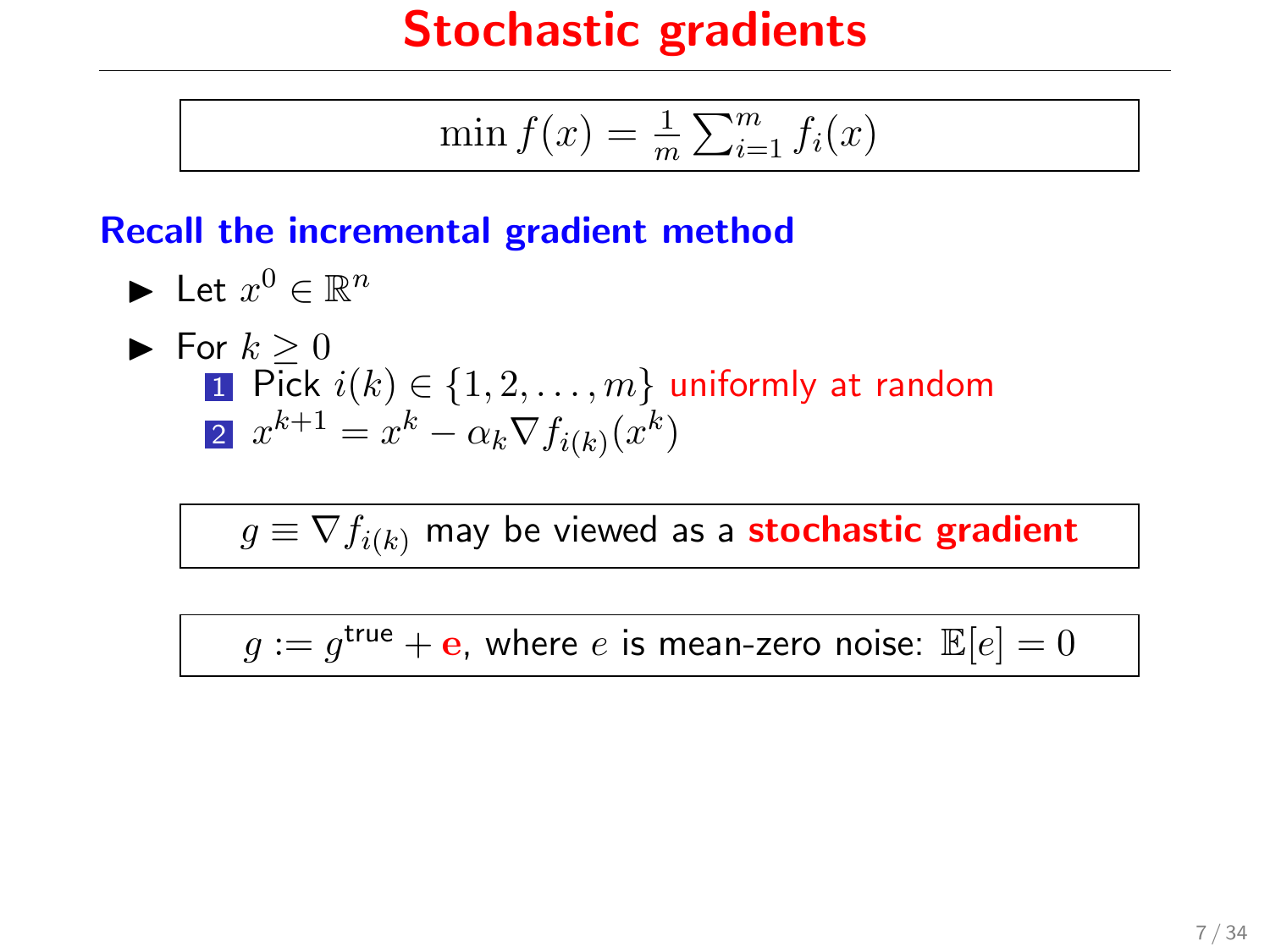# Stochastic gradients

$$\min f(x) = \frac{1}{m}\sum_{i=1}^{m} f_i(x)$$

**Recall the incremental gradient method**

- Let $x^0 \in \mathbb{R}^n$
- For $k \geq 0$
  1. Pick $i(k) \in \{1, 2, \ldots, m\}$ uniformly at random
  2. $x^{k+1} = x^k - \alpha_k \nabla f_{i(k)}(x^k)$

$g \equiv \nabla f_{i(k)}$ may be viewed as a **stochastic gradient**

$g := g^{\text{true}} + \mathbf{e}$, where $e$ is mean-zero noise: $\mathbb{E}[e] = 0$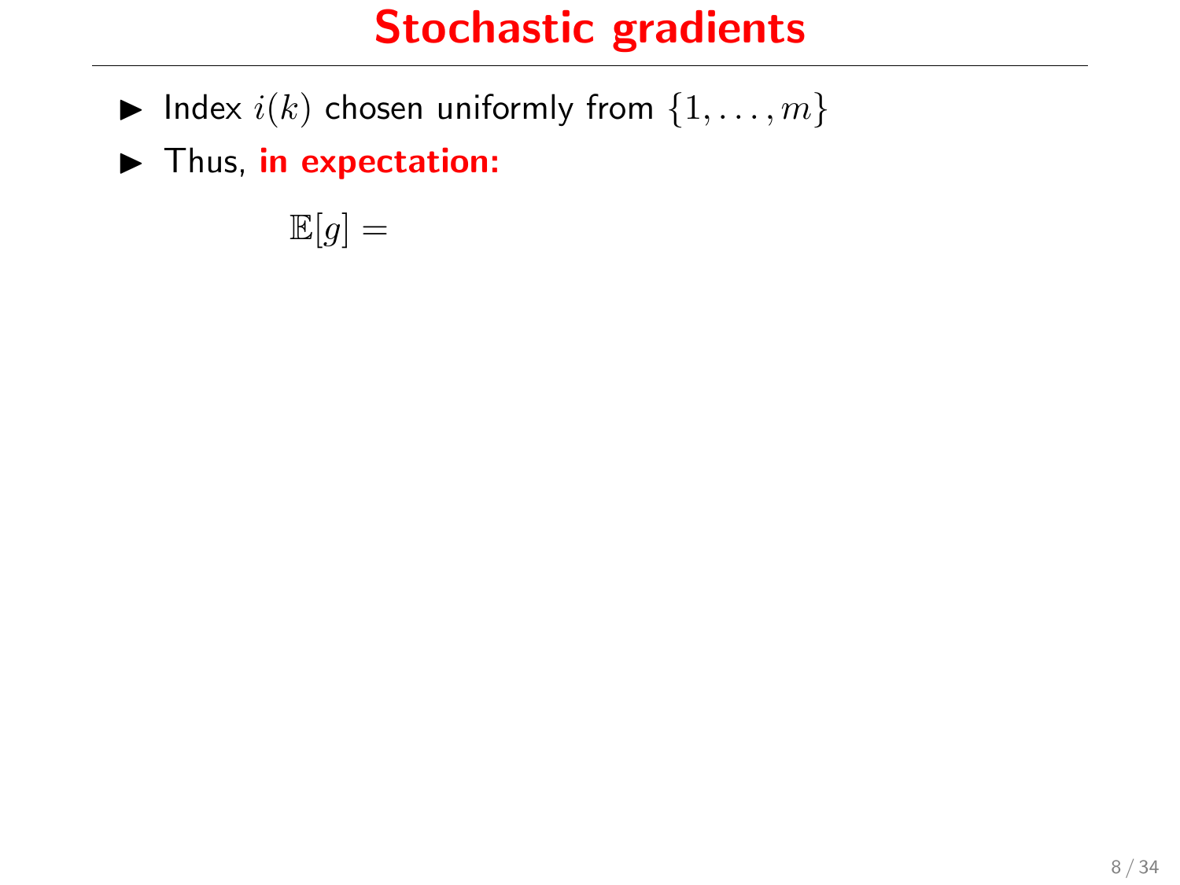# Stochastic gradients

- Index $i(k)$ chosen uniformly from $\{1, \ldots, m\}$
- Thus, **in expectation:**

$$\mathbb{E}[g] =$$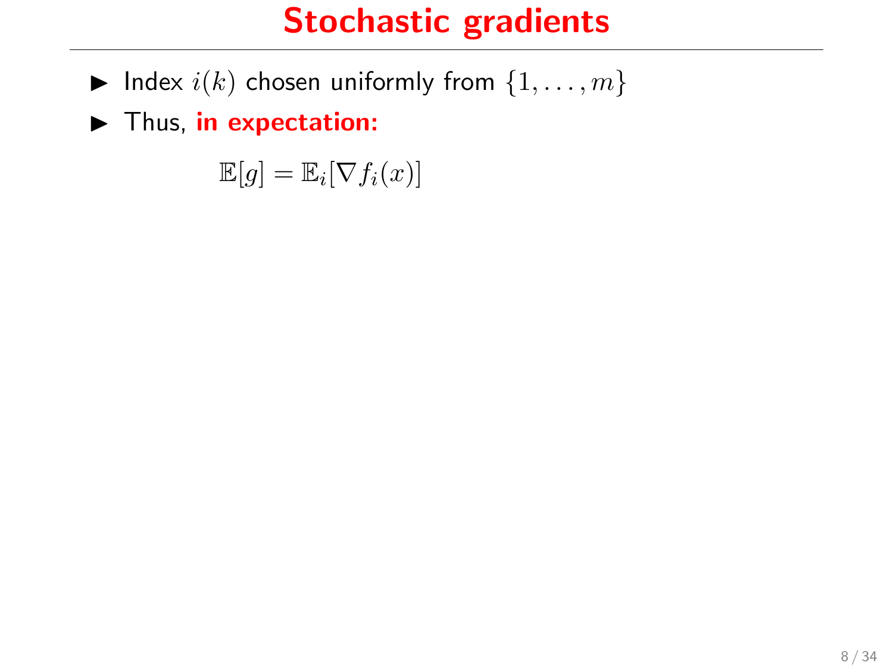# Stochastic gradients

- Index $i(k)$ chosen uniformly from $\{1, \ldots, m\}$
- Thus, **in expectation:**

$$\mathbb{E}[g] = \mathbb{E}_i[\nabla f_i(x)]$$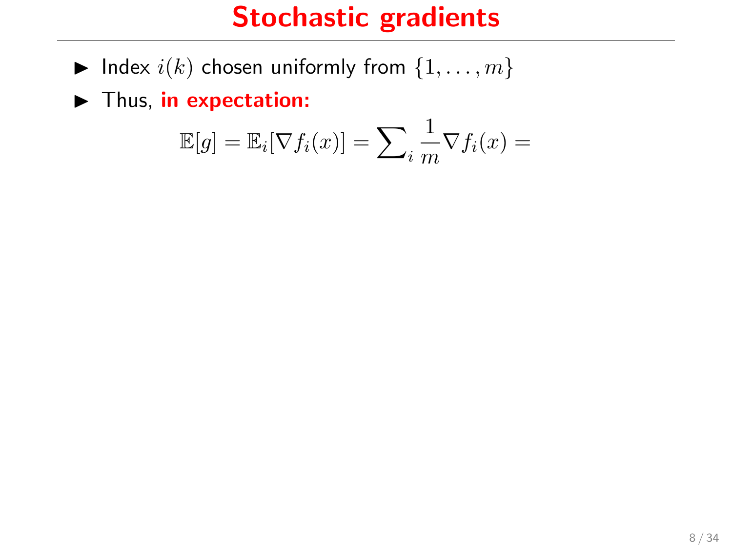# Stochastic gradients

- Index $i(k)$ chosen uniformly from $\{1, \ldots, m\}$
- Thus, **in expectation:**

$$\mathbb{E}[g] = \mathbb{E}_i[\nabla f_i(x)] = \sum\nolimits_i \frac{1}{m} \nabla f_i(x) =$$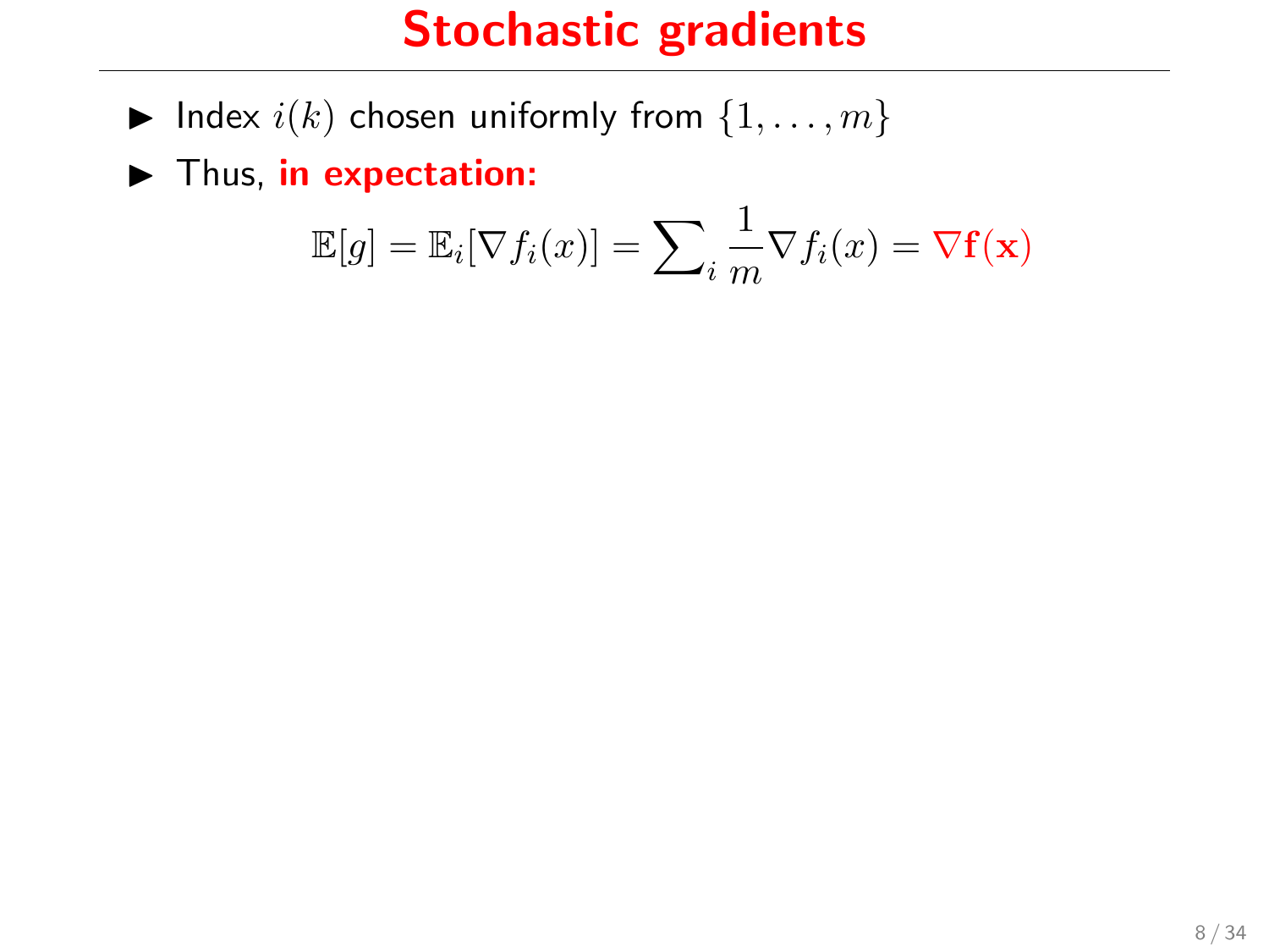# Stochastic gradients

- Index $i(k)$ chosen uniformly from $\{1, \ldots, m\}$
- Thus, **in expectation:**

$$\mathbb{E}[g] = \mathbb{E}_i[\nabla f_i(x)] = \sum\nolimits_i \frac{1}{m} \nabla f_i(x) = \nabla \mathbf{f}(\mathbf{x})$$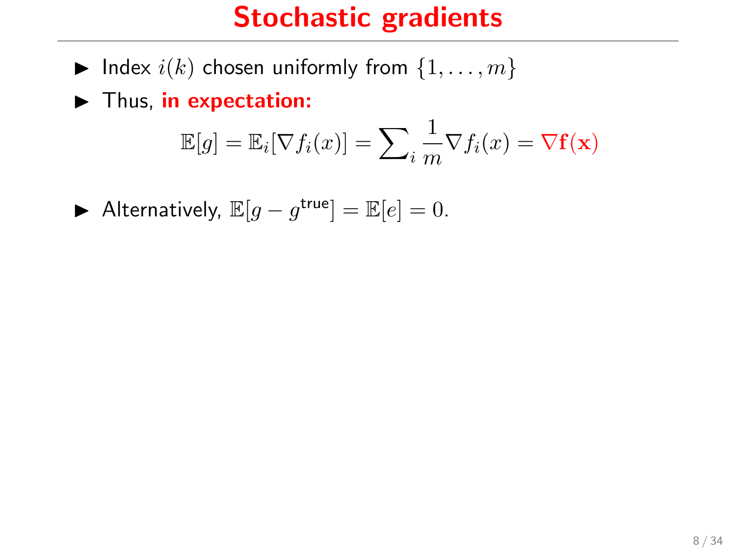# Stochastic gradients

- Index $i(k)$ chosen uniformly from $\{1, \ldots, m\}$
- Thus, **in expectation:**

$$\mathbb{E}[g] = \mathbb{E}_i[\nabla f_i(x)] = \sum\nolimits_i \frac{1}{m} \nabla f_i(x) = \nabla \mathbf{f}(\mathbf{x})$$

- Alternatively, $\mathbb{E}[g - g^{\text{true}}] = \mathbb{E}[e] = 0$.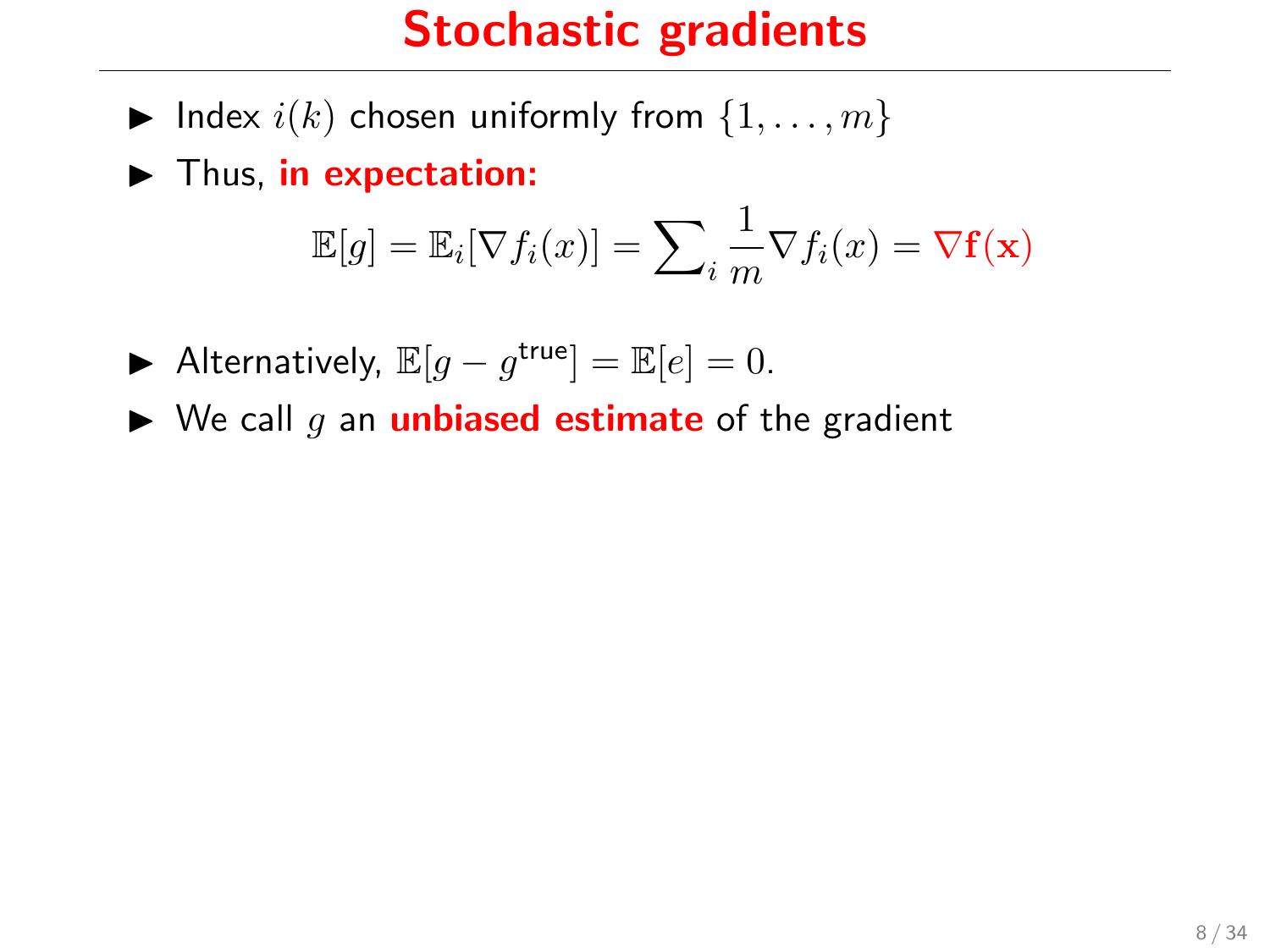# Stochastic gradients

- Index $i(k)$ chosen uniformly from $\{1, \ldots, m\}$
- Thus, **in expectation:**

$$\mathbb{E}[g] = \mathbb{E}_i[\nabla f_i(x)] = \sum_i \frac{1}{m} \nabla f_i(x) = \nabla \mathbf{f}(\mathbf{x})$$

- Alternatively, $\mathbb{E}[g - g^{\text{true}}] = \mathbb{E}[e] = 0$.
- We call $g$ an **unbiased estimate** of the gradient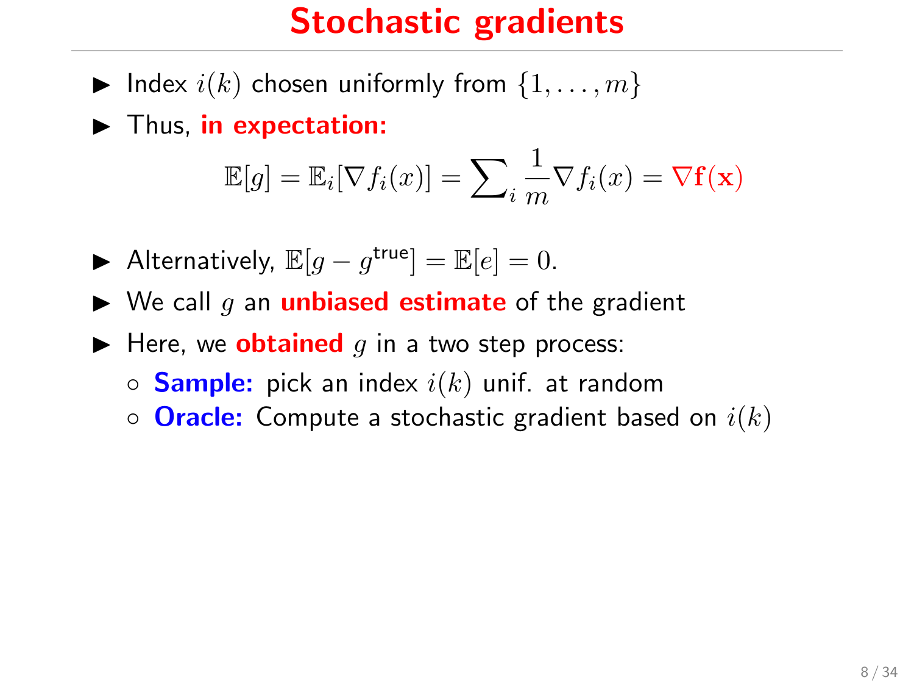# Stochastic gradients

- Index $i(k)$ chosen uniformly from $\{1, \dots, m\}$
- Thus, **in expectation:**

$$\mathbb{E}[g] = \mathbb{E}_i[\nabla f_i(x)] = \sum\nolimits_i \frac{1}{m} \nabla f_i(x) = \nabla \mathbf{f}(\mathbf{x})$$

- Alternatively, $\mathbb{E}[g - g^{\text{true}}] = \mathbb{E}[e] = 0$.
- We call $g$ an **unbiased estimate** of the gradient
- Here, we **obtained** $g$ in a two step process:
  - **Sample:** pick an index $i(k)$ unif. at random
  - **Oracle:** Compute a stochastic gradient based on $i(k)$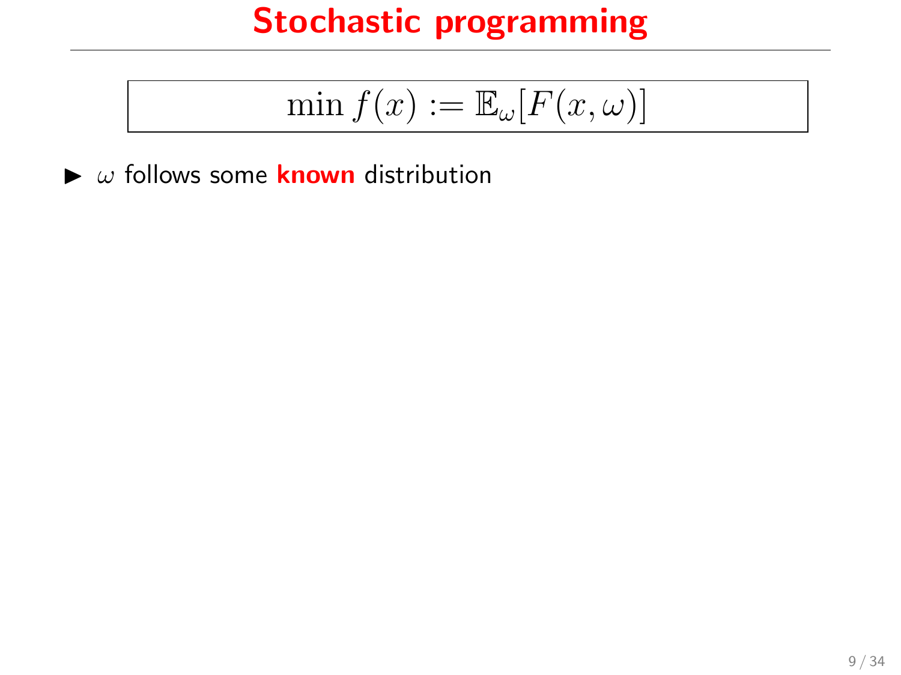# Stochastic programming

$$\min f(x) := \mathbb{E}_{\omega}[F(x, \omega)]$$

- $\omega$ follows some **known** distribution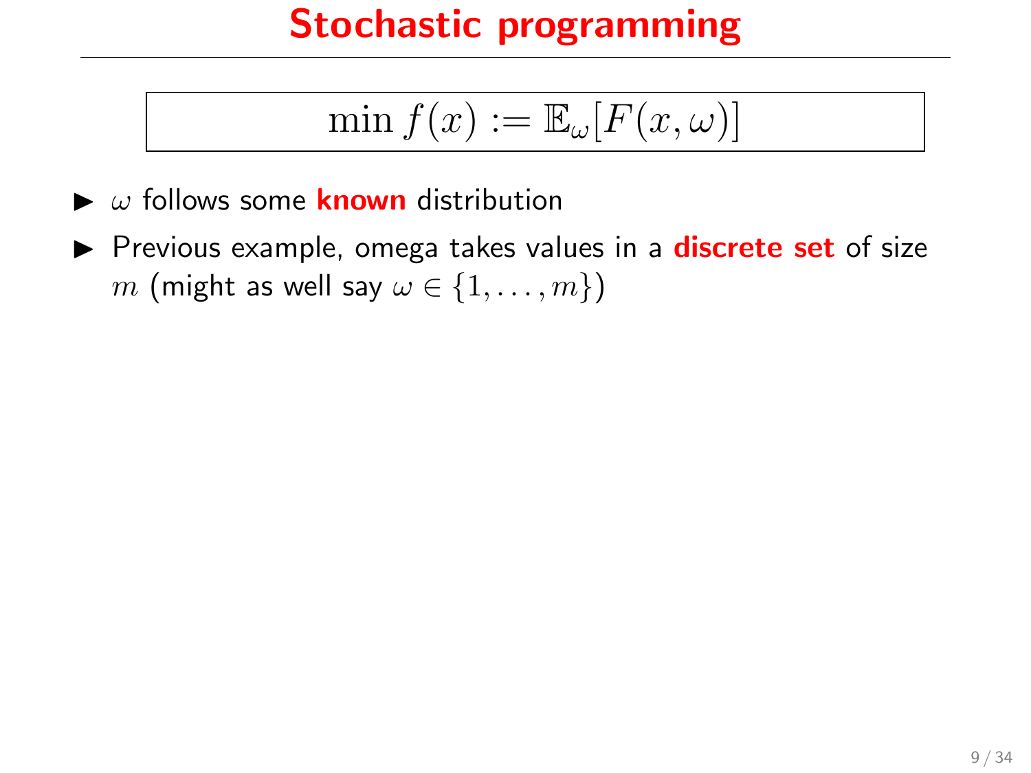# Stochastic programming

$$\min f(x) := \mathbb{E}_\omega[F(x, \omega)]$$

- $\omega$ follows some **known** distribution
- Previous example, omega takes values in a **discrete set** of size $m$ (might as well say $\omega \in \{1, \ldots, m\}$)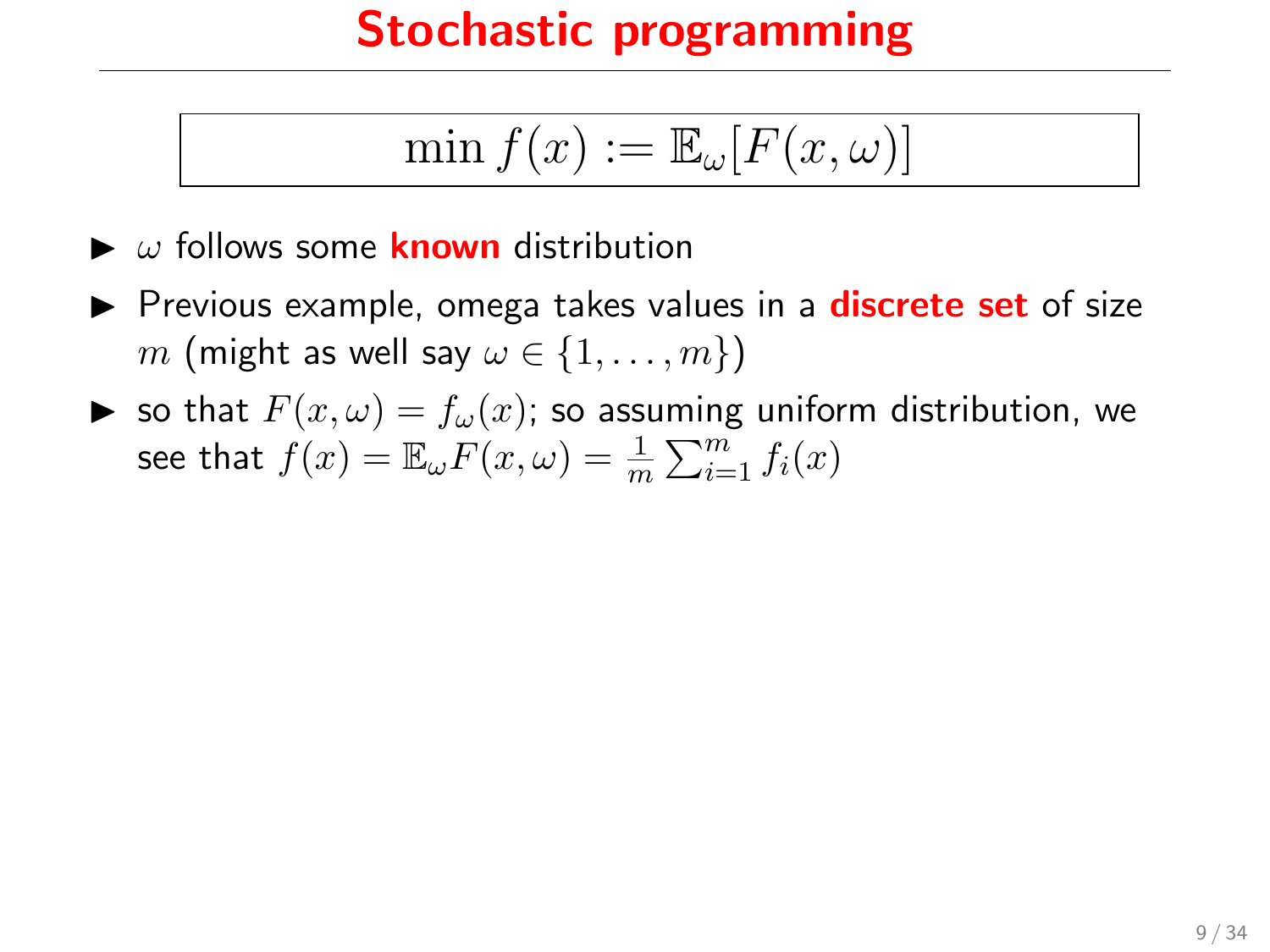# Stochastic programming

$$\min f(x) := \mathbb{E}_\omega[F(x,\omega)]$$

- $\omega$ follows some **known** distribution
- Previous example, omega takes values in a **discrete set** of size $m$ (might as well say $\omega \in \{1, \ldots, m\}$)
- so that $F(x,\omega) = f_\omega(x)$; so assuming uniform distribution, we see that $f(x) = \mathbb{E}_\omega F(x,\omega) = \frac{1}{m}\sum_{i=1}^{m} f_i(x)$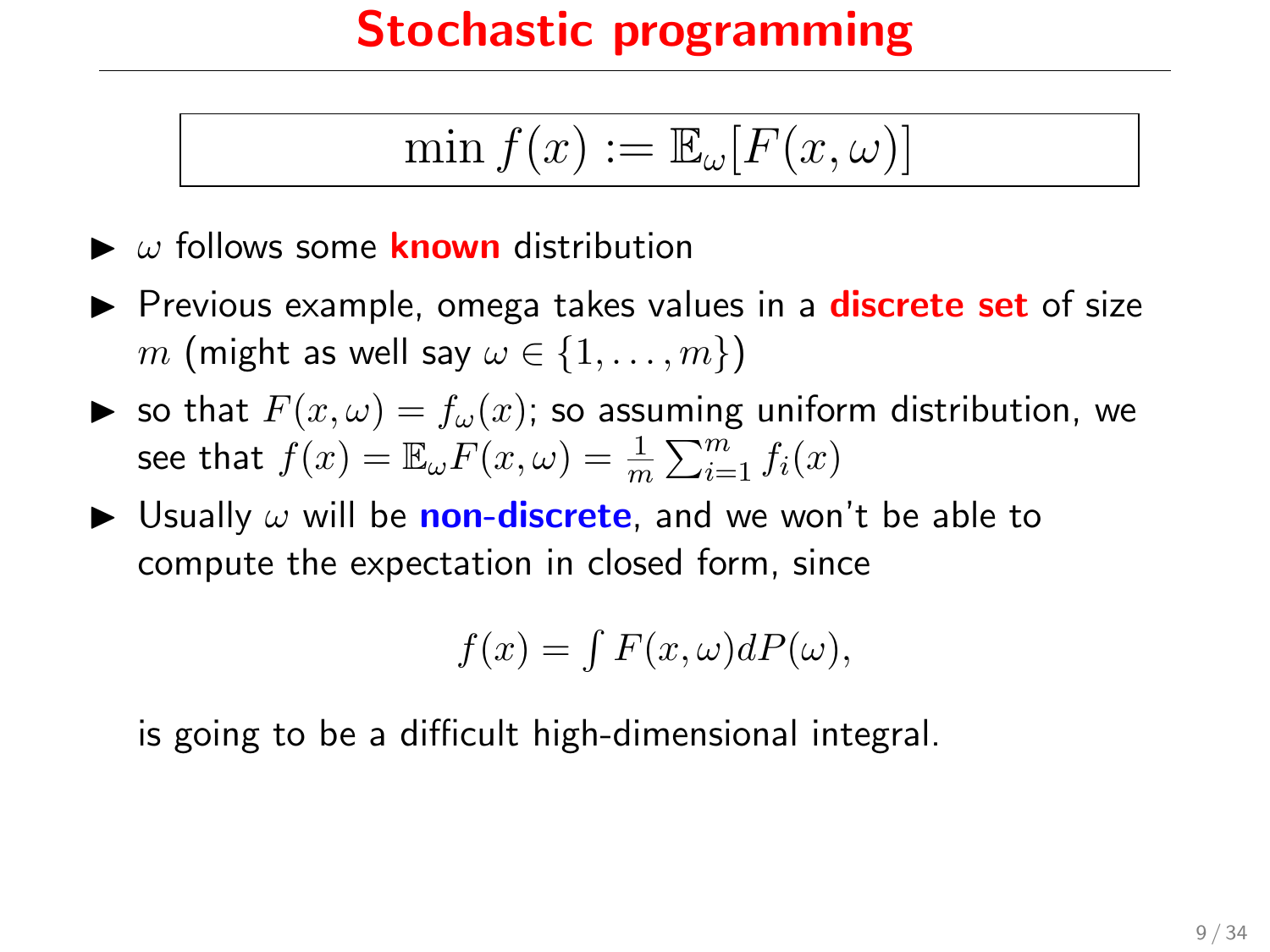# Stochastic programming

$$\min f(x) := \mathbb{E}_\omega[F(x, \omega)]$$

- $\omega$ follows some **known** distribution
- Previous example, omega takes values in a **discrete set** of size $m$ (might as well say $\omega \in \{1, \ldots, m\}$)
- so that $F(x, \omega) = f_\omega(x)$; so assuming uniform distribution, we see that $f(x) = \mathbb{E}_\omega F(x, \omega) = \frac{1}{m}\sum_{i=1}^m f_i(x)$
- Usually $\omega$ will be **non-discrete**, and we won't be able to compute the expectation in closed form, since

  $$f(x) = \int F(x, \omega) dP(\omega),$$

  is going to be a difficult high-dimensional integral.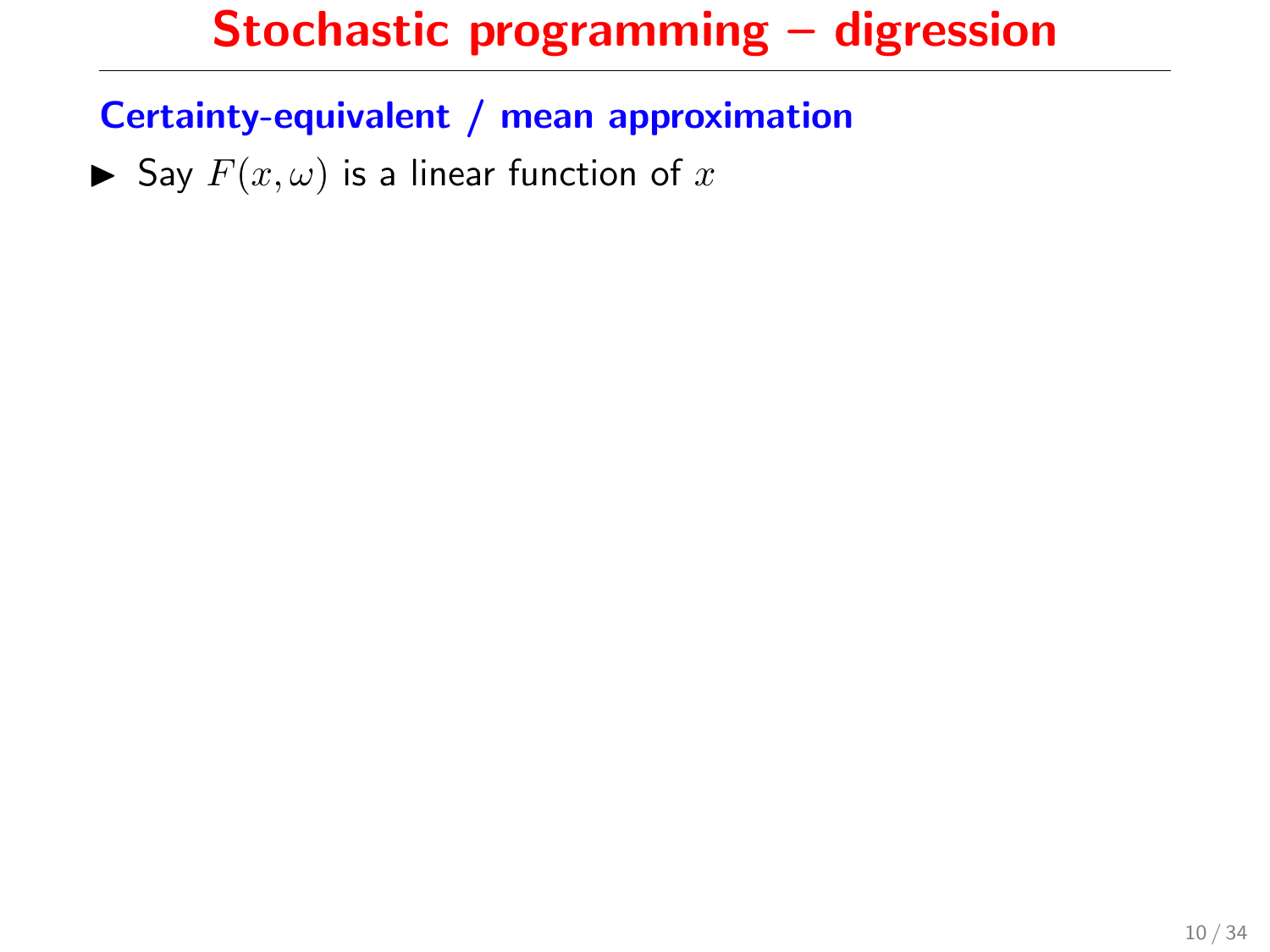# Stochastic programming – digression

## Certainty-equivalent / mean approximation

- Say $F(x, \omega)$ is a linear function of $x$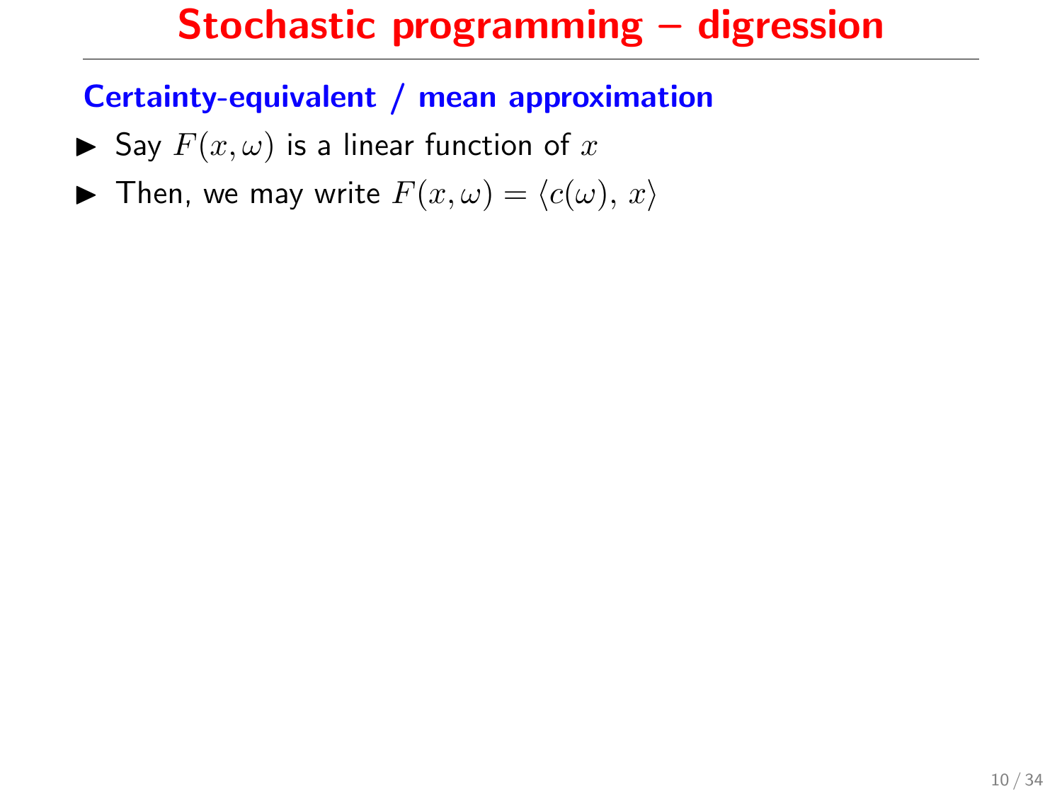# Stochastic programming – digression

## Certainty-equivalent / mean approximation

- Say $F(x, \omega)$ is a linear function of $x$
- Then, we may write $F(x, \omega) = \langle c(\omega),\, x \rangle$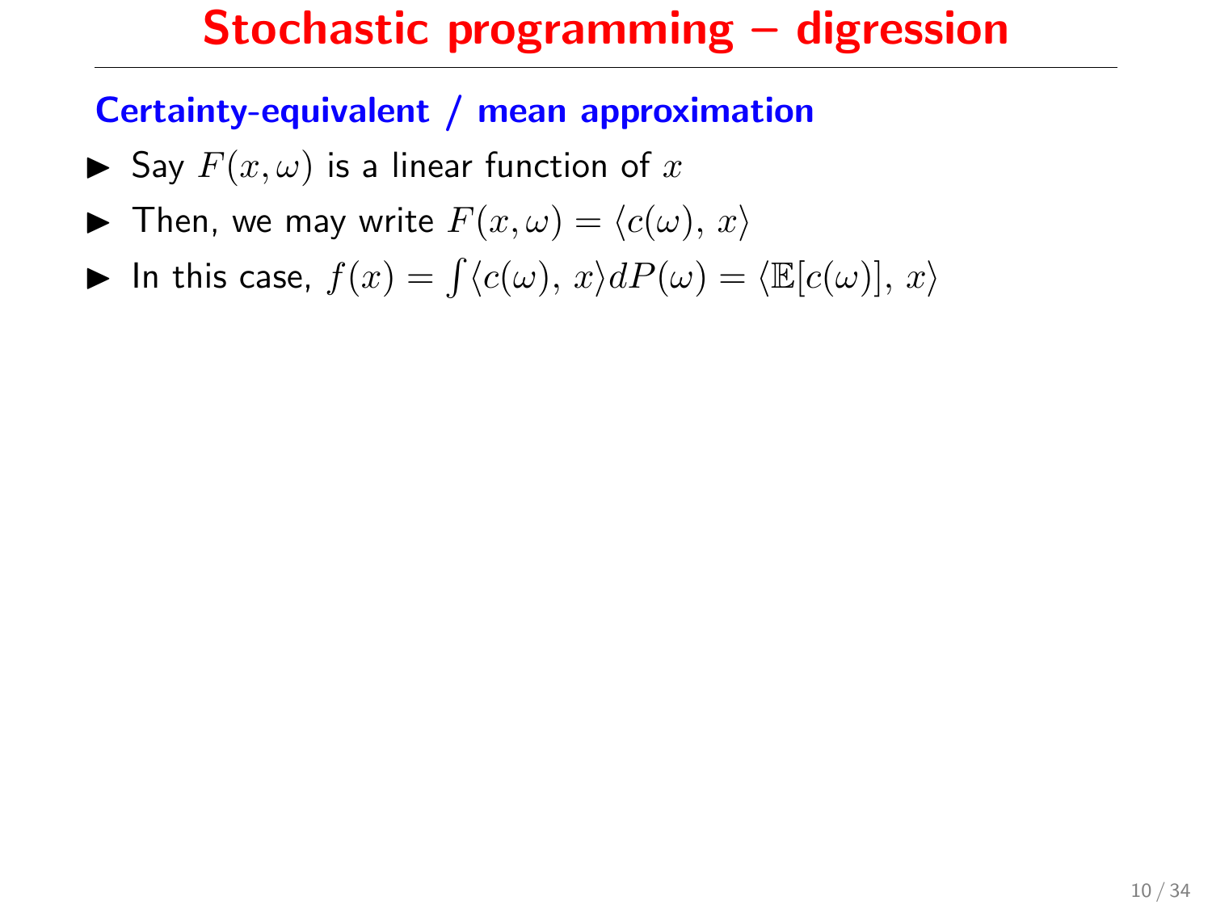# Stochastic programming – digression

## Certainty-equivalent / mean approximation

- Say $F(x, \omega)$ is a linear function of $x$
- Then, we may write $F(x, \omega) = \langle c(\omega),\, x \rangle$
- In this case, $f(x) = \int \langle c(\omega),\, x \rangle dP(\omega) = \langle \mathbb{E}[c(\omega)],\, x \rangle$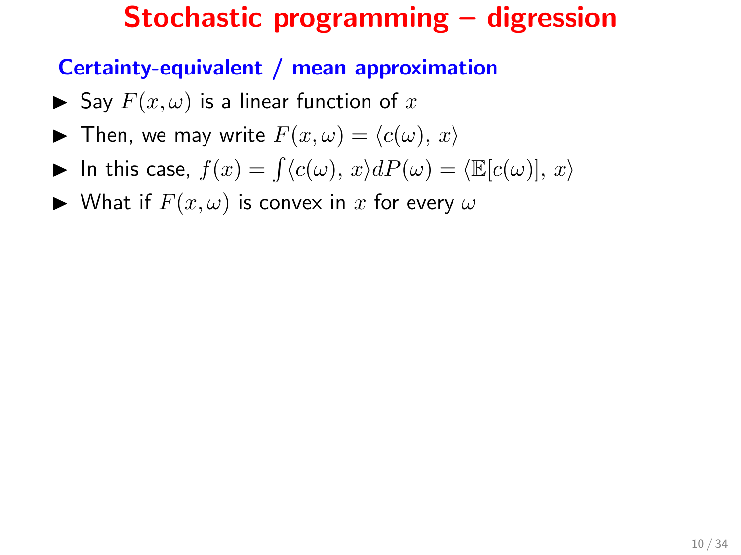# Stochastic programming – digression

## Certainty-equivalent / mean approximation

- Say $F(x,\omega)$ is a linear function of $x$
- Then, we may write $F(x,\omega) = \langle c(\omega),\, x\rangle$
- In this case, $f(x) = \int \langle c(\omega),\, x\rangle dP(\omega) = \langle \mathbb{E}[c(\omega)],\, x\rangle$
- What if $F(x,\omega)$ is convex in $x$ for every $\omega$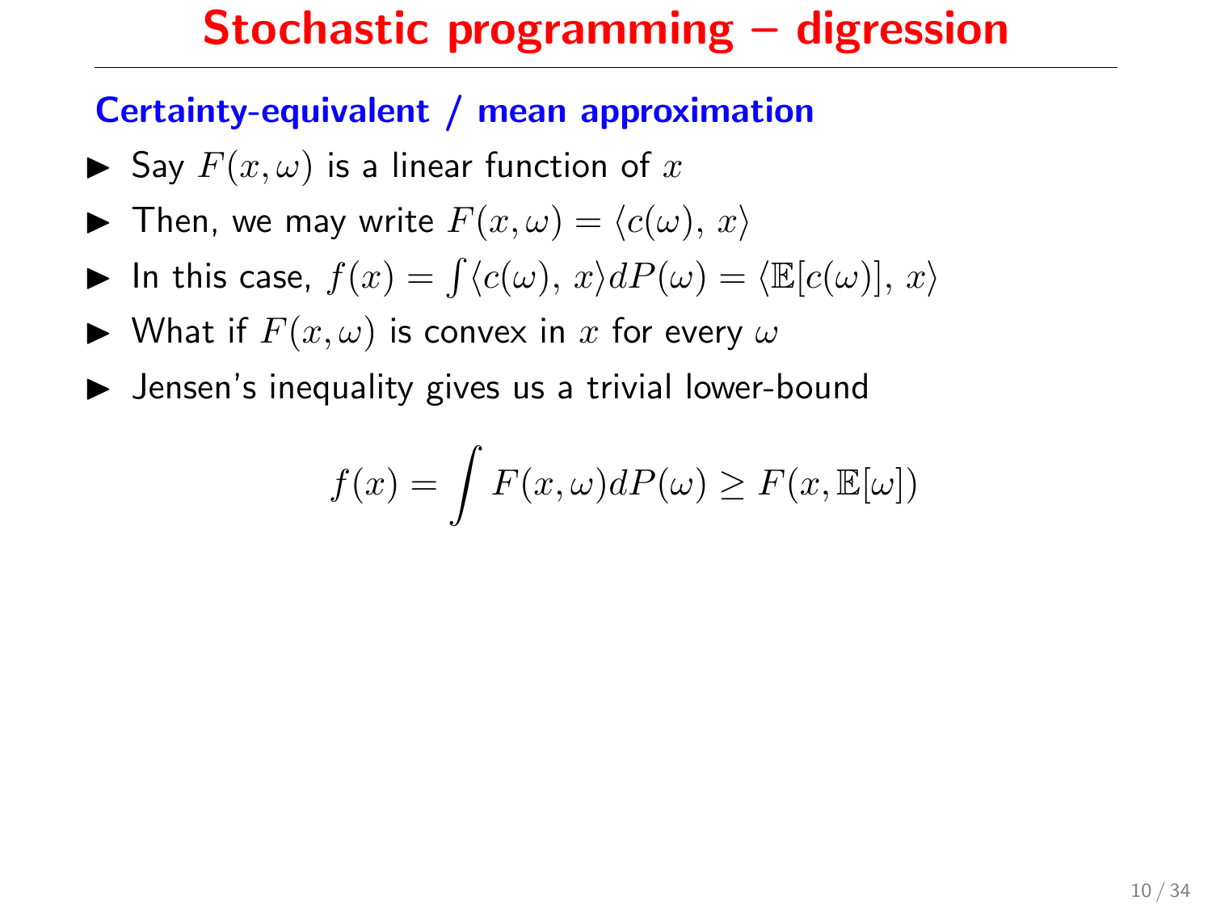# Stochastic programming – digression

## Certainty-equivalent / mean approximation

- Say $F(x, \omega)$ is a linear function of $x$
- Then, we may write $F(x, \omega) = \langle c(\omega),\, x\rangle$
- In this case, $f(x) = \int \langle c(\omega),\, x\rangle dP(\omega) = \langle \mathbb{E}[c(\omega)],\, x\rangle$
- What if $F(x, \omega)$ is convex in $x$ for every $\omega$
- Jensen's inequality gives us a trivial lower-bound

$$f(x) = \int F(x, \omega) dP(\omega) \geq F(x, \mathbb{E}[\omega])$$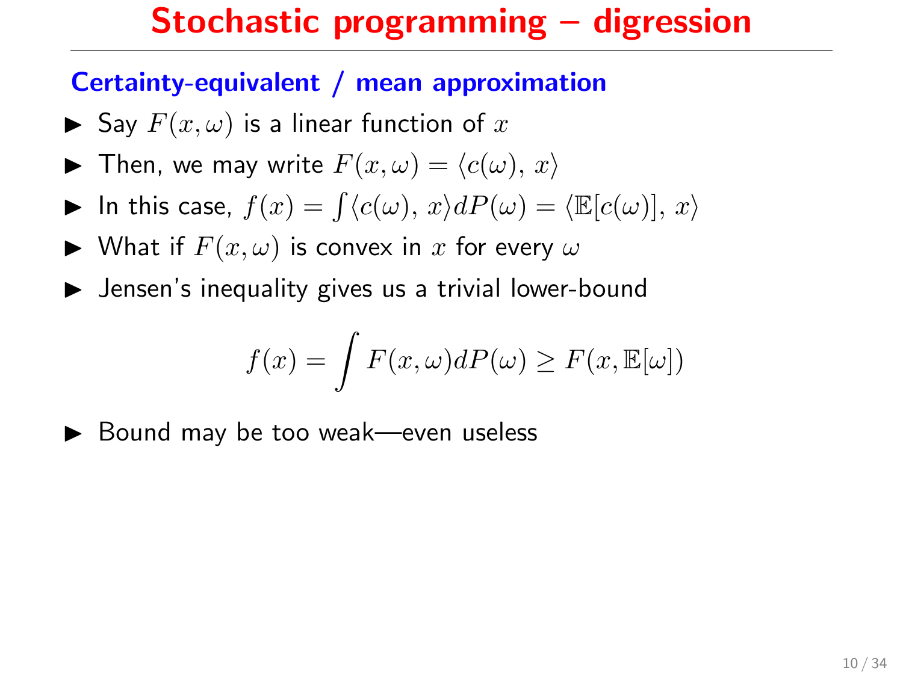# Stochastic programming – digression

## Certainty-equivalent / mean approximation

- Say $F(x, \omega)$ is a linear function of $x$
- Then, we may write $F(x, \omega) = \langle c(\omega),\, x \rangle$
- In this case, $f(x) = \int \langle c(\omega),\, x \rangle dP(\omega) = \langle \mathbb{E}[c(\omega)],\, x \rangle$
- What if $F(x, \omega)$ is convex in $x$ for every $\omega$
- Jensen's inequality gives us a trivial lower-bound

$$f(x) = \int F(x, \omega) dP(\omega) \geq F(x, \mathbb{E}[\omega])$$

- Bound may be too weak—even useless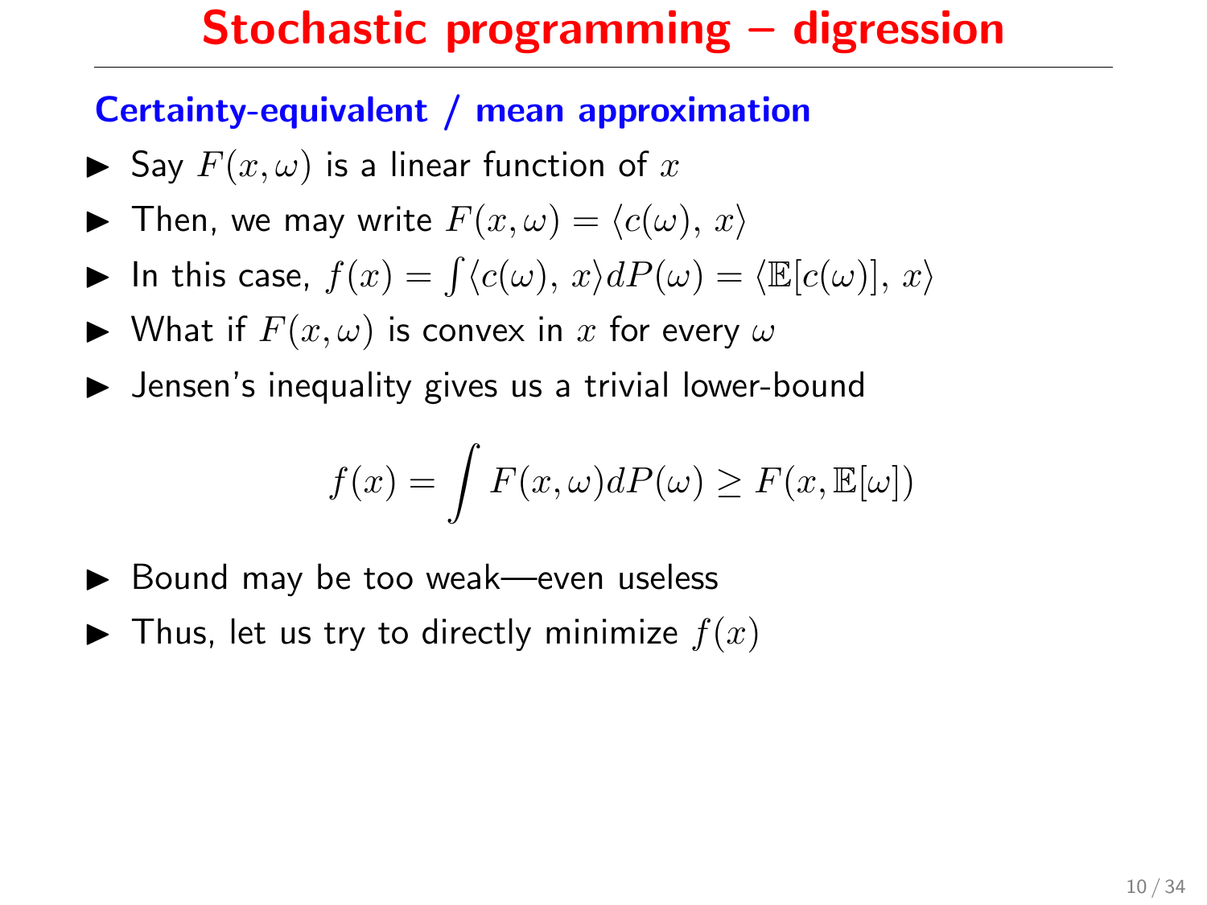# Stochastic programming – digression

## Certainty-equivalent / mean approximation

- Say $F(x, \omega)$ is a linear function of $x$
- Then, we may write $F(x, \omega) = \langle c(\omega),\, x \rangle$
- In this case, $f(x) = \int \langle c(\omega),\, x \rangle dP(\omega) = \langle \mathbb{E}[c(\omega)],\, x \rangle$
- What if $F(x, \omega)$ is convex in $x$ for every $\omega$
- Jensen's inequality gives us a trivial lower-bound

$$f(x) = \int F(x, \omega) dP(\omega) \geq F(x, \mathbb{E}[\omega])$$

- Bound may be too weak—even useless
- Thus, let us try to directly minimize $f(x)$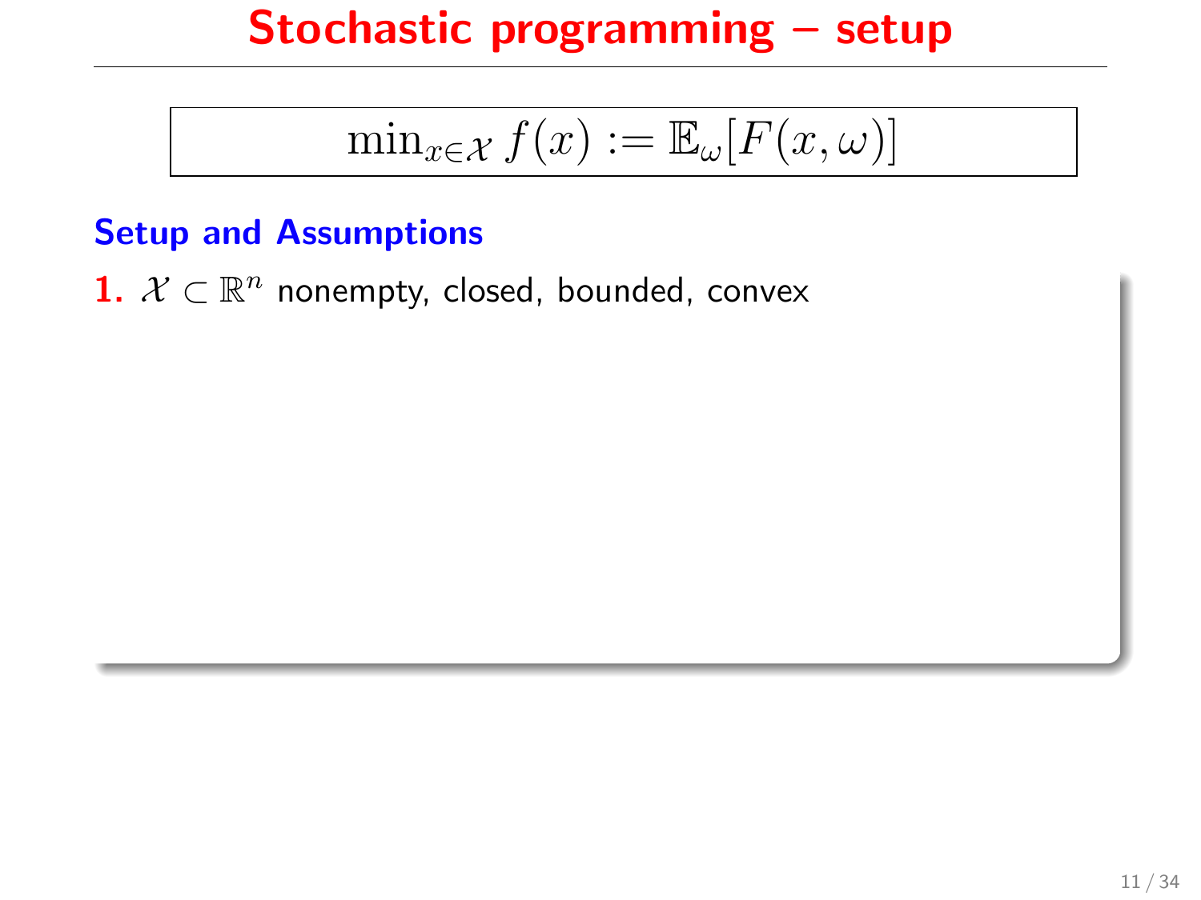# Stochastic programming – setup

$$\min_{x \in \mathcal{X}} f(x) := \mathbb{E}_{\omega}[F(x, \omega)]$$

## Setup and Assumptions

**1.** $\mathcal{X} \subset \mathbb{R}^n$ nonempty, closed, bounded, convex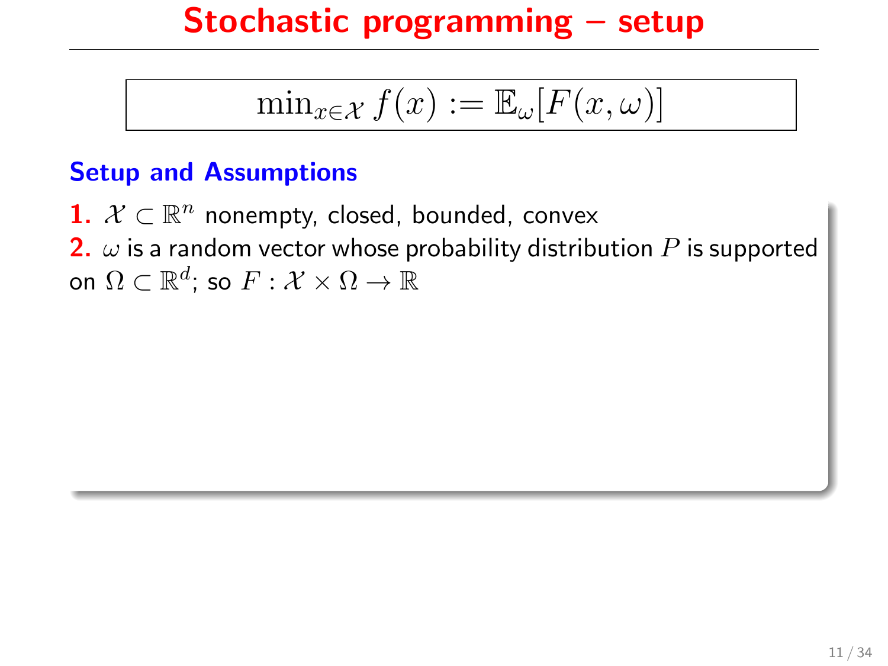# Stochastic programming – setup

$$\min_{x \in \mathcal{X}} f(x) := \mathbb{E}_\omega[F(x, \omega)]$$

### Setup and Assumptions

**1.** $\mathcal{X} \subset \mathbb{R}^n$ nonempty, closed, bounded, convex

**2.** $\omega$ is a random vector whose probability distribution $P$ is supported on $\Omega \subset \mathbb{R}^d$; so $F : \mathcal{X} \times \Omega \to \mathbb{R}$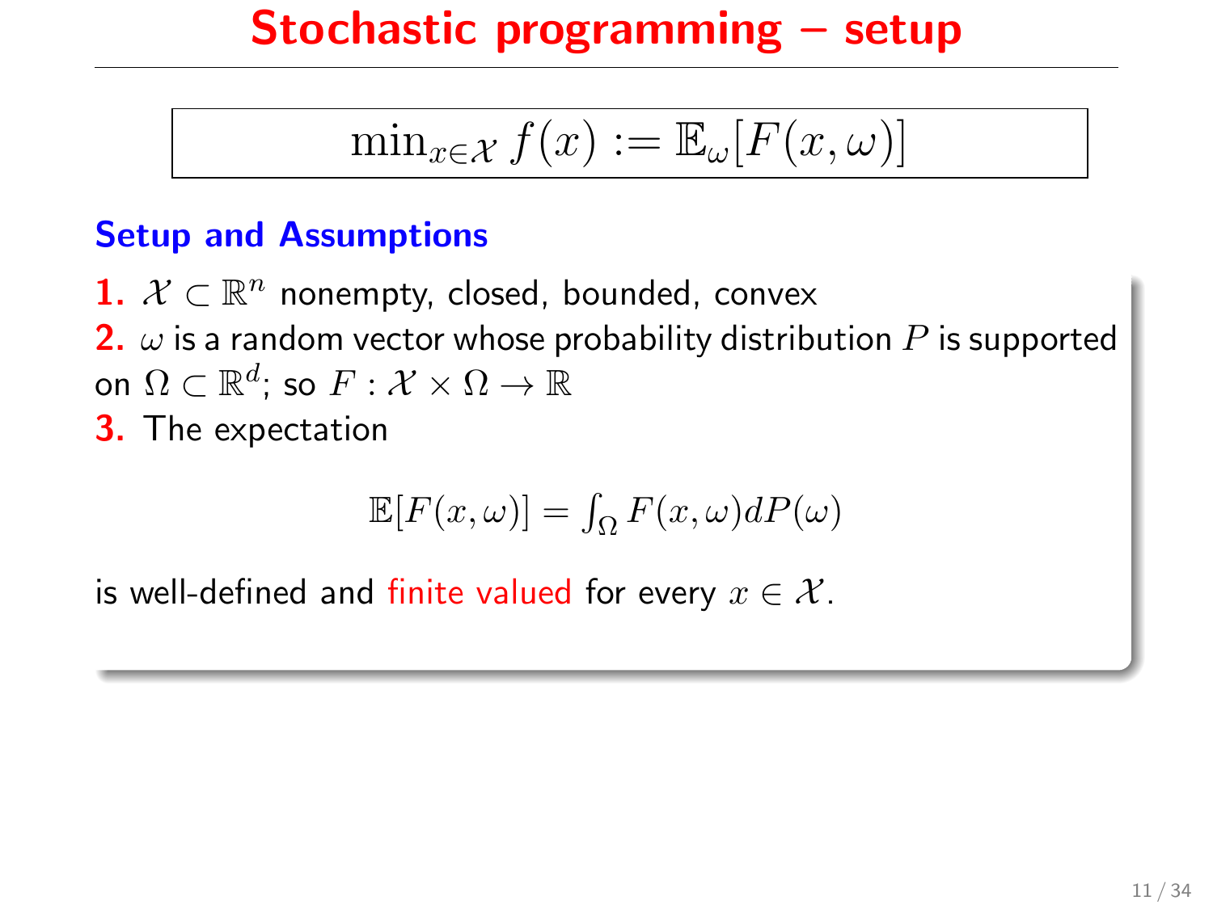# Stochastic programming – setup

$$\min_{x \in \mathcal{X}} f(x) := \mathbb{E}_\omega[F(x, \omega)]$$

## Setup and Assumptions

**1.** $\mathcal{X} \subset \mathbb{R}^n$ nonempty, closed, bounded, convex

**2.** $\omega$ is a random vector whose probability distribution $P$ is supported on $\Omega \subset \mathbb{R}^d$; so $F : \mathcal{X} \times \Omega \to \mathbb{R}$

**3.** The expectation

$$\mathbb{E}[F(x, \omega)] = \int_\Omega F(x, \omega) dP(\omega)$$

is well-defined and finite valued for every $x \in \mathcal{X}$.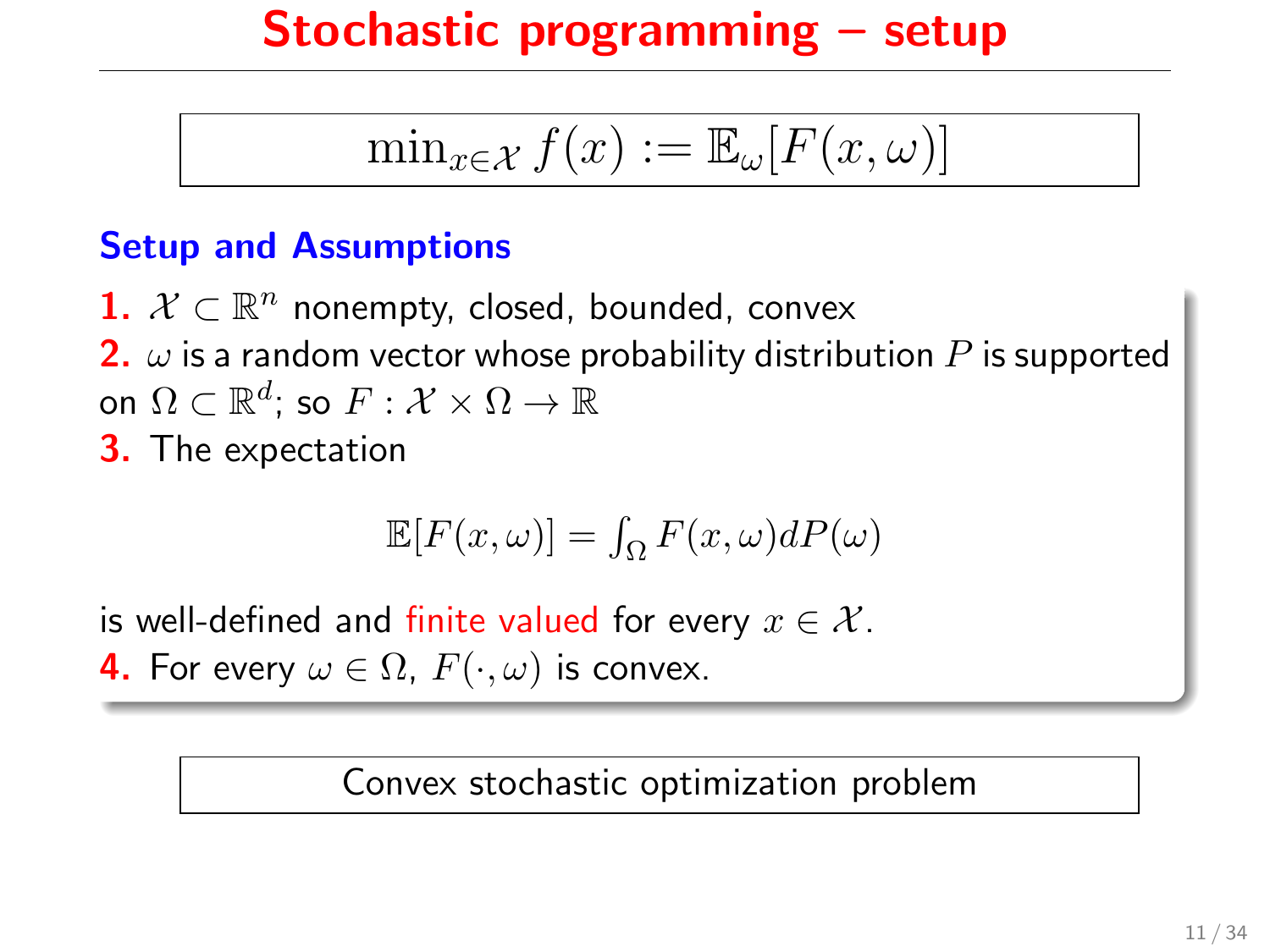# Stochastic programming – setup

$$\min_{x \in \mathcal{X}} f(x) := \mathbb{E}_{\omega}[F(x, \omega)]$$

### Setup and Assumptions

**1.** $\mathcal{X} \subset \mathbb{R}^n$ nonempty, closed, bounded, convex

**2.** $\omega$ is a random vector whose probability distribution $P$ is supported on $\Omega \subset \mathbb{R}^d$; so $F : \mathcal{X} \times \Omega \to \mathbb{R}$

**3.** The expectation

$$\mathbb{E}[F(x, \omega)] = \int_{\Omega} F(x, \omega) dP(\omega)$$

is well-defined and finite valued for every $x \in \mathcal{X}$.

**4.** For every $\omega \in \Omega$, $F(\cdot, \omega)$ is convex.

Convex stochastic optimization problem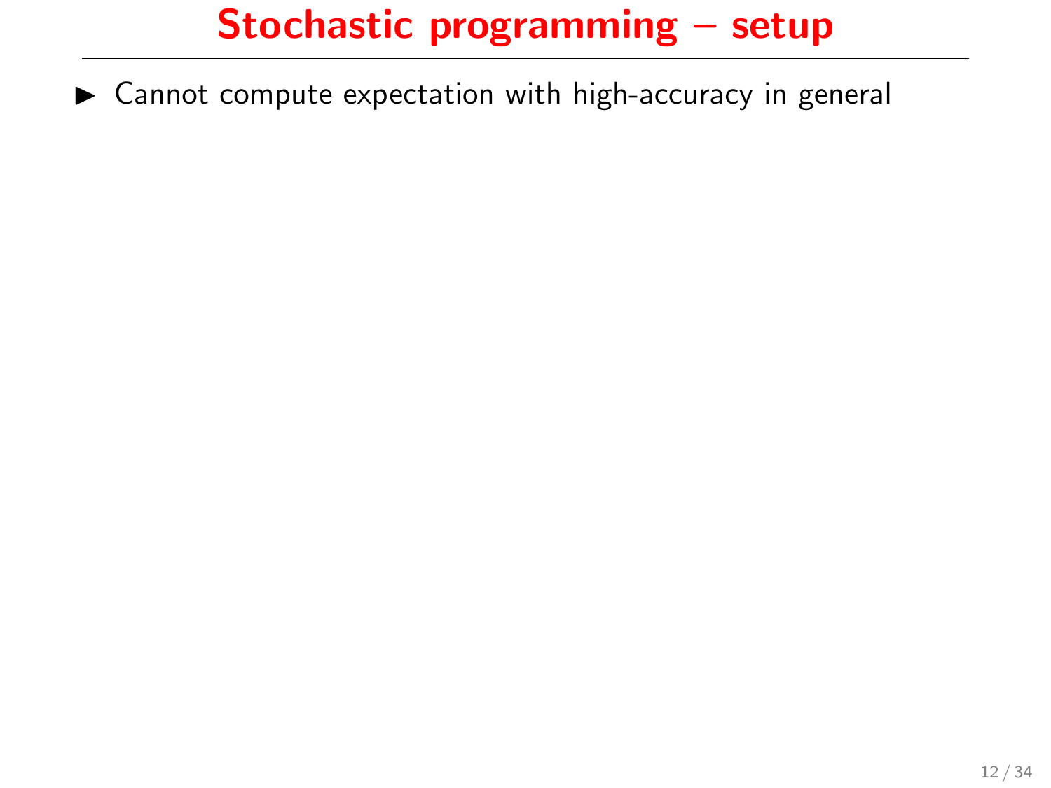# Stochastic programming – setup

- Cannot compute expectation with high-accuracy in general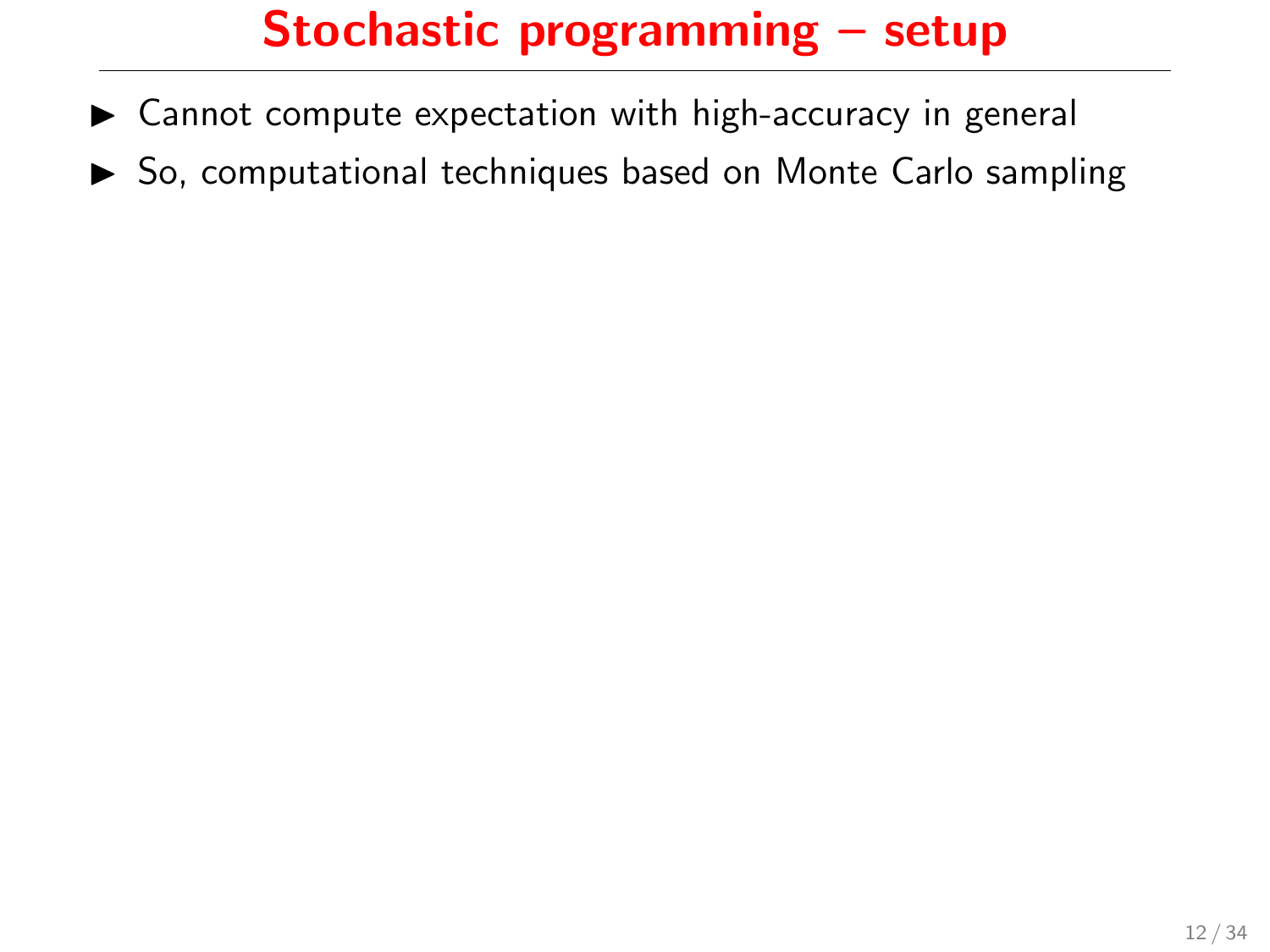# Stochastic programming – setup

- Cannot compute expectation with high-accuracy in general
- So, computational techniques based on Monte Carlo sampling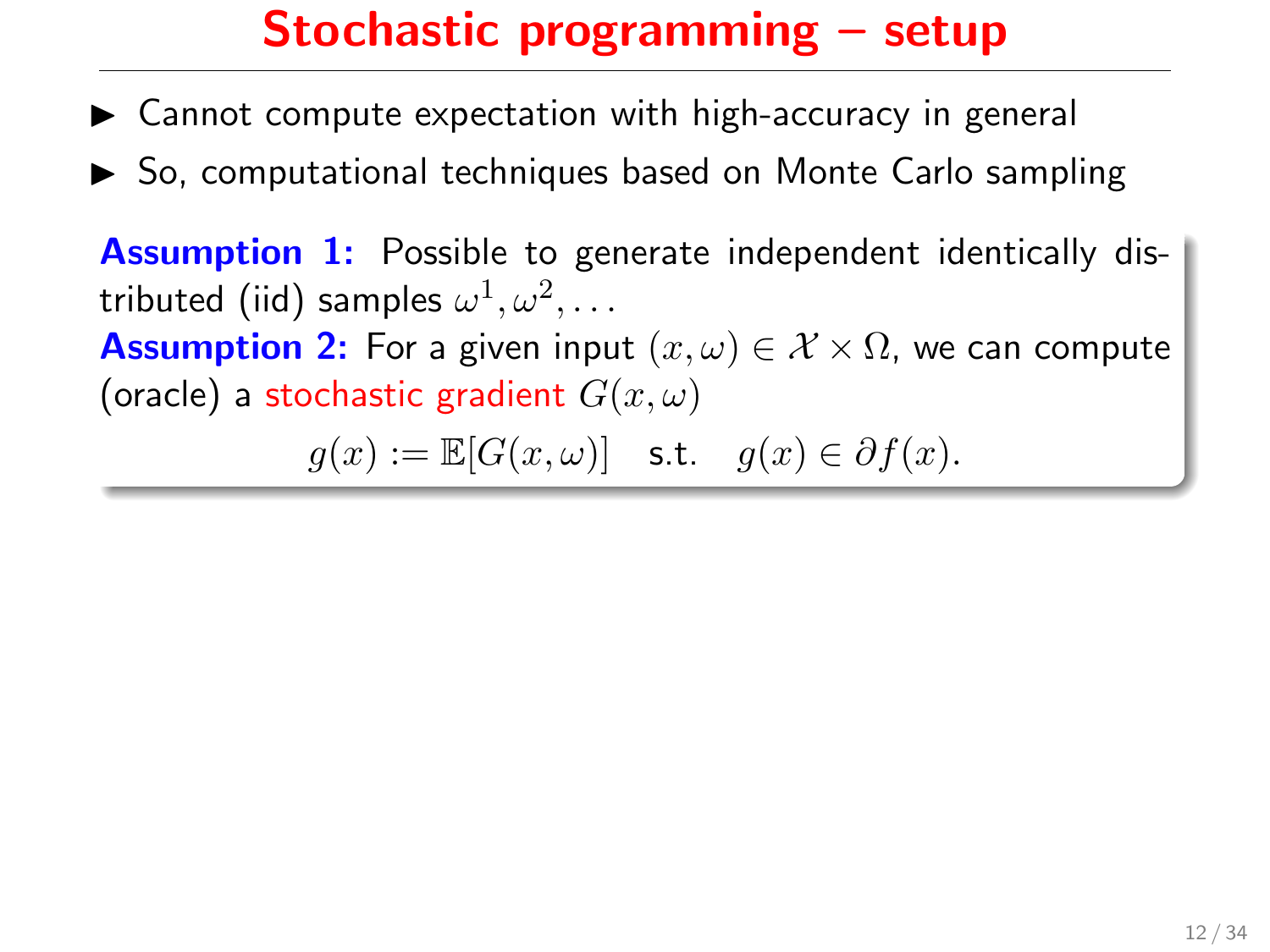# Stochastic programming – setup

- Cannot compute expectation with high-accuracy in general
- So, computational techniques based on Monte Carlo sampling

**Assumption 1:** Possible to generate independent identically distributed (iid) samples $\omega^1, \omega^2, \ldots$

**Assumption 2:** For a given input $(x, \omega) \in \mathcal{X} \times \Omega$, we can compute (oracle) a stochastic gradient $G(x, \omega)$

$$g(x) := \mathbb{E}[G(x, \omega)] \quad \text{s.t.} \quad g(x) \in \partial f(x).$$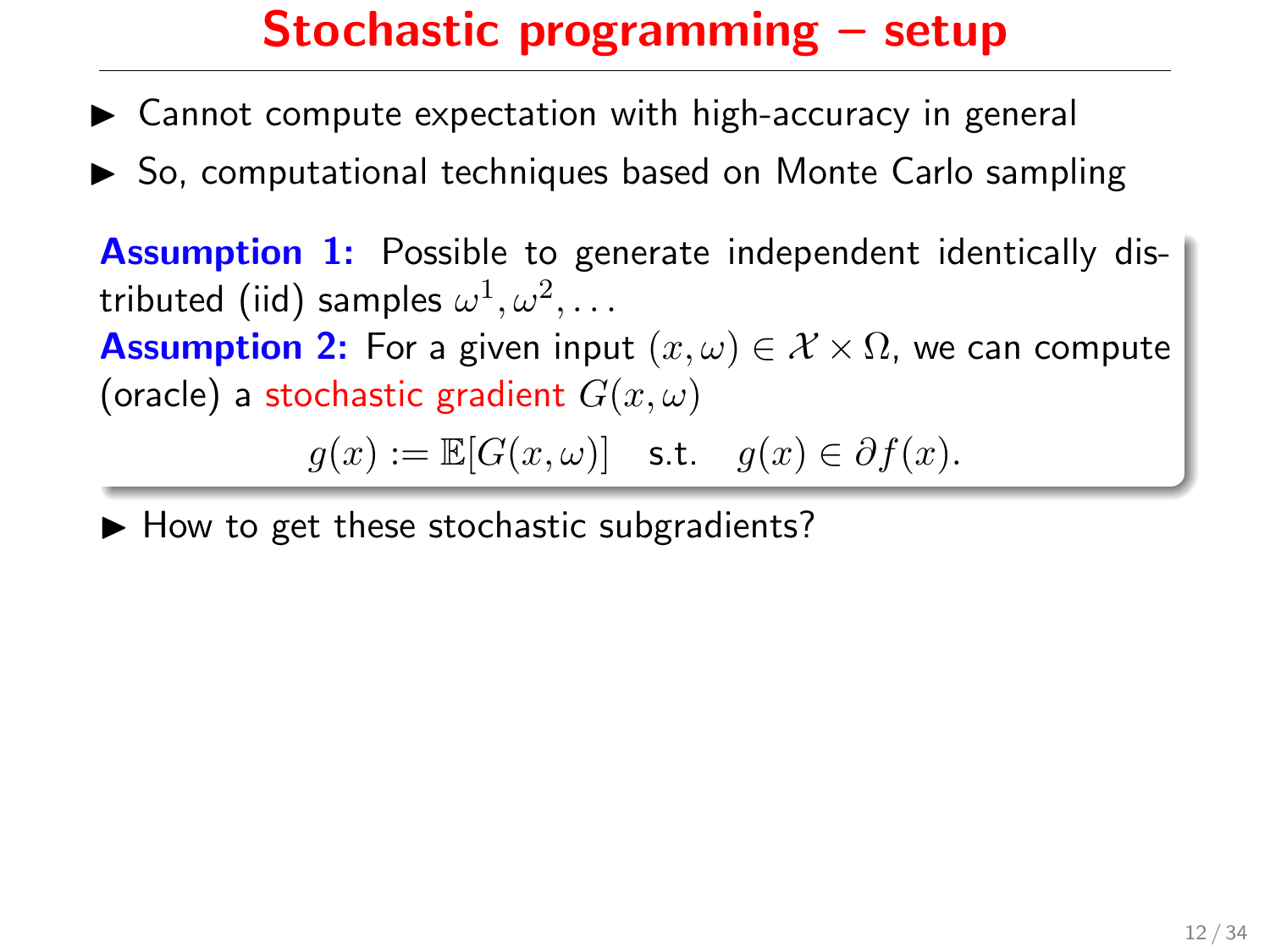# Stochastic programming – setup

- Cannot compute expectation with high-accuracy in general
- So, computational techniques based on Monte Carlo sampling

**Assumption 1:** Possible to generate independent identically distributed (iid) samples $\omega^1, \omega^2, \ldots$
**Assumption 2:** For a given input $(x, \omega) \in \mathcal{X} \times \Omega$, we can compute (oracle) a stochastic gradient $G(x, \omega)$

$$g(x) := \mathbb{E}[G(x, \omega)] \quad \text{s.t.} \quad g(x) \in \partial f(x).$$

- How to get these stochastic subgradients?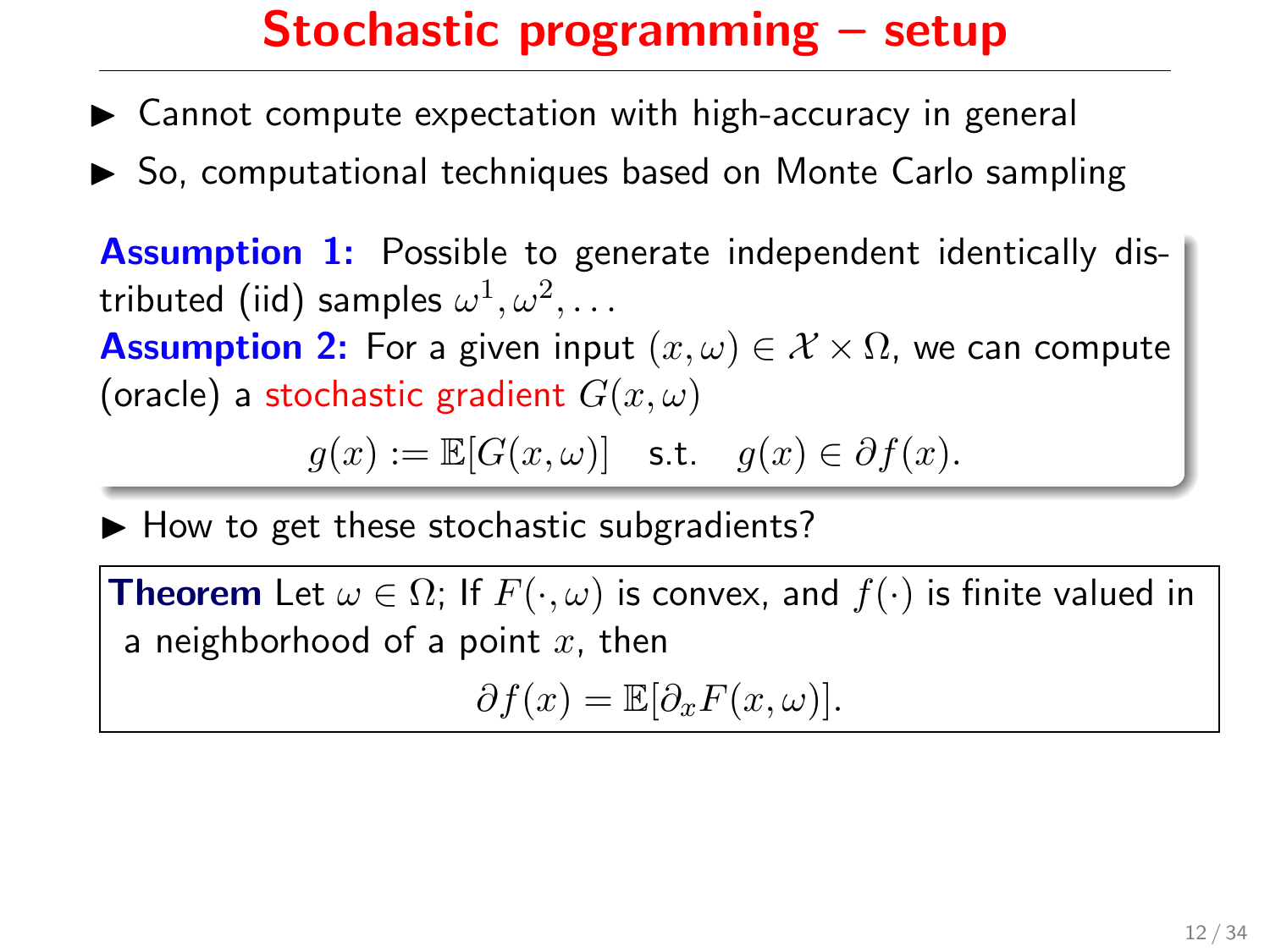# Stochastic programming – setup

- Cannot compute expectation with high-accuracy in general
- So, computational techniques based on Monte Carlo sampling

**Assumption 1:** Possible to generate independent identically distributed (iid) samples $\omega^1, \omega^2, \ldots$

**Assumption 2:** For a given input $(x, \omega) \in \mathcal{X} \times \Omega$, we can compute (oracle) a stochastic gradient $G(x, \omega)$

$$g(x) := \mathbb{E}[G(x, \omega)] \quad \text{s.t.} \quad g(x) \in \partial f(x).$$

- How to get these stochastic subgradients?

**Theorem** Let $\omega \in \Omega$; If $F(\cdot, \omega)$ is convex, and $f(\cdot)$ is finite valued in a neighborhood of a point $x$, then

$$\partial f(x) = \mathbb{E}[\partial_x F(x, \omega)].$$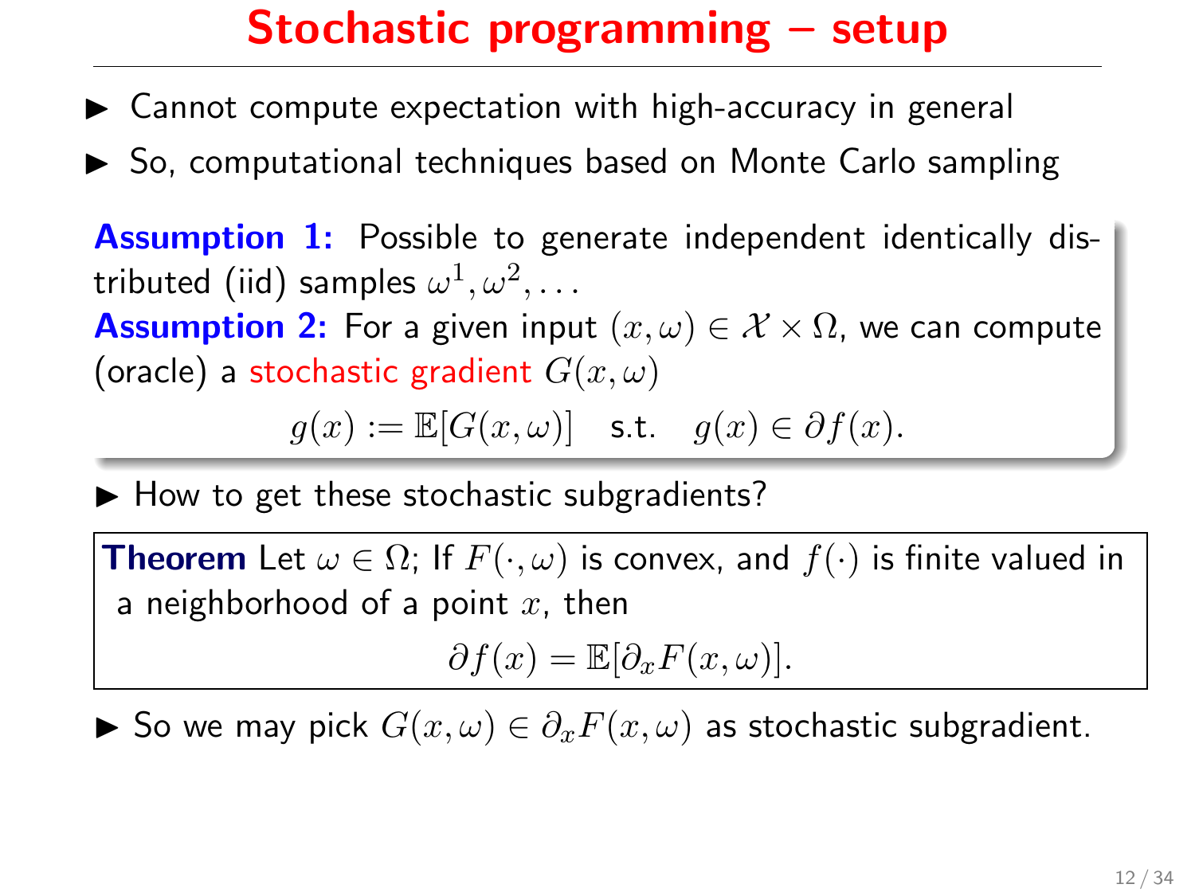# Stochastic programming – setup

- Cannot compute expectation with high-accuracy in general
- So, computational techniques based on Monte Carlo sampling

**Assumption 1:** Possible to generate independent identically distributed (iid) samples $\omega^1, \omega^2, \ldots$

**Assumption 2:** For a given input $(x, \omega) \in \mathcal{X} \times \Omega$, we can compute (oracle) a stochastic gradient $G(x, \omega)$

$$g(x) := \mathbb{E}[G(x, \omega)] \quad \text{s.t.} \quad g(x) \in \partial f(x).$$

- How to get these stochastic subgradients?

**Theorem** Let $\omega \in \Omega$; If $F(\cdot, \omega)$ is convex, and $f(\cdot)$ is finite valued in a neighborhood of a point $x$, then

$$\partial f(x) = \mathbb{E}[\partial_x F(x, \omega)].$$

- So we may pick $G(x, \omega) \in \partial_x F(x, \omega)$ as stochastic subgradient.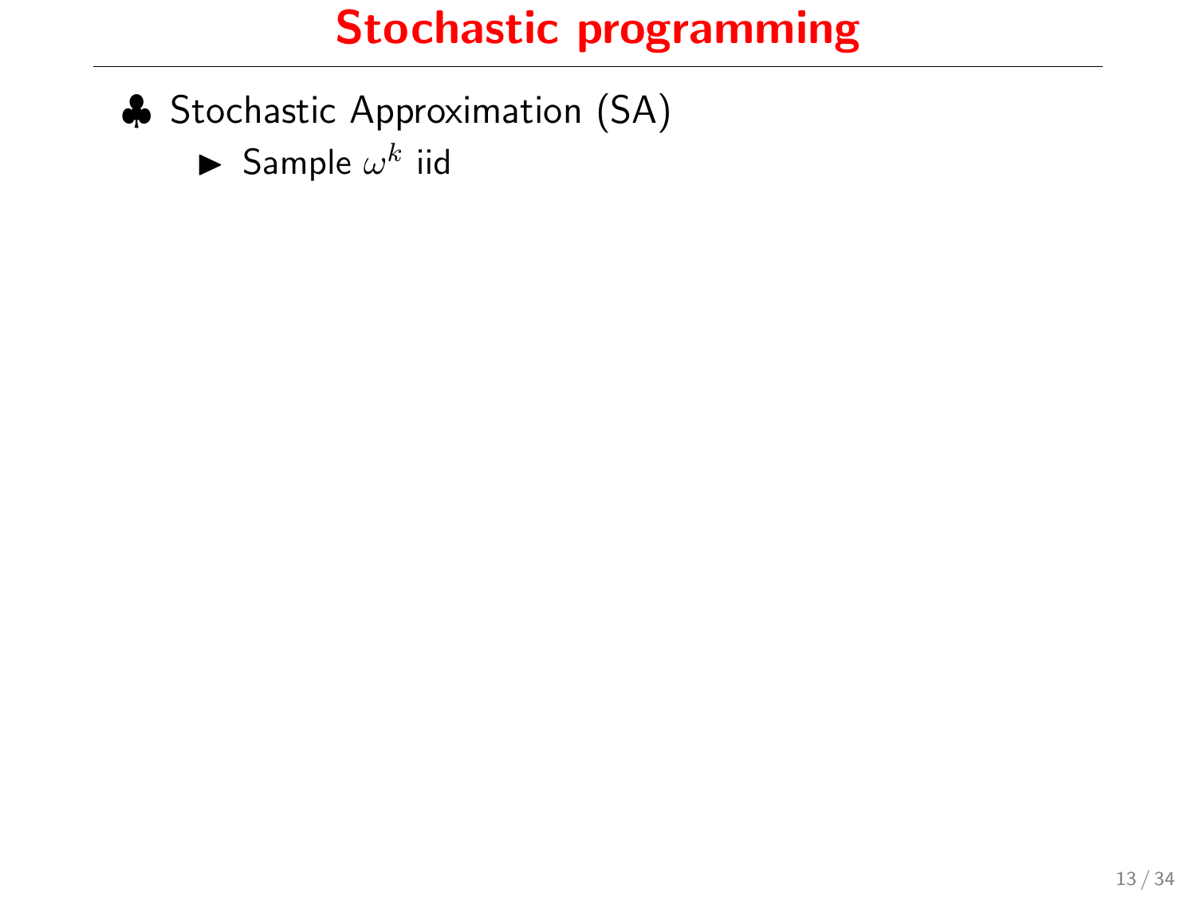# Stochastic programming

- ♣ Stochastic Approximation (SA)
  - ► Sample $\omega^k$ iid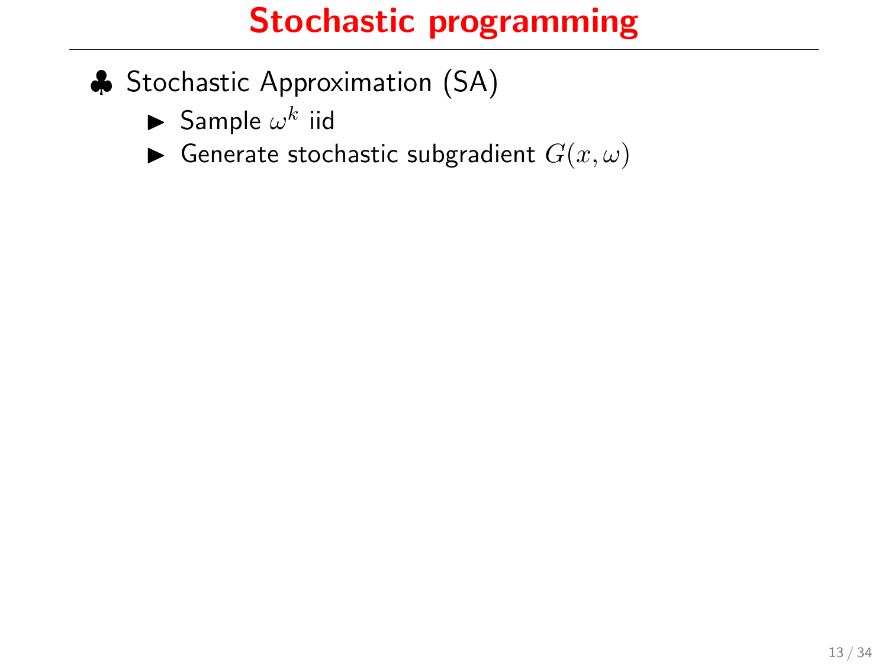# Stochastic programming

- Stochastic Approximation (SA)
  - Sample $\omega^k$ iid
  - Generate stochastic subgradient $G(x, \omega)$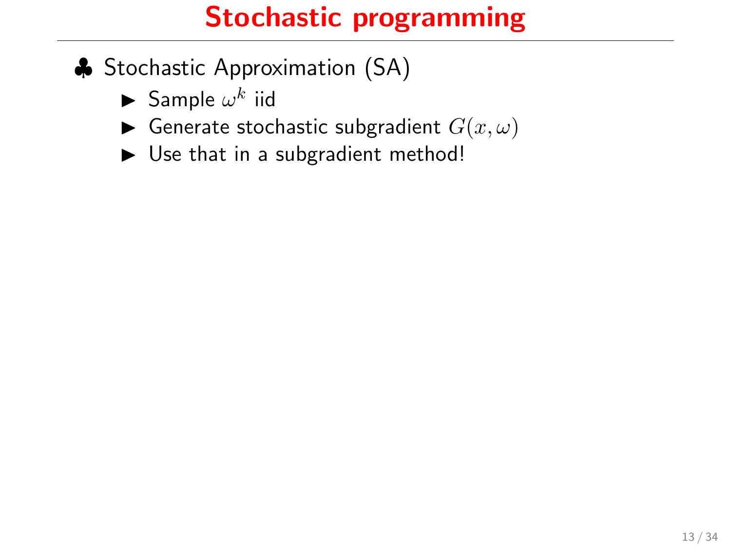# Stochastic programming

- ♣ Stochastic Approximation (SA)
  - Sample $\omega^k$ iid
  - Generate stochastic subgradient $G(x, \omega)$
  - Use that in a subgradient method!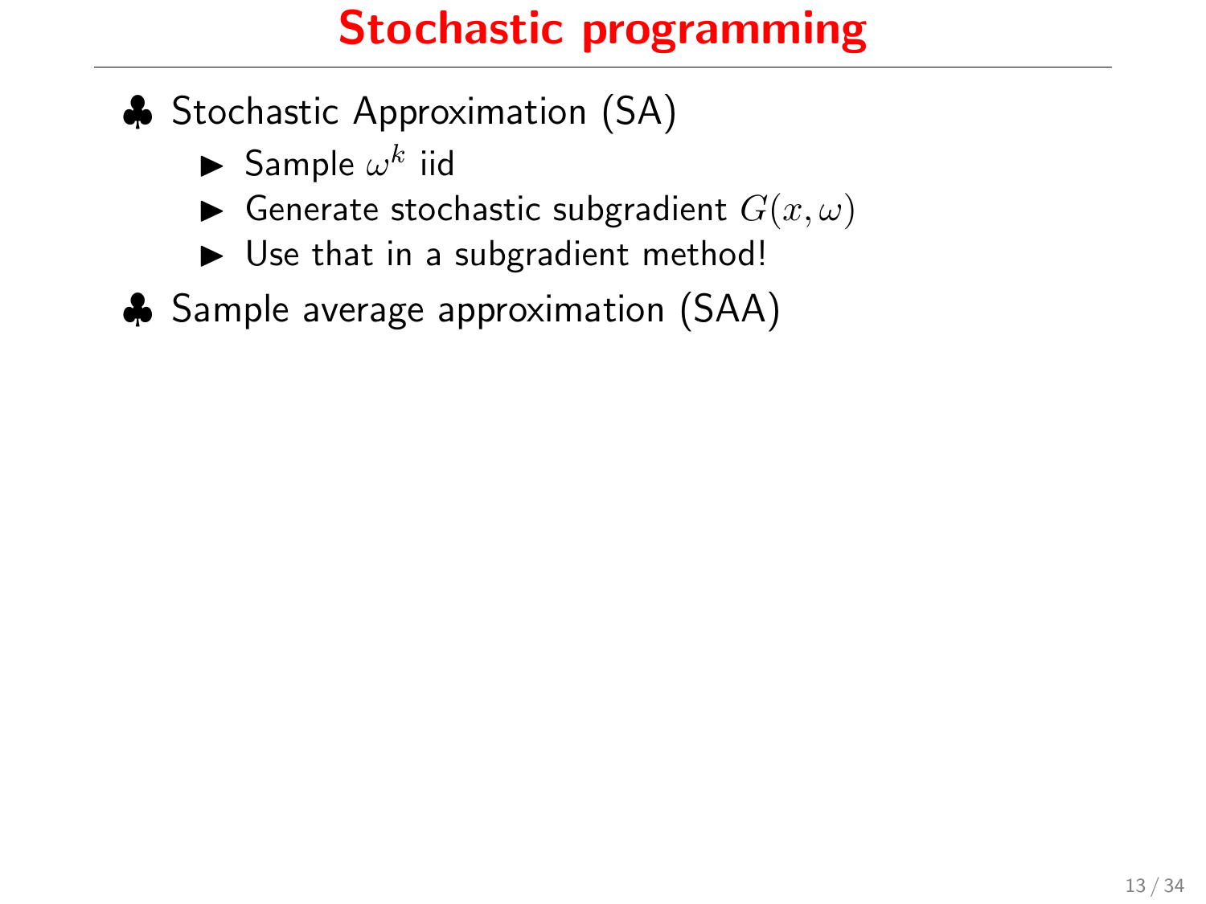# Stochastic programming

- ♣ Stochastic Approximation (SA)
  - Sample $\omega^k$ iid
  - Generate stochastic subgradient $G(x, \omega)$
  - Use that in a subgradient method!
- ♣ Sample average approximation (SAA)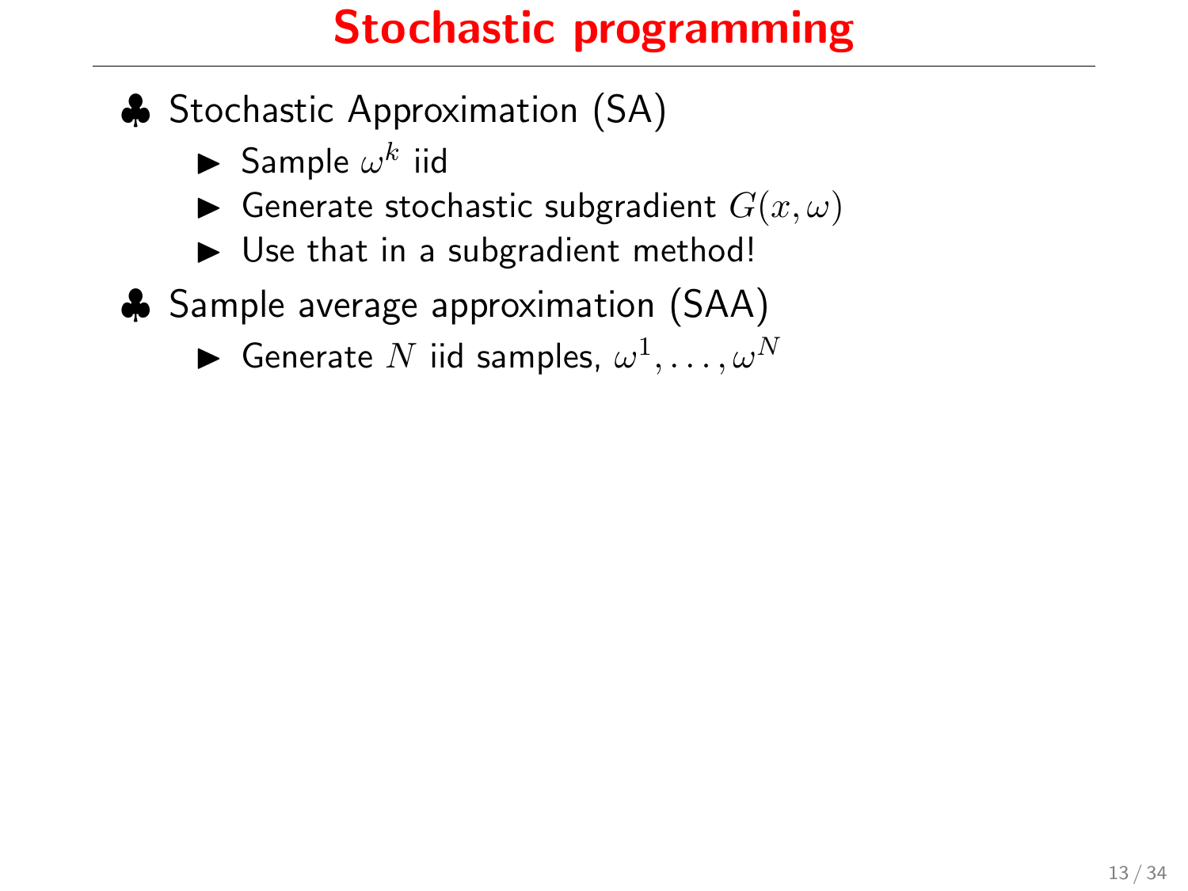# Stochastic programming

- Stochastic Approximation (SA)
  - Sample $\omega^k$ iid
  - Generate stochastic subgradient $G(x, \omega)$
  - Use that in a subgradient method!
- Sample average approximation (SAA)
  - Generate $N$ iid samples, $\omega^1, \ldots, \omega^N$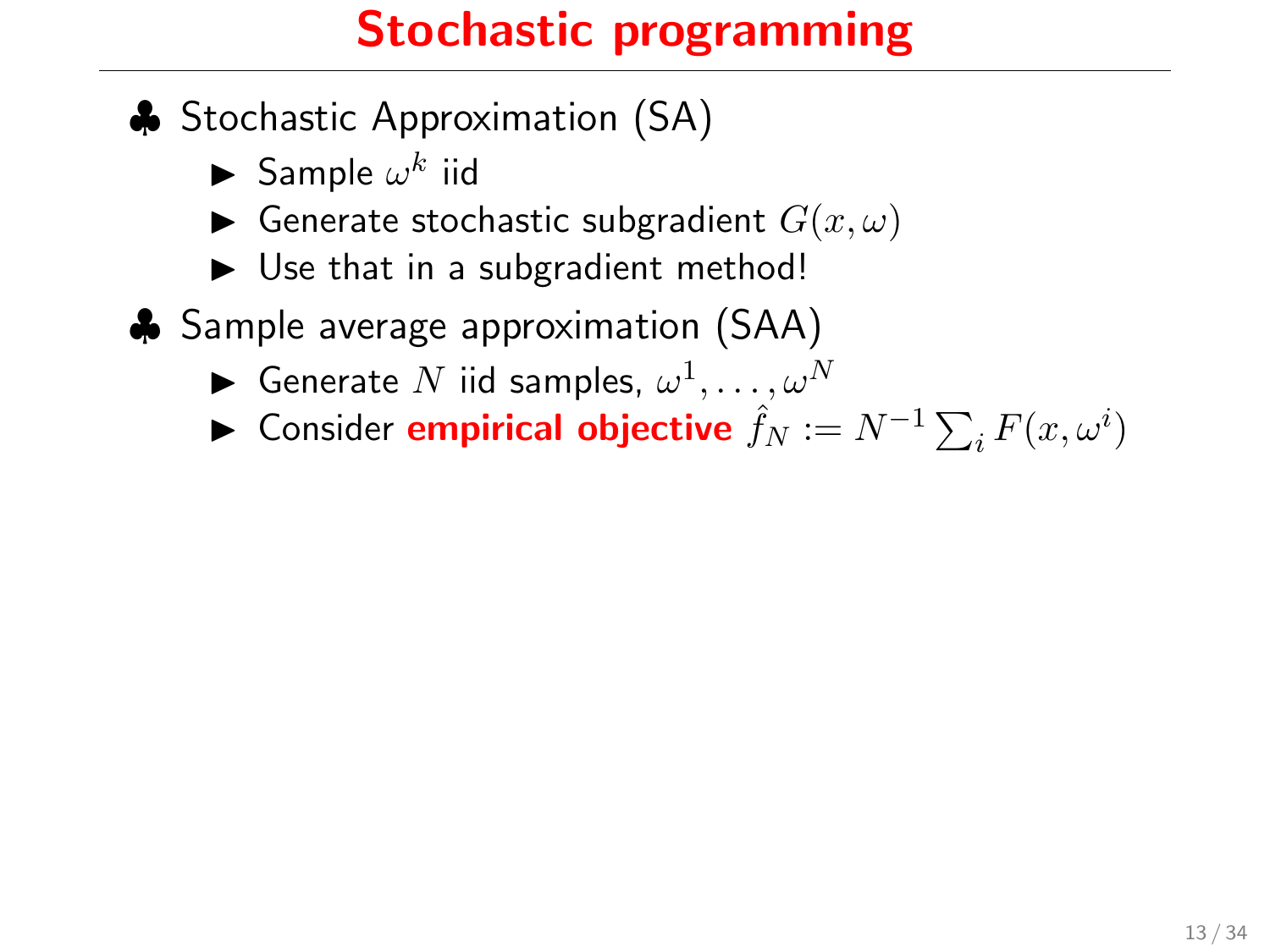# Stochastic programming

- ♣ Stochastic Approximation (SA)
  - Sample $\omega^k$ iid
  - Generate stochastic subgradient $G(x, \omega)$
  - Use that in a subgradient method!
- ♣ Sample average approximation (SAA)
  - Generate $N$ iid samples, $\omega^1, \ldots, \omega^N$
  - Consider **empirical objective** $\hat{f}_N := N^{-1} \sum_i F(x, \omega^i)$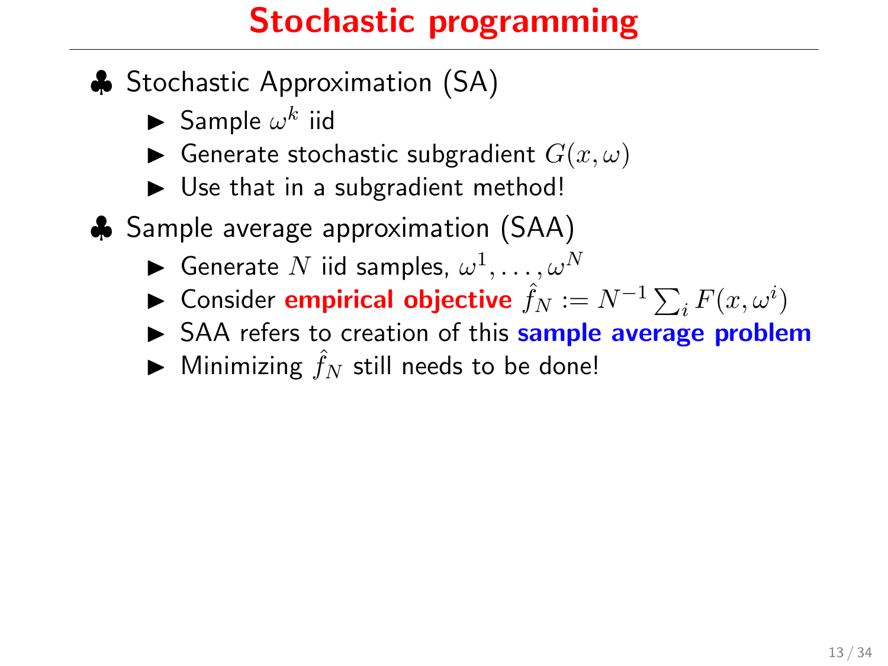# Stochastic programming

- Stochastic Approximation (SA)
  - Sample $\omega^k$ iid
  - Generate stochastic subgradient $G(x, \omega)$
  - Use that in a subgradient method!
- Sample average approximation (SAA)
  - Generate $N$ iid samples, $\omega^1, \ldots, \omega^N$
  - Consider **empirical objective** $\hat{f}_N := N^{-1} \sum_i F(x, \omega^i)$
  - SAA refers to creation of this **sample average problem**
  - Minimizing $\hat{f}_N$ still needs to be done!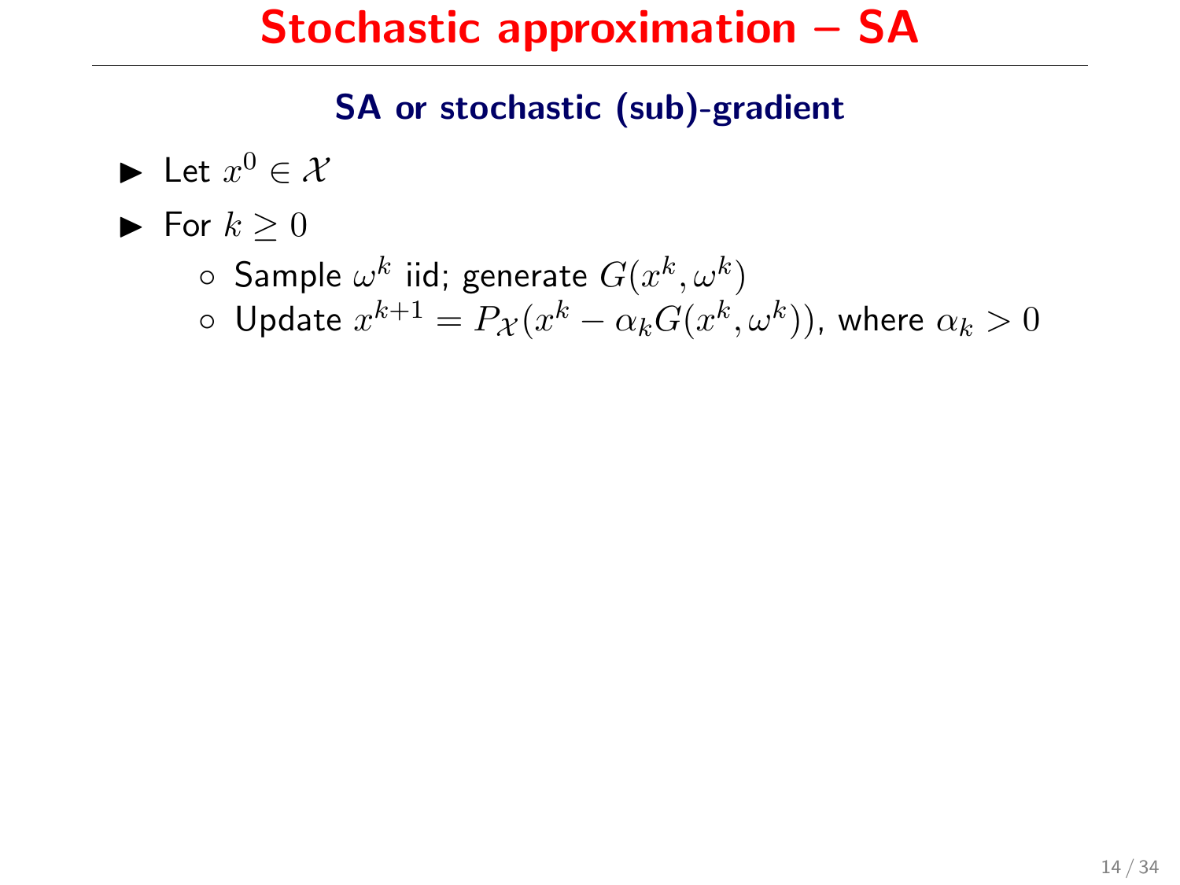# Stochastic approximation – SA

## SA or stochastic (sub)-gradient

- Let $x^0 \in \mathcal{X}$
- For $k \geq 0$
  - Sample $\omega^k$ iid; generate $G(x^k, \omega^k)$
  - Update $x^{k+1} = P_{\mathcal{X}}(x^k - \alpha_k G(x^k, \omega^k))$, where $\alpha_k > 0$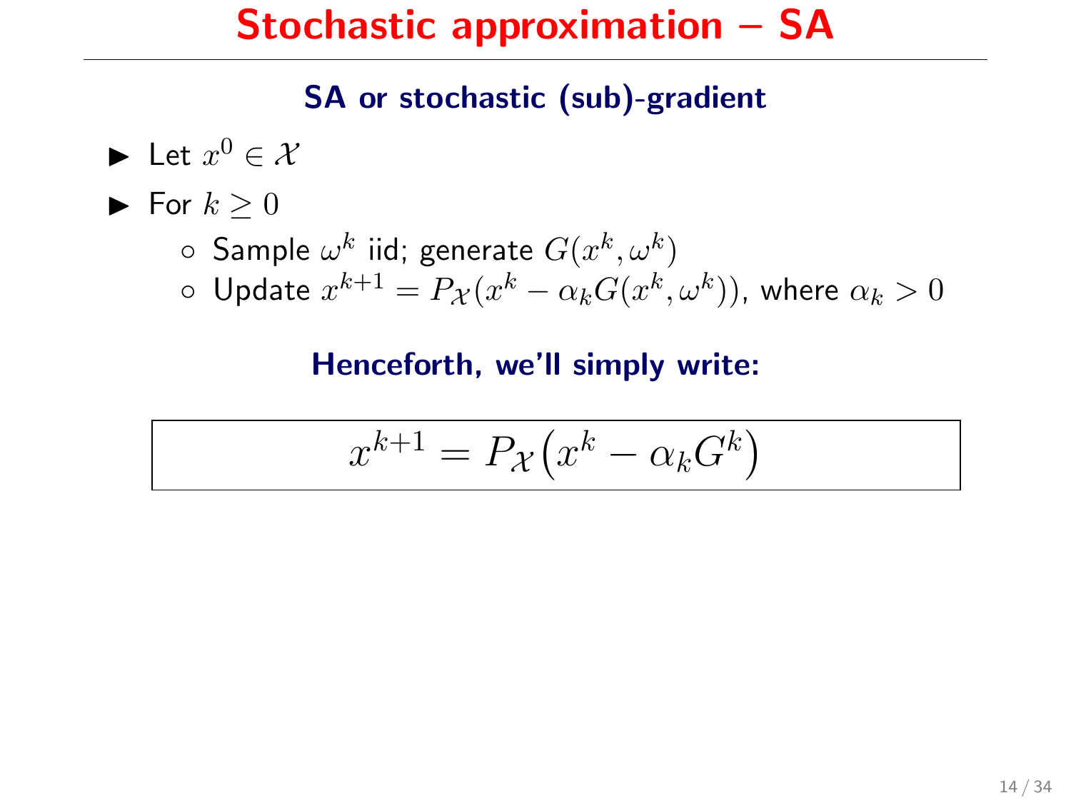# Stochastic approximation – SA

### SA or stochastic (sub)-gradient

- Let $x^0 \in \mathcal{X}$
- For $k \geq 0$
  - Sample $\omega^k$ iid; generate $G(x^k, \omega^k)$
  - Update $x^{k+1} = P_{\mathcal{X}}(x^k - \alpha_k G(x^k, \omega^k))$, where $\alpha_k > 0$

### Henceforth, we'll simply write:

$$x^{k+1} = P_{\mathcal{X}}\big(x^k - \alpha_k G^k\big)$$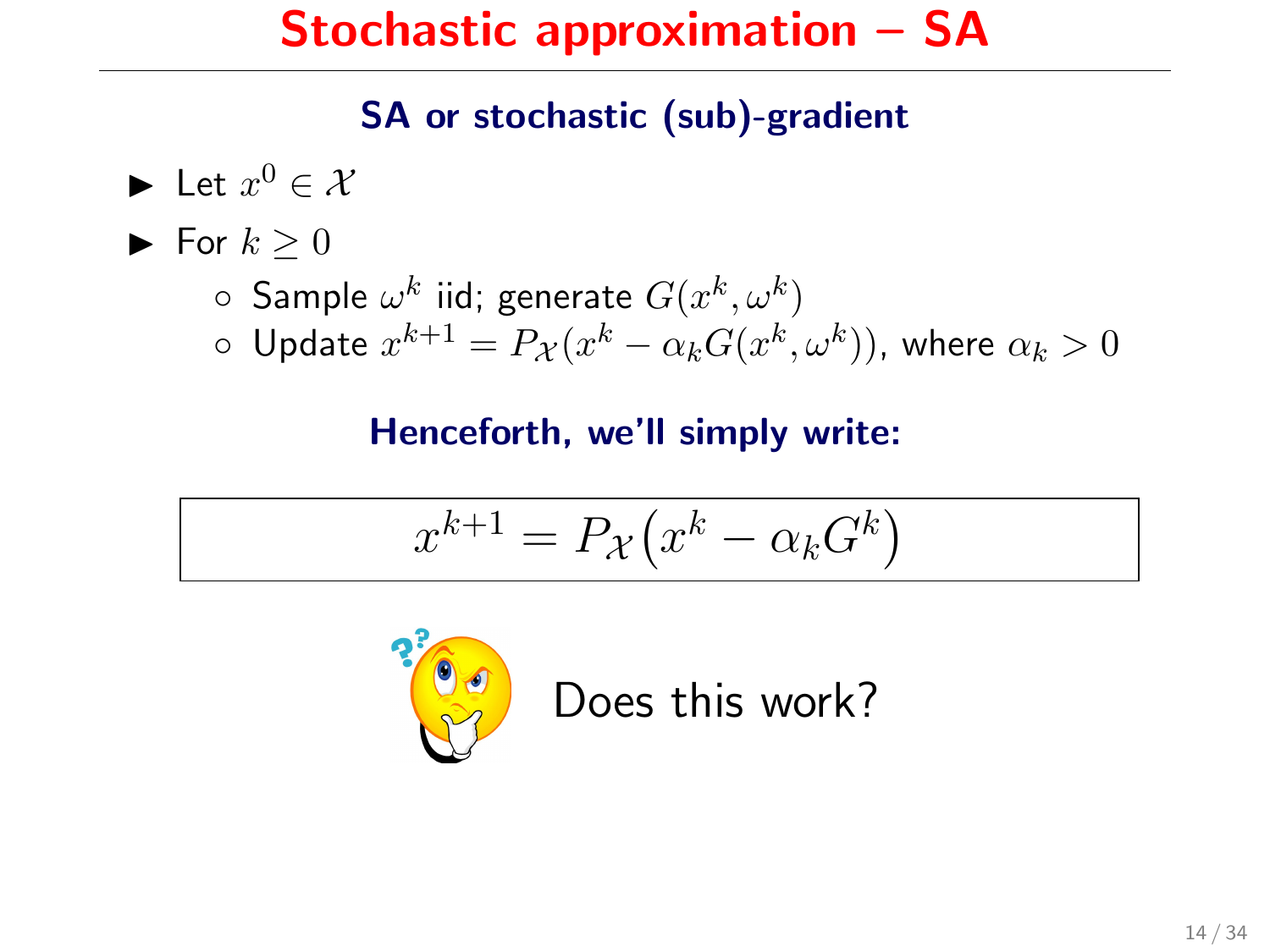# Stochastic approximation – SA

## SA or stochastic (sub)-gradient

- Let $x^0 \in \mathcal{X}$
- For $k \geq 0$
  - Sample $\omega^k$ iid; generate $G(x^k, \omega^k)$
  - Update $x^{k+1} = P_{\mathcal{X}}(x^k - \alpha_k G(x^k, \omega^k))$, where $\alpha_k > 0$

**Henceforth, we'll simply write:**

$$x^{k+1} = P_{\mathcal{X}}\big(x^k - \alpha_k G^k\big)$$

Does this work?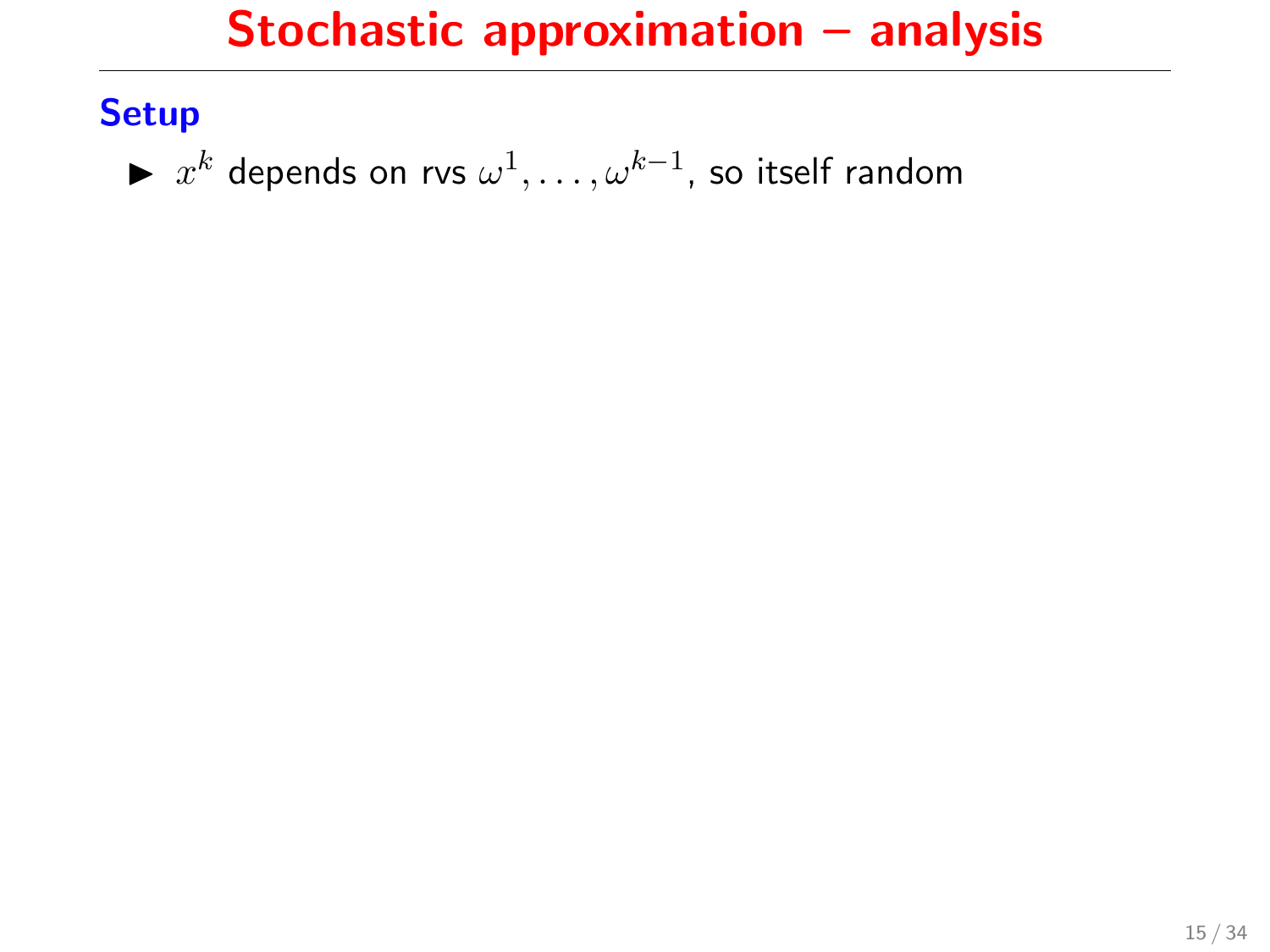# Stochastic approximation – analysis

## Setup

- $x^k$ depends on rvs $\omega^1, \ldots, \omega^{k-1}$, so itself random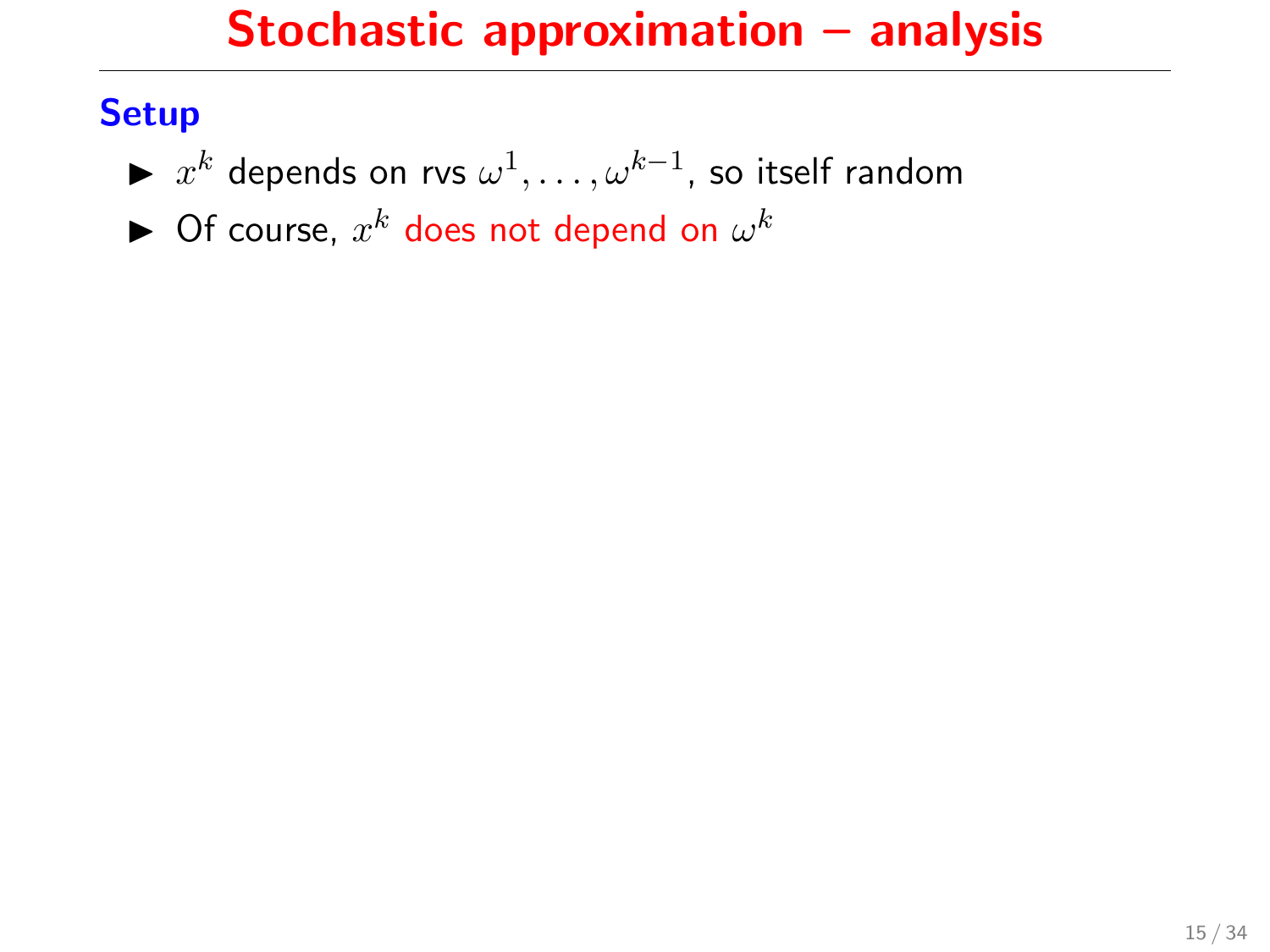# Stochastic approximation – analysis

## Setup

- $x^k$ depends on rvs $\omega^1, \ldots, \omega^{k-1}$, so itself random
- Of course, $x^k$ does not depend on $\omega^k$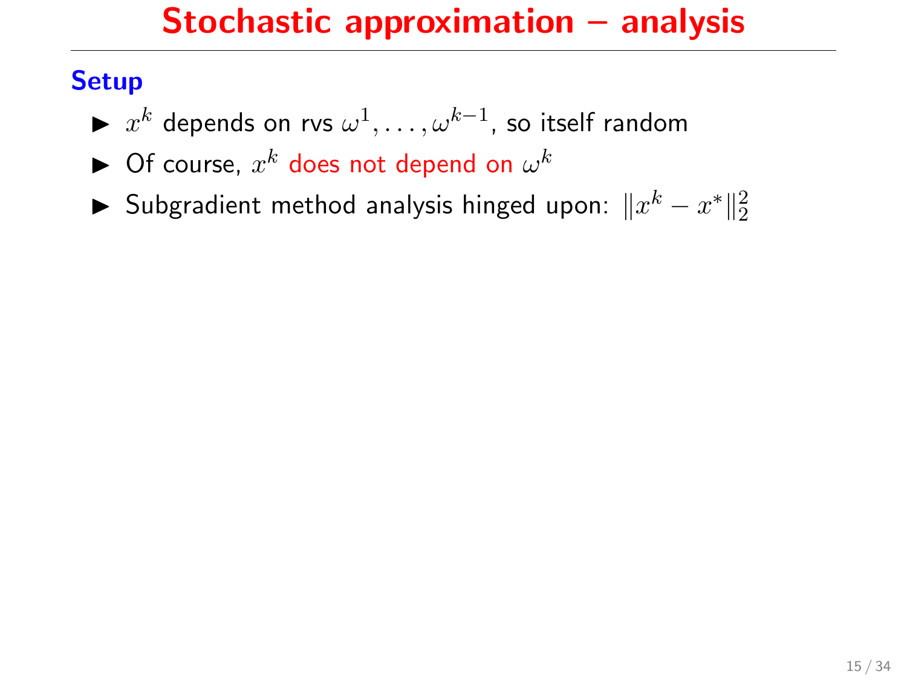# Stochastic approximation – analysis

## Setup

- $x^k$ depends on rvs $\omega^1, \ldots, \omega^{k-1}$, so itself random
- Of course, $x^k$ does not depend on $\omega^k$
- Subgradient method analysis hinged upon: $\|x^k - x^*\|_2^2$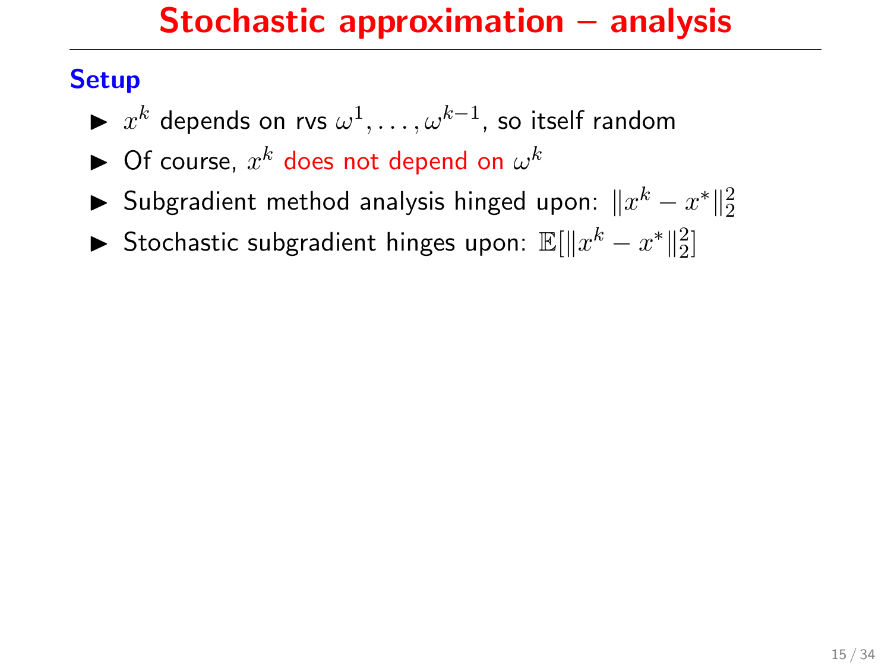# Stochastic approximation – analysis

### Setup

- $x^k$ depends on rvs $\omega^1, \ldots, \omega^{k-1}$, so itself random
- Of course, $x^k$ does not depend on $\omega^k$
- Subgradient method analysis hinged upon: $\|x^k - x^*\|_2^2$
- Stochastic subgradient hinges upon: $\mathbb{E}[\|x^k - x^*\|_2^2]$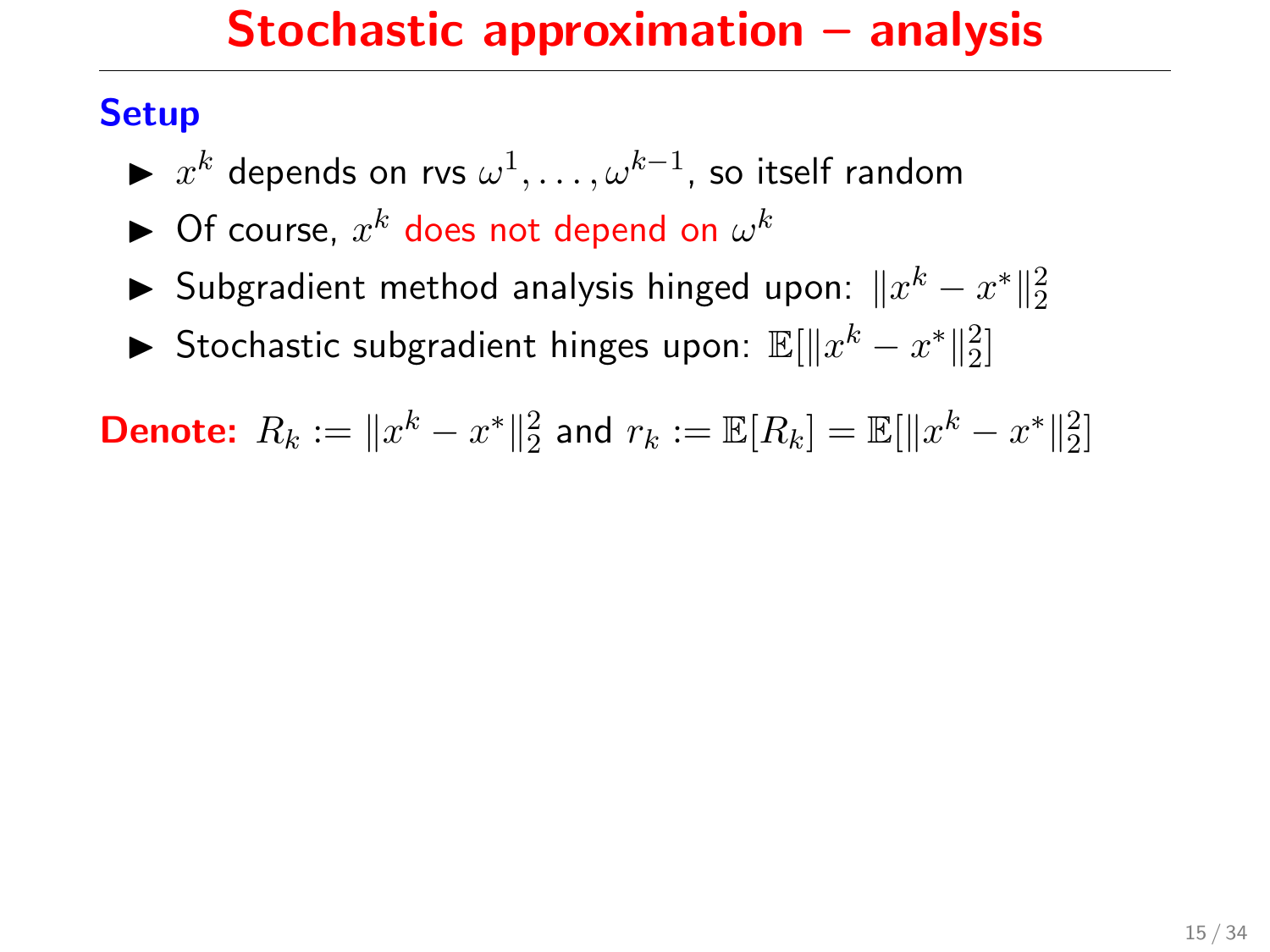# Stochastic approximation – analysis

**Setup**

- $x^k$ depends on rvs $\omega^1, \ldots, \omega^{k-1}$, so itself random
- Of course, $x^k$ does not depend on $\omega^k$
- Subgradient method analysis hinged upon: $\|x^k - x^*\|_2^2$
- Stochastic subgradient hinges upon: $\mathbb{E}[\|x^k - x^*\|_2^2]$

**Denote:** $R_k := \|x^k - x^*\|_2^2$ and $r_k := \mathbb{E}[R_k] = \mathbb{E}[\|x^k - x^*\|_2^2]$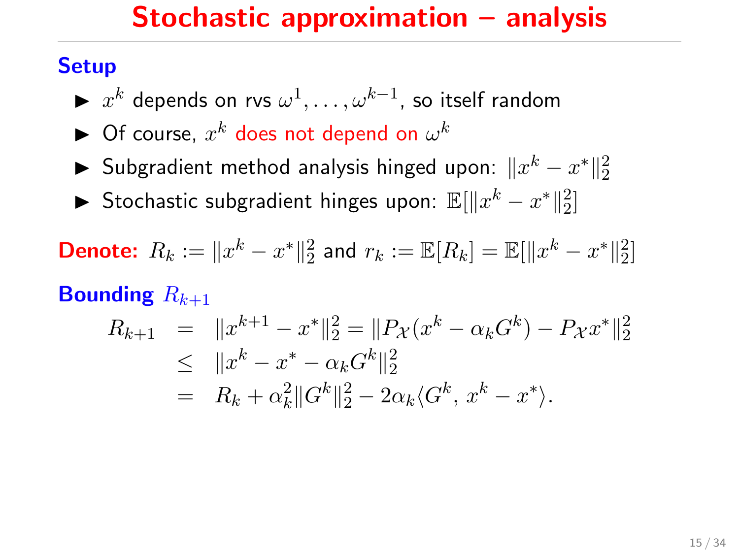# Stochastic approximation – analysis

**Setup**

- $x^k$ depends on rvs $\omega^1, \ldots, \omega^{k-1}$, so itself random
- Of course, $x^k$ does not depend on $\omega^k$
- Subgradient method analysis hinged upon: $\|x^k - x^*\|_2^2$
- Stochastic subgradient hinges upon: $\mathbb{E}[\|x^k - x^*\|_2^2]$

**Denote:** $R_k := \|x^k - x^*\|_2^2$ and $r_k := \mathbb{E}[R_k] = \mathbb{E}[\|x^k - x^*\|_2^2]$

**Bounding** $R_{k+1}$

$$
\begin{aligned}
R_{k+1} &= \|x^{k+1} - x^*\|_2^2 = \|P_{\mathcal{X}}(x^k - \alpha_k G^k) - P_{\mathcal{X}} x^*\|_2^2 \\
&\leq \|x^k - x^* - \alpha_k G^k\|_2^2 \\
&= R_k + \alpha_k^2 \|G^k\|_2^2 - 2\alpha_k \langle G^k,\, x^k - x^* \rangle.
\end{aligned}
$$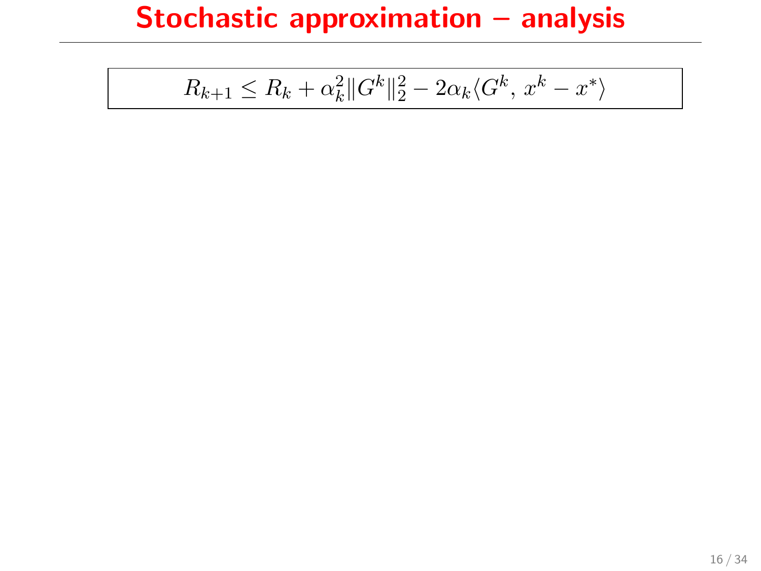# Stochastic approximation – analysis

$$R_{k+1} \leq R_k + \alpha_k^2 \|G^k\|_2^2 - 2\alpha_k \langle G^k,\, x^k - x^* \rangle$$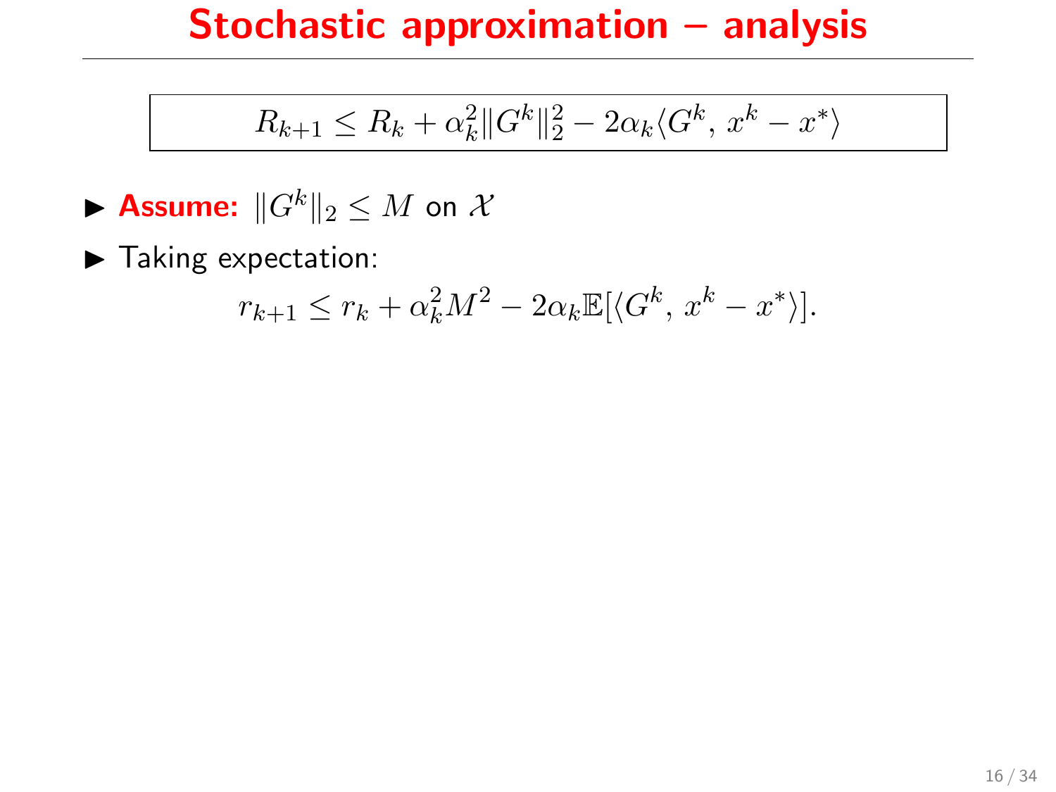# Stochastic approximation – analysis

$$R_{k+1} \leq R_k + \alpha_k^2 \|G^k\|_2^2 - 2\alpha_k \langle G^k,\, x^k - x^* \rangle$$

- **Assume:** $\|G^k\|_2 \leq M$ on $\mathcal{X}$
- Taking expectation:

$$r_{k+1} \leq r_k + \alpha_k^2 M^2 - 2\alpha_k \mathbb{E}[\langle G^k,\, x^k - x^* \rangle].$$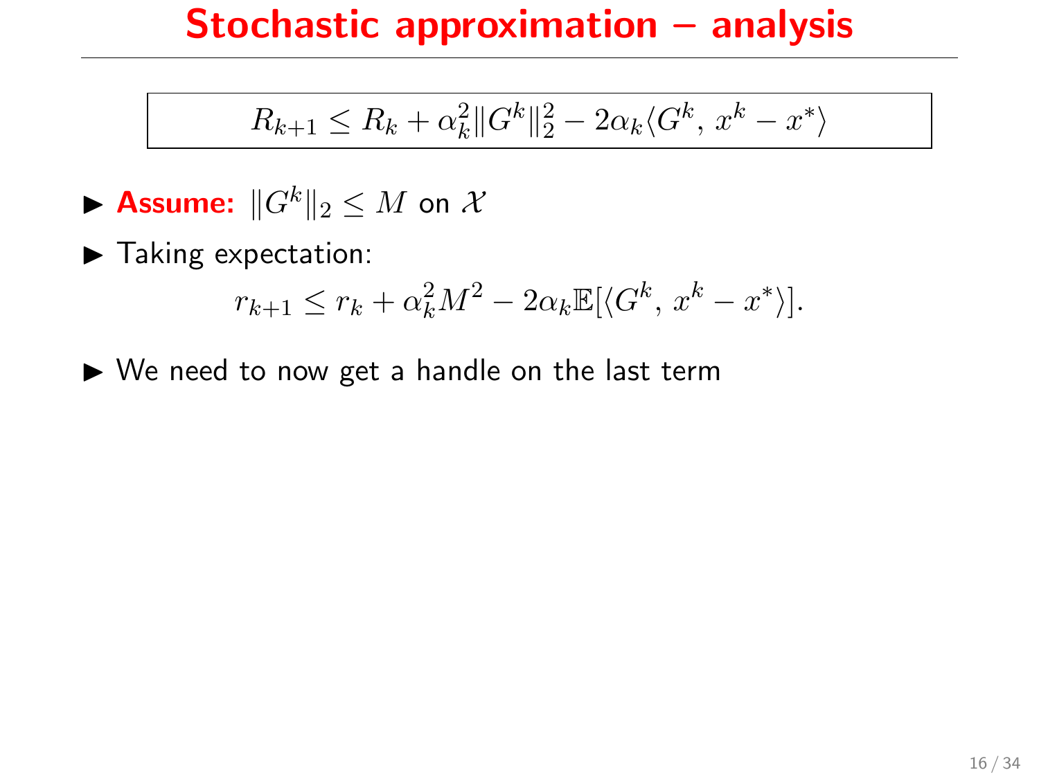# Stochastic approximation – analysis

$$R_{k+1} \leq R_k + \alpha_k^2 \|G^k\|_2^2 - 2\alpha_k \langle G^k, x^k - x^* \rangle$$

- **Assume:** $\|G^k\|_2 \leq M$ on $\mathcal{X}$
- Taking expectation:

$$r_{k+1} \leq r_k + \alpha_k^2 M^2 - 2\alpha_k \mathbb{E}[\langle G^k, x^k - x^* \rangle].$$

- We need to now get a handle on the last term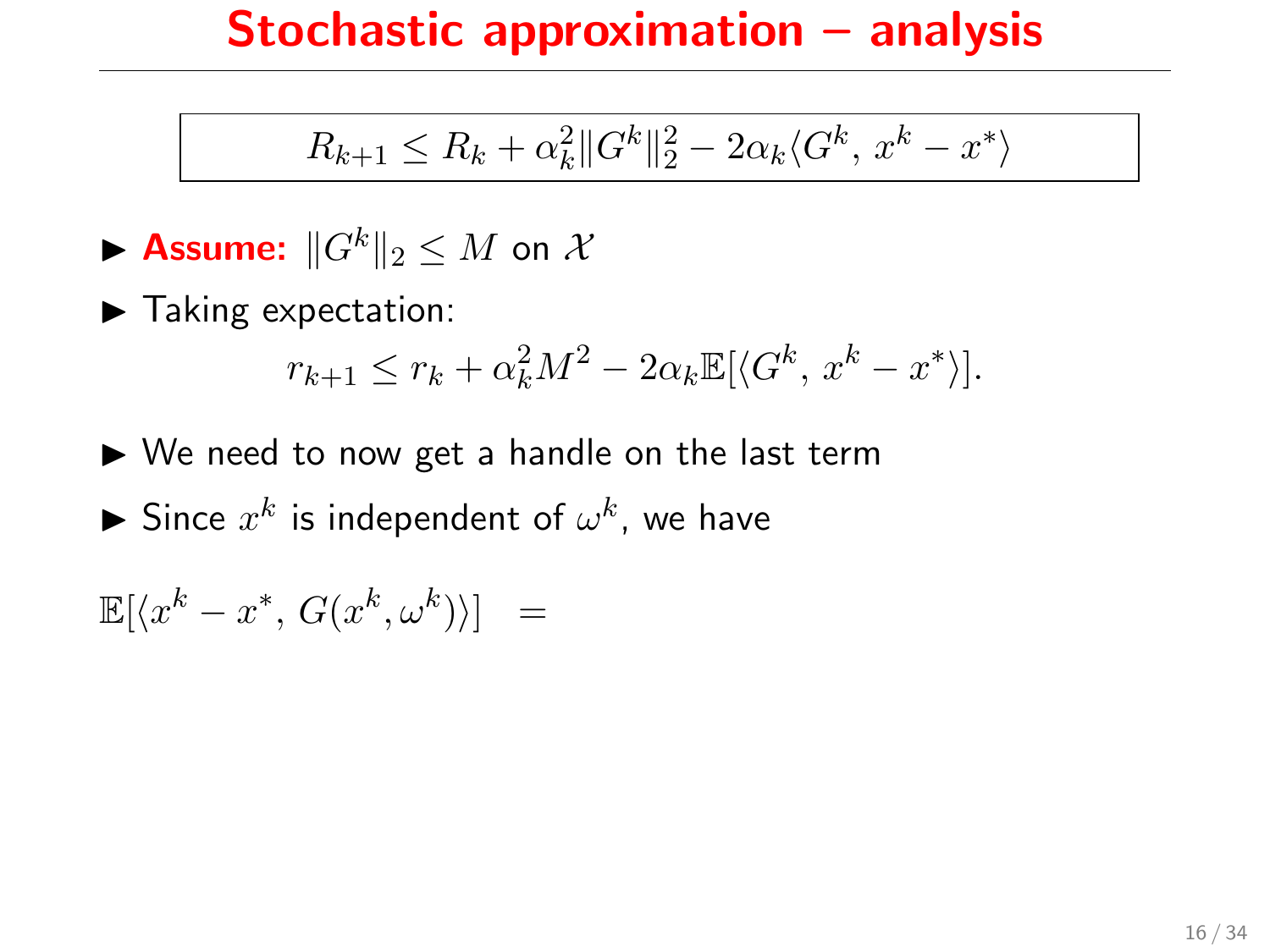# Stochastic approximation – analysis

$$R_{k+1} \leq R_k + \alpha_k^2 \|G^k\|_2^2 - 2\alpha_k \langle G^k,\, x^k - x^* \rangle$$

- **Assume:** $\|G^k\|_2 \leq M$ on $\mathcal{X}$
- Taking expectation:

$$r_{k+1} \leq r_k + \alpha_k^2 M^2 - 2\alpha_k \mathbb{E}[\langle G^k,\, x^k - x^* \rangle].$$

- We need to now get a handle on the last term
- Since $x^k$ is independent of $\omega^k$, we have

$$\mathbb{E}[\langle x^k - x^*,\, G(x^k, \omega^k) \rangle] \;\;=$$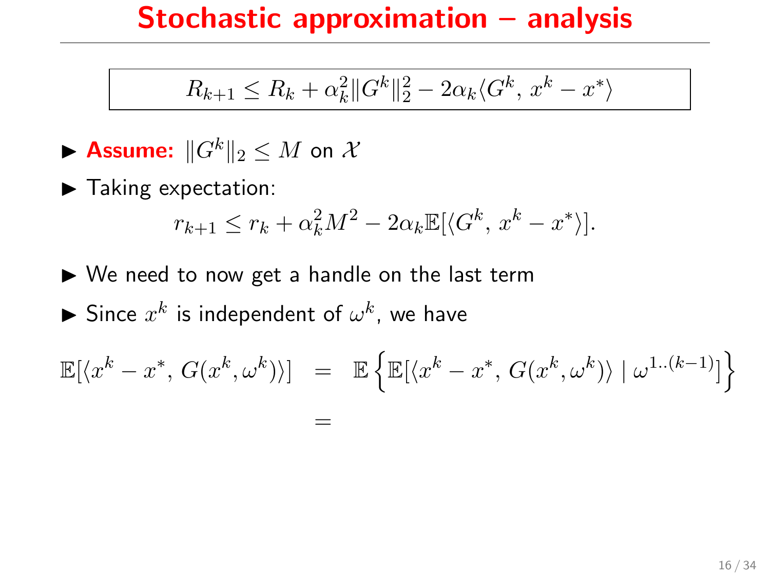# Stochastic approximation – analysis

$$R_{k+1} \leq R_k + \alpha_k^2 \|G^k\|_2^2 - 2\alpha_k \langle G^k, x^k - x^* \rangle$$

- **Assume:** $\|G^k\|_2 \leq M$ on $\mathcal{X}$
- Taking expectation:

$$r_{k+1} \leq r_k + \alpha_k^2 M^2 - 2\alpha_k \mathbb{E}[\langle G^k, x^k - x^* \rangle].$$

- We need to now get a handle on the last term
- Since $x^k$ is independent of $\omega^k$, we have

$$\begin{aligned} \mathbb{E}[\langle x^k - x^*, G(x^k, \omega^k) \rangle] &= \mathbb{E}\left\{ \mathbb{E}[\langle x^k - x^*, G(x^k, \omega^k) \rangle \mid \omega^{1..(k-1)}] \right\} \\ &= \end{aligned}$$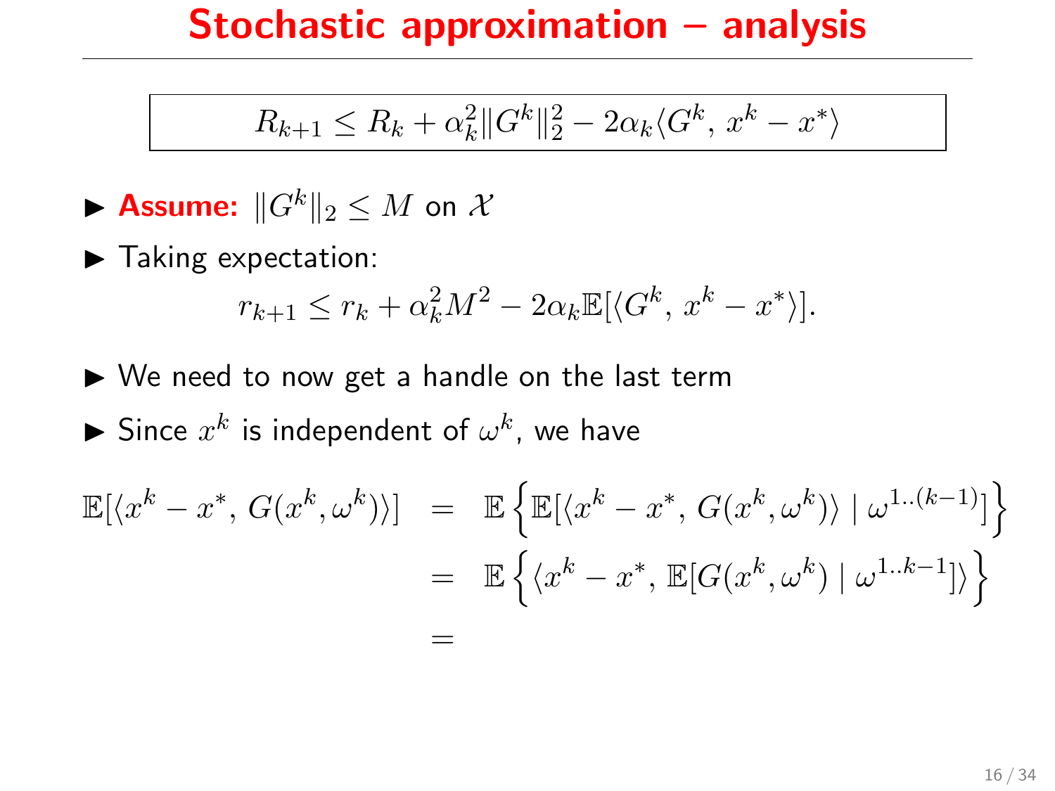# Stochastic approximation – analysis

$$R_{k+1} \leq R_k + \alpha_k^2 \|G^k\|_2^2 - 2\alpha_k \langle G^k,\, x^k - x^* \rangle$$

- **Assume:** $\|G^k\|_2 \leq M$ on $\mathcal{X}$
- Taking expectation:

$$r_{k+1} \leq r_k + \alpha_k^2 M^2 - 2\alpha_k \mathbb{E}[\langle G^k,\, x^k - x^* \rangle].$$

- We need to now get a handle on the last term
- Since $x^k$ is independent of $\omega^k$, we have

$$
\begin{aligned}
\mathbb{E}[\langle x^k - x^*,\, G(x^k, \omega^k) \rangle] &= \mathbb{E}\left\{ \mathbb{E}[\langle x^k - x^*,\, G(x^k, \omega^k) \rangle \mid \omega^{1..(k-1)}] \right\} \\
&= \mathbb{E}\left\{ \langle x^k - x^*,\, \mathbb{E}[G(x^k, \omega^k) \mid \omega^{1..k-1}] \rangle \right\} \\
&=
\end{aligned}
$$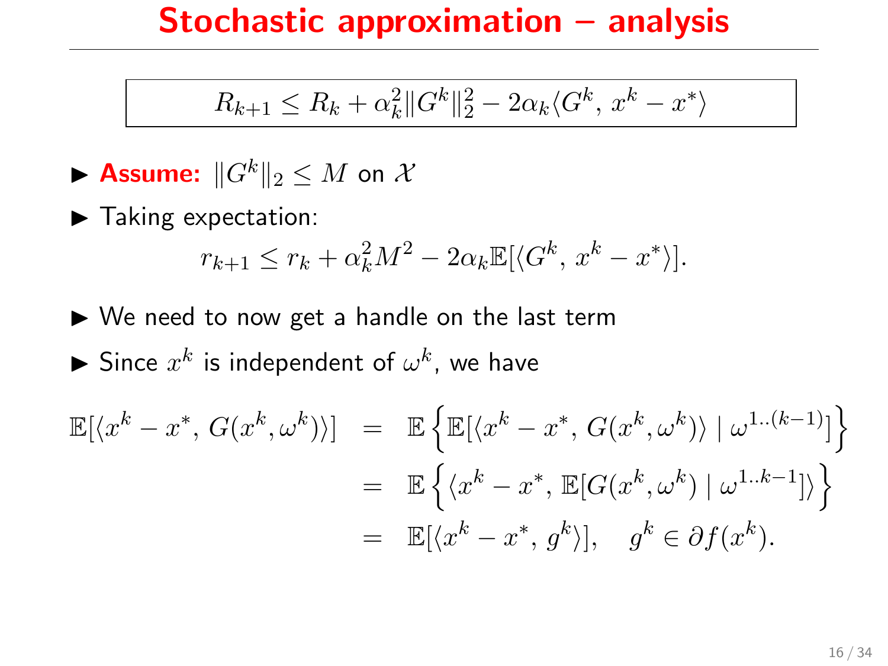# Stochastic approximation – analysis

$$R_{k+1} \leq R_k + \alpha_k^2 \|G^k\|_2^2 - 2\alpha_k \langle G^k, x^k - x^* \rangle$$

- **Assume:** $\|G^k\|_2 \leq M$ on $\mathcal{X}$
- Taking expectation:

$$r_{k+1} \leq r_k + \alpha_k^2 M^2 - 2\alpha_k \mathbb{E}[\langle G^k, x^k - x^* \rangle].$$

- We need to now get a handle on the last term
- Since $x^k$ is independent of $\omega^k$, we have

$$\begin{aligned}
\mathbb{E}[\langle x^k - x^*, G(x^k, \omega^k) \rangle] &= \mathbb{E}\left\{ \mathbb{E}[\langle x^k - x^*, G(x^k, \omega^k) \rangle \mid \omega^{1..(k-1)}] \right\} \\
&= \mathbb{E}\left\{ \langle x^k - x^*, \mathbb{E}[G(x^k, \omega^k) \mid \omega^{1..k-1}] \rangle \right\} \\
&= \mathbb{E}[\langle x^k - x^*, g^k \rangle], \quad g^k \in \partial f(x^k).
\end{aligned}$$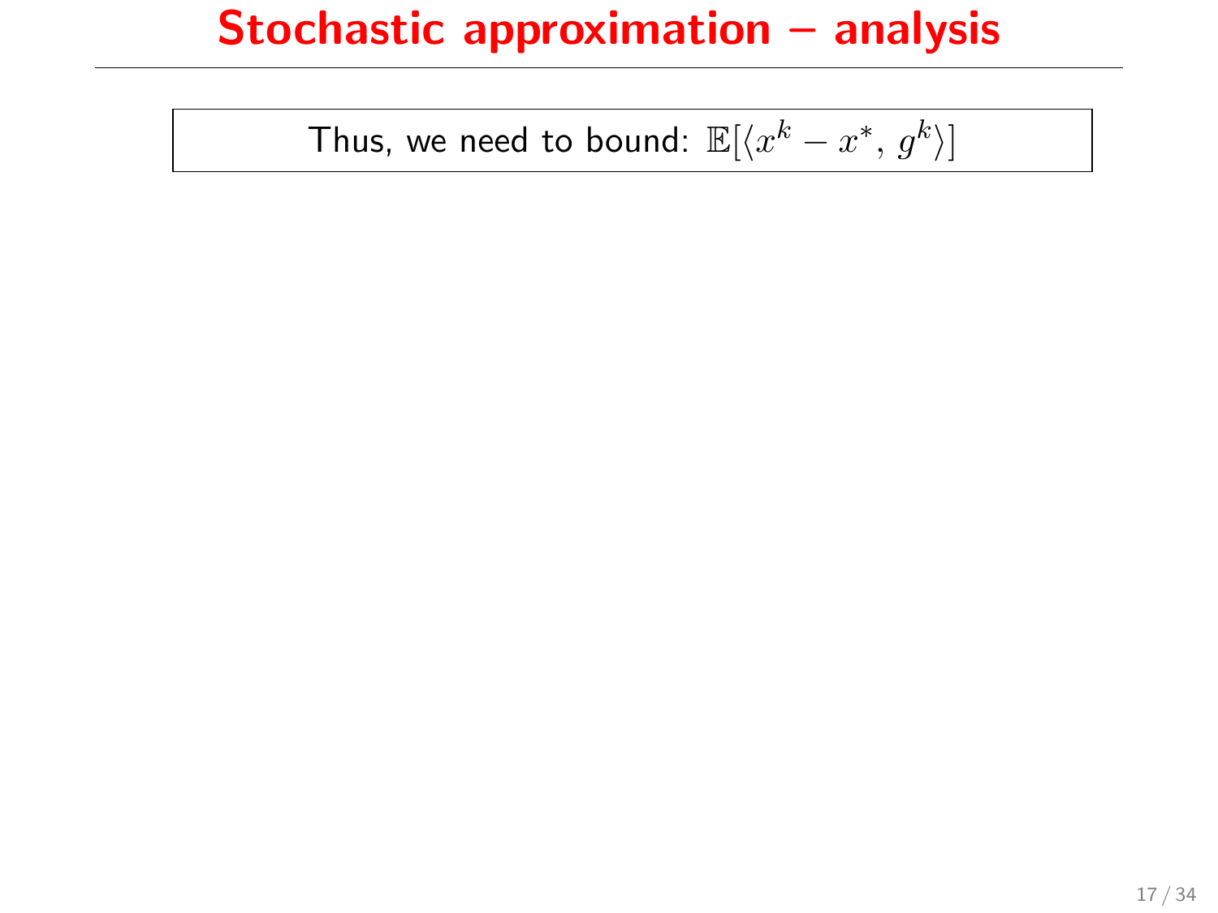# Stochastic approximation – analysis

Thus, we need to bound: $\mathbb{E}[\langle x^k - x^*, g^k \rangle]$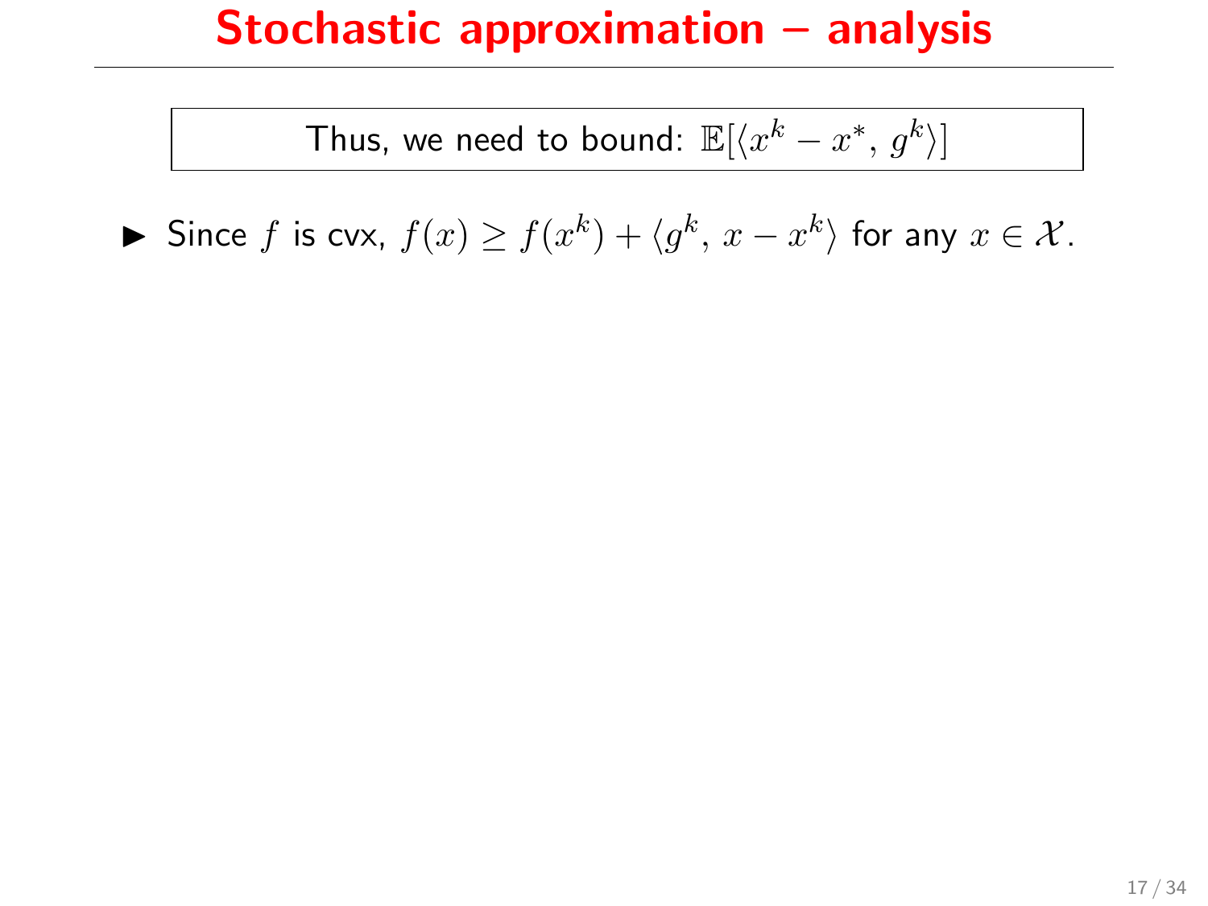# Stochastic approximation – analysis

Thus, we need to bound: $\mathbb{E}[\langle x^k - x^*, \, g^k \rangle]$

- Since $f$ is cvx, $f(x) \geq f(x^k) + \langle g^k, \, x - x^k \rangle$ for any $x \in \mathcal{X}$.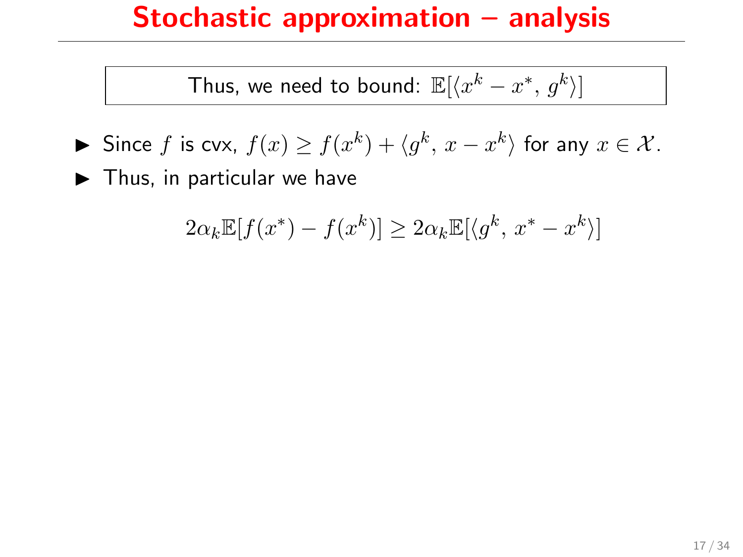# Stochastic approximation – analysis

Thus, we need to bound: $\mathbb{E}[\langle x^k - x^*, g^k \rangle]$

- Since $f$ is cvx, $f(x) \geq f(x^k) + \langle g^k, x - x^k \rangle$ for any $x \in \mathcal{X}$.
- Thus, in particular we have

$$2\alpha_k \mathbb{E}[f(x^*) - f(x^k)] \geq 2\alpha_k \mathbb{E}[\langle g^k, x^* - x^k \rangle]$$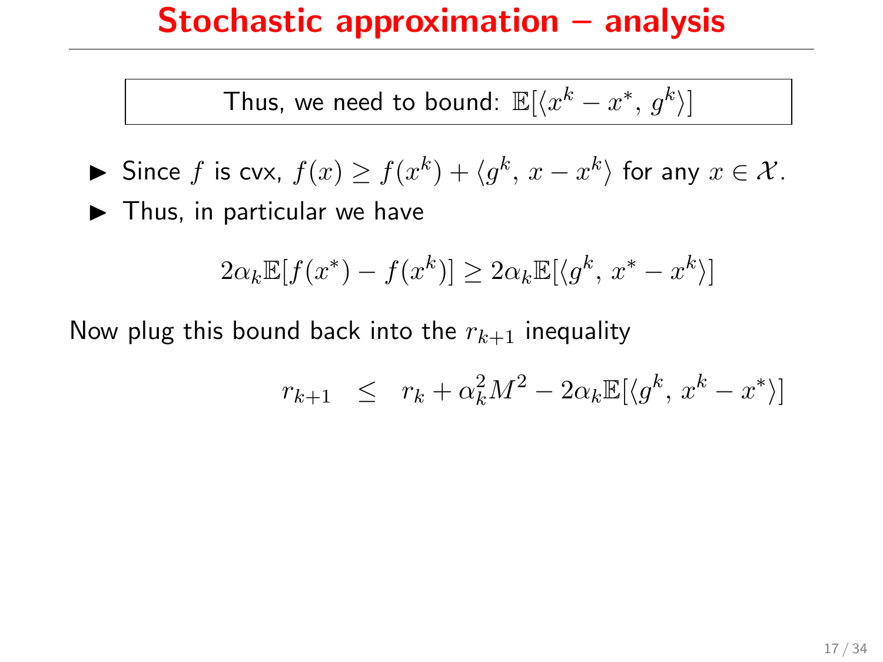# Stochastic approximation – analysis

Thus, we need to bound: $\mathbb{E}[\langle x^k - x^*,\, g^k \rangle]$

- Since $f$ is cvx, $f(x) \geq f(x^k) + \langle g^k,\, x - x^k \rangle$ for any $x \in \mathcal{X}$.
- Thus, in particular we have

$$2\alpha_k \mathbb{E}[f(x^*) - f(x^k)] \geq 2\alpha_k \mathbb{E}[\langle g^k,\, x^* - x^k \rangle]$$

Now plug this bound back into the $r_{k+1}$ inequality

$$r_{k+1} \quad \leq \quad r_k + \alpha_k^2 M^2 - 2\alpha_k \mathbb{E}[\langle g^k,\, x^k - x^* \rangle]$$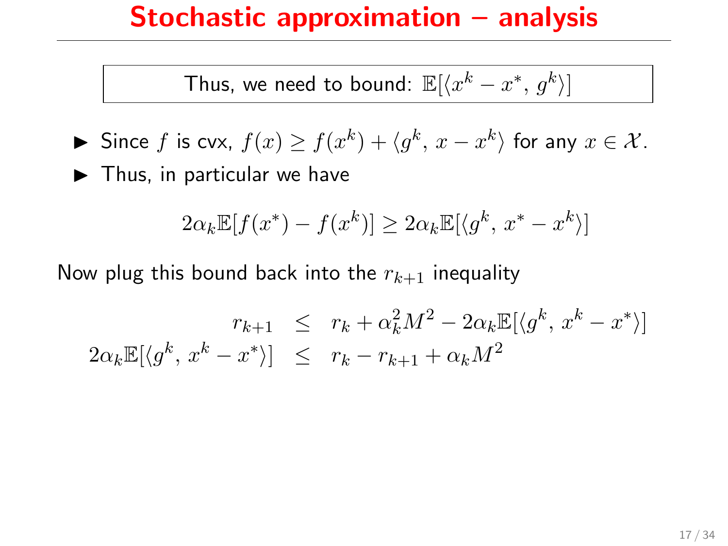# Stochastic approximation – analysis

Thus, we need to bound: $\mathbb{E}[\langle x^k - x^*,\, g^k \rangle]$

- Since $f$ is cvx, $f(x) \geq f(x^k) + \langle g^k,\, x - x^k \rangle$ for any $x \in \mathcal{X}$.
- Thus, in particular we have

$$2\alpha_k \mathbb{E}[f(x^*) - f(x^k)] \geq 2\alpha_k \mathbb{E}[\langle g^k,\, x^* - x^k \rangle]$$

Now plug this bound back into the $r_{k+1}$ inequality

$$\begin{aligned} r_{k+1} &\leq r_k + \alpha_k^2 M^2 - 2\alpha_k \mathbb{E}[\langle g^k,\, x^k - x^* \rangle] \\ 2\alpha_k \mathbb{E}[\langle g^k,\, x^k - x^* \rangle] &\leq r_k - r_{k+1} + \alpha_k M^2 \end{aligned}$$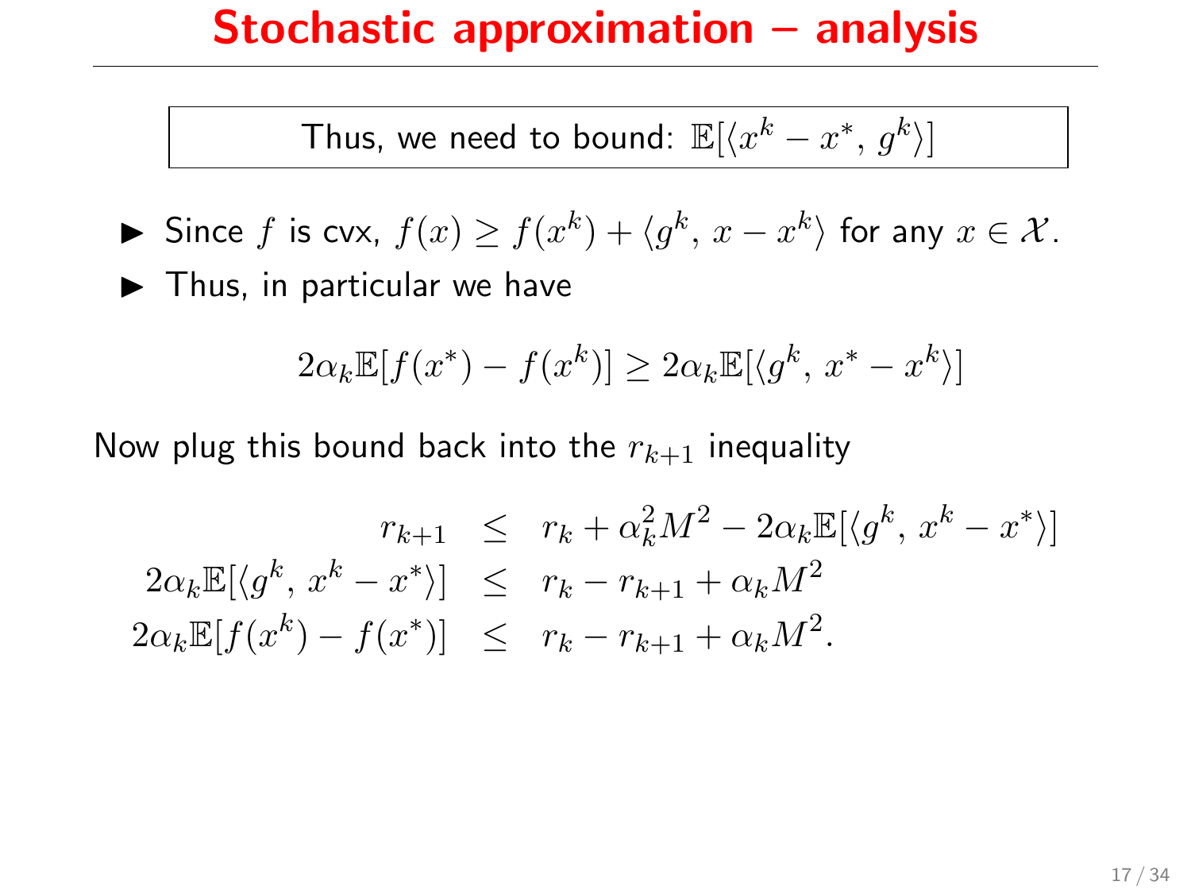# Stochastic approximation – analysis

> Thus, we need to bound: $\mathbb{E}[\langle x^k - x^*,\, g^k \rangle]$

- Since $f$ is cvx, $f(x) \geq f(x^k) + \langle g^k,\, x - x^k \rangle$ for any $x \in \mathcal{X}$.
- Thus, in particular we have

$$2\alpha_k \mathbb{E}[f(x^*) - f(x^k)] \geq 2\alpha_k \mathbb{E}[\langle g^k,\, x^* - x^k \rangle]$$

Now plug this bound back into the $r_{k+1}$ inequality

$$
\begin{aligned}
r_{k+1} &\leq r_k + \alpha_k^2 M^2 - 2\alpha_k \mathbb{E}[\langle g^k,\, x^k - x^* \rangle] \\
2\alpha_k \mathbb{E}[\langle g^k,\, x^k - x^* \rangle] &\leq r_k - r_{k+1} + \alpha_k M^2 \\
2\alpha_k \mathbb{E}[f(x^k) - f(x^*)] &\leq r_k - r_{k+1} + \alpha_k M^2.
\end{aligned}
$$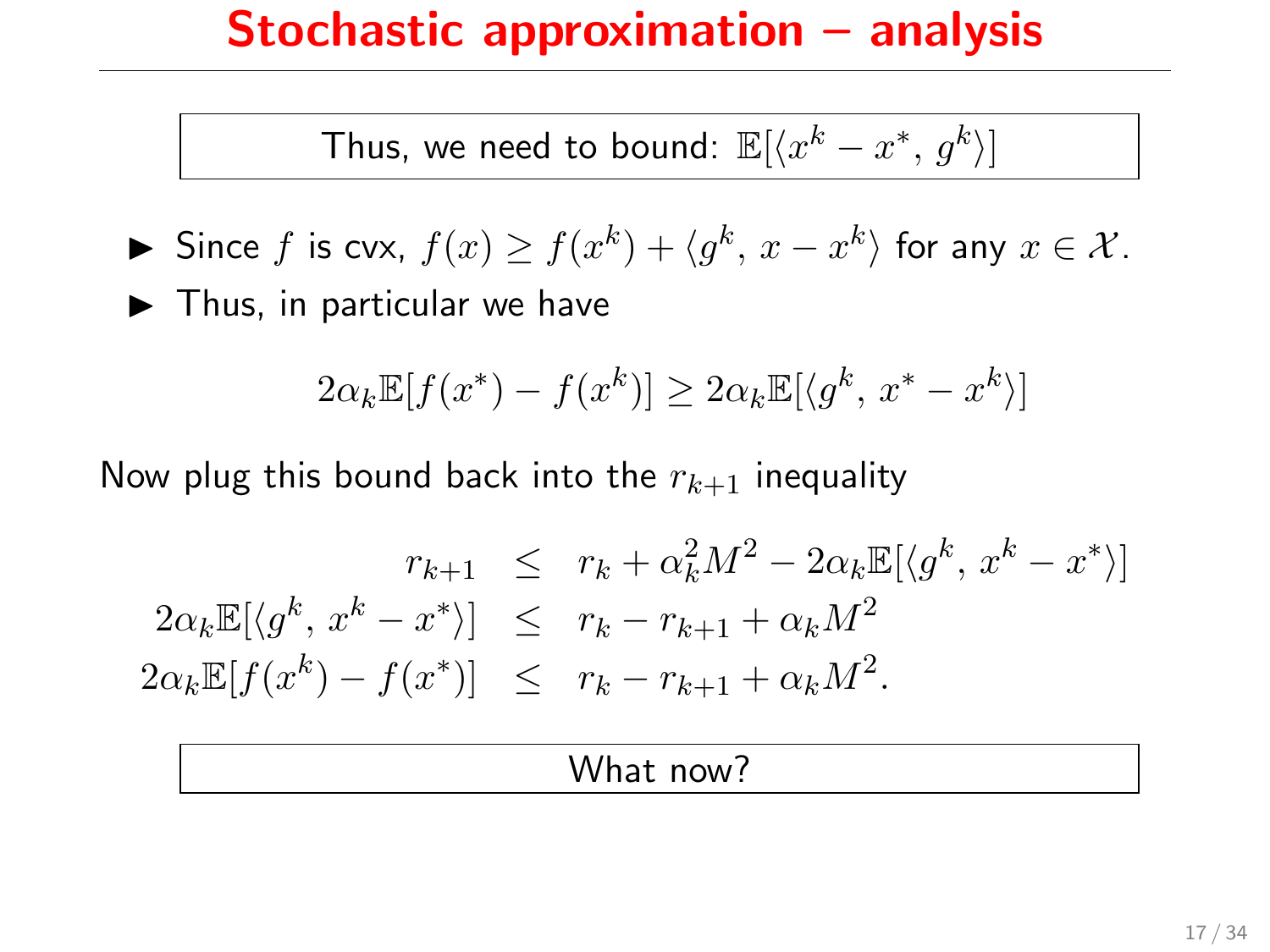# Stochastic approximation – analysis

Thus, we need to bound: $\mathbb{E}[\langle x^k - x^*, g^k \rangle]$

- Since $f$ is cvx, $f(x) \geq f(x^k) + \langle g^k, x - x^k \rangle$ for any $x \in \mathcal{X}$.
- Thus, in particular we have

$$2\alpha_k \mathbb{E}[f(x^*) - f(x^k)] \geq 2\alpha_k \mathbb{E}[\langle g^k, x^* - x^k \rangle]$$

Now plug this bound back into the $r_{k+1}$ inequality

$$\begin{aligned}
r_{k+1} &\leq r_k + \alpha_k^2 M^2 - 2\alpha_k \mathbb{E}[\langle g^k, x^k - x^* \rangle] \\
2\alpha_k \mathbb{E}[\langle g^k, x^k - x^* \rangle] &\leq r_k - r_{k+1} + \alpha_k M^2 \\
2\alpha_k \mathbb{E}[f(x^k) - f(x^*)] &\leq r_k - r_{k+1} + \alpha_k M^2.
\end{aligned}$$

What now?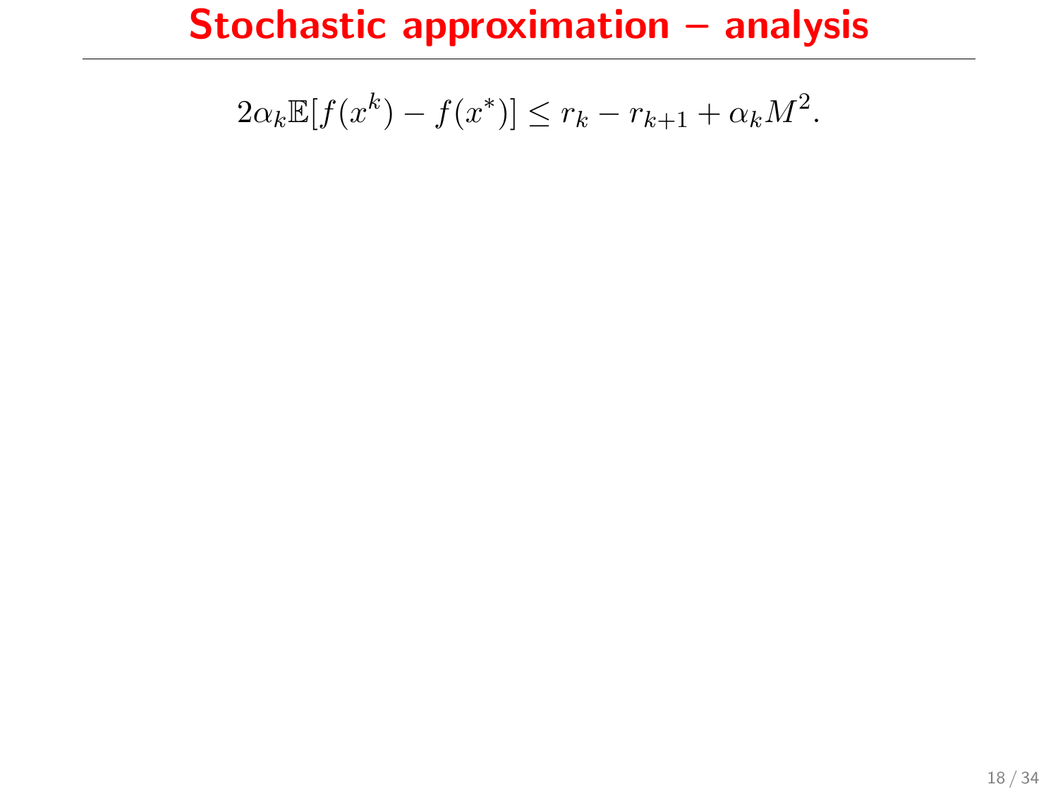# Stochastic approximation – analysis

$$2\alpha_k \mathbb{E}[f(x^k) - f(x^*)] \leq r_k - r_{k+1} + \alpha_k M^2.$$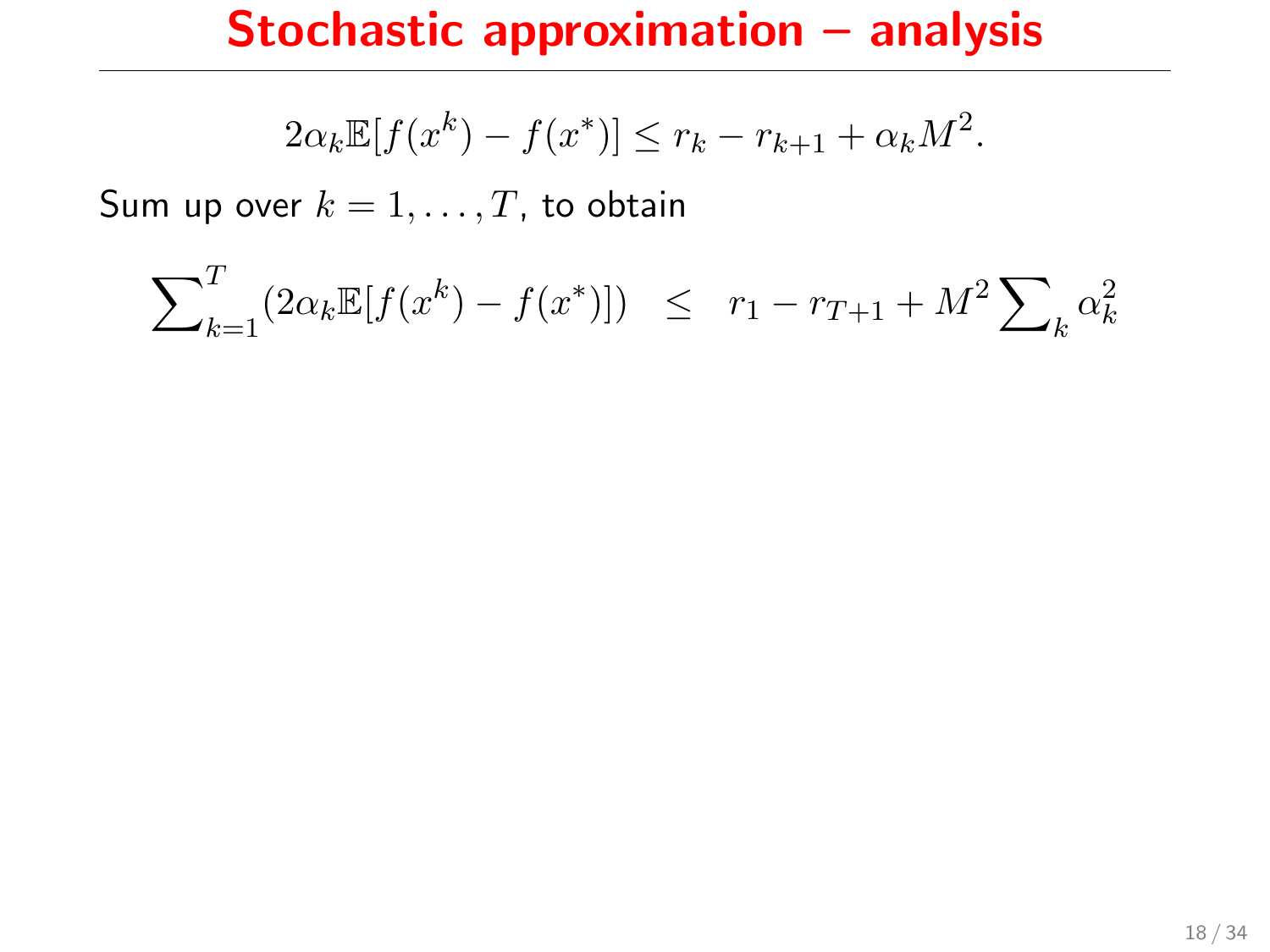# Stochastic approximation – analysis

$$2\alpha_k \mathbb{E}[f(x^k) - f(x^*)] \leq r_k - r_{k+1} + \alpha_k M^2.$$

Sum up over $k = 1, \ldots, T$, to obtain

$$\sum\nolimits_{k=1}^{T} (2\alpha_k \mathbb{E}[f(x^k) - f(x^*)]) \quad \leq \quad r_1 - r_{T+1} + M^2 \sum\nolimits_k \alpha_k^2$$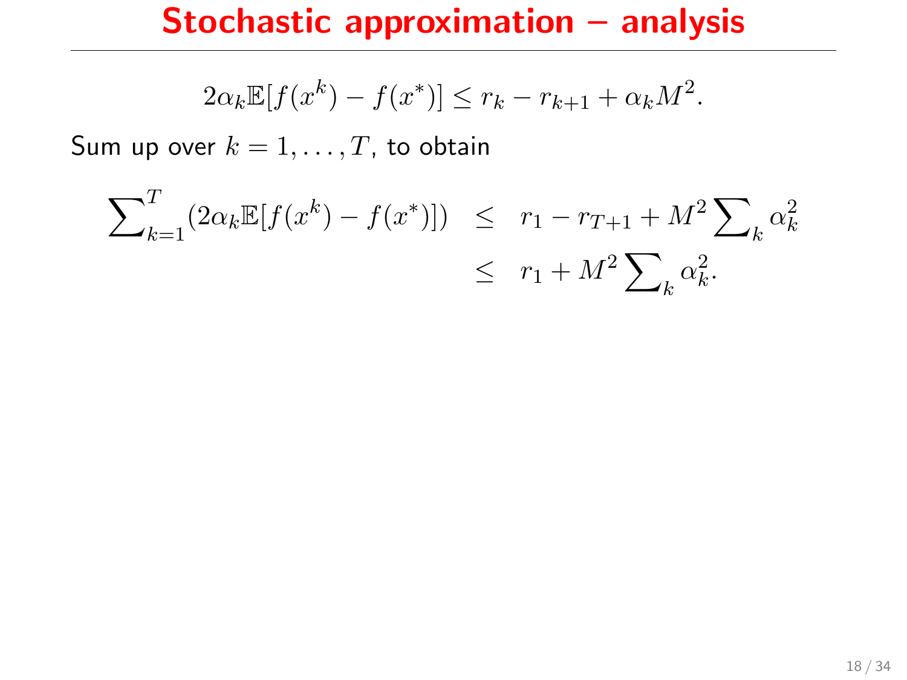# Stochastic approximation – analysis

$$2\alpha_k \mathbb{E}[f(x^k) - f(x^*)] \leq r_k - r_{k+1} + \alpha_k M^2.$$

Sum up over $k = 1, \ldots, T$, to obtain

$$\begin{aligned}
\sum\nolimits_{k=1}^{T} (2\alpha_k \mathbb{E}[f(x^k) - f(x^*)]) &\leq r_1 - r_{T+1} + M^2 \sum\nolimits_k \alpha_k^2 \\
&\leq r_1 + M^2 \sum\nolimits_k \alpha_k^2.
\end{aligned}$$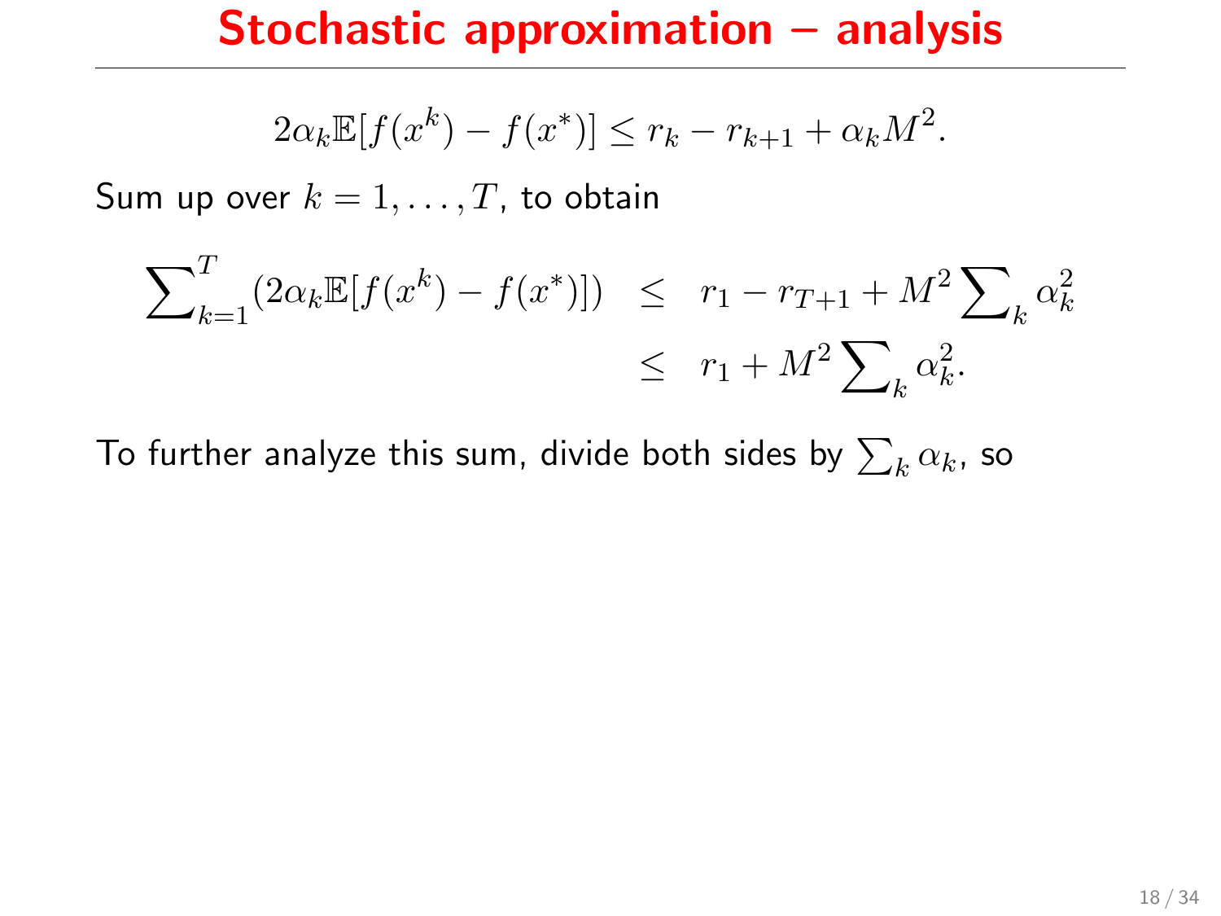# Stochastic approximation – analysis

$$2\alpha_k \mathbb{E}[f(x^k) - f(x^*)] \leq r_k - r_{k+1} + \alpha_k M^2.$$

Sum up over $k = 1, \ldots, T$, to obtain

$$\begin{aligned}
\sum\nolimits_{k=1}^{T} (2\alpha_k \mathbb{E}[f(x^k) - f(x^*)]) &\leq r_1 - r_{T+1} + M^2 \sum\nolimits_k \alpha_k^2 \\
&\leq r_1 + M^2 \sum\nolimits_k \alpha_k^2.
\end{aligned}$$

To further analyze this sum, divide both sides by $\sum_k \alpha_k$, so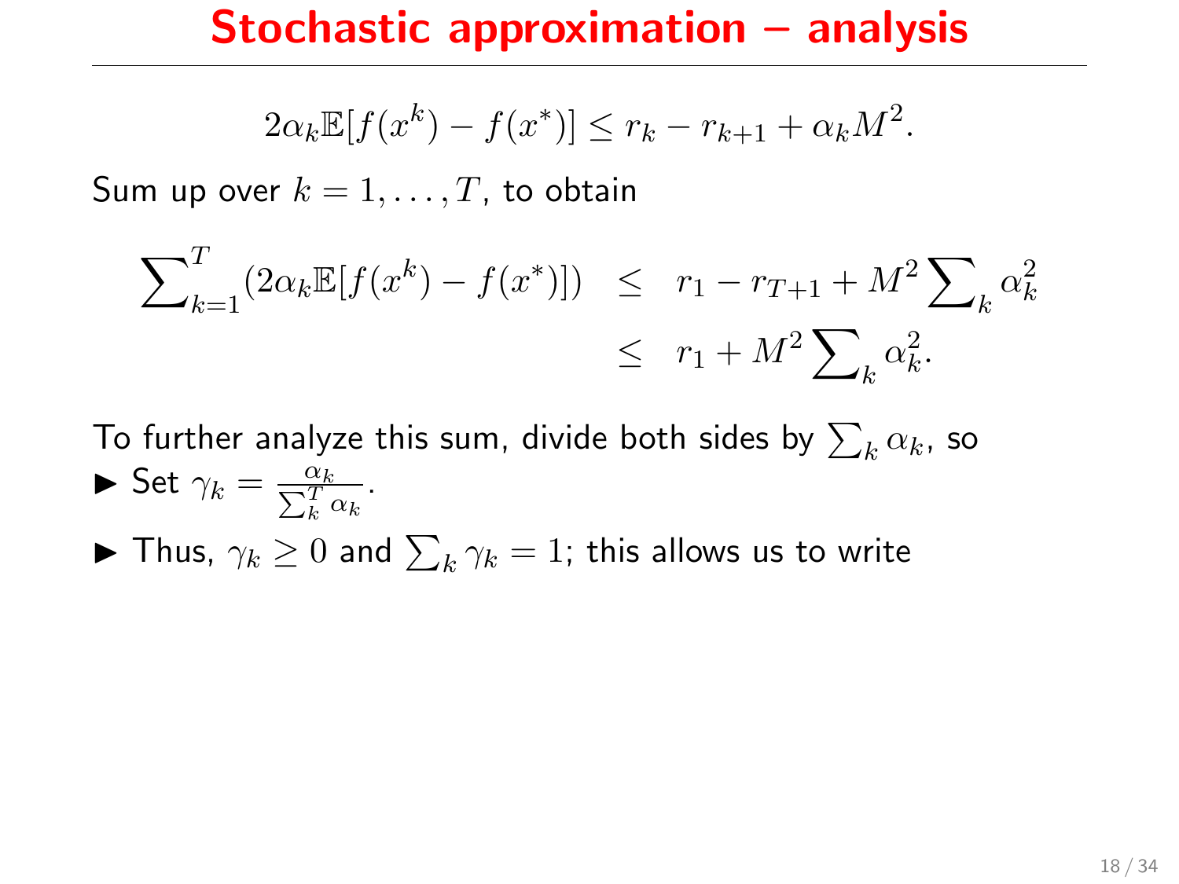# Stochastic approximation – analysis

$$2\alpha_k \mathbb{E}[f(x^k) - f(x^*)] \leq r_k - r_{k+1} + \alpha_k M^2.$$

Sum up over $k = 1, \ldots, T$, to obtain

$$\begin{aligned} \sum_{k=1}^{T} (2\alpha_k \mathbb{E}[f(x^k) - f(x^*)]) &\leq r_1 - r_{T+1} + M^2 \sum\nolimits_k \alpha_k^2 \\ &\leq r_1 + M^2 \sum\nolimits_k \alpha_k^2. \end{aligned}$$

To further analyze this sum, divide both sides by $\sum_k \alpha_k$, so

- Set $\gamma_k = \frac{\alpha_k}{\sum_k^T \alpha_k}$.
- Thus, $\gamma_k \geq 0$ and $\sum_k \gamma_k = 1$; this allows us to write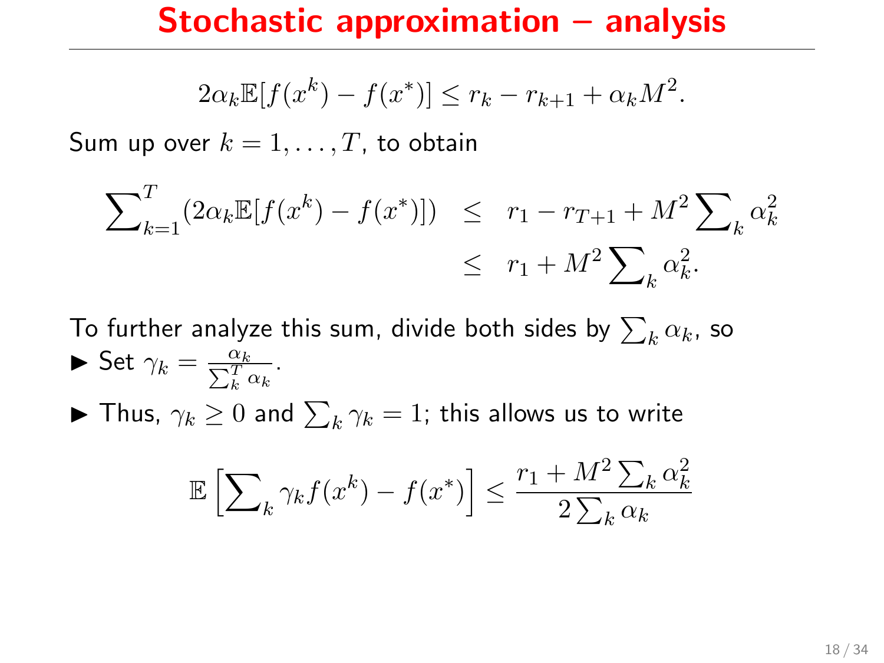# Stochastic approximation – analysis

$$2\alpha_k \mathbb{E}[f(x^k) - f(x^*)] \leq r_k - r_{k+1} + \alpha_k M^2.$$

Sum up over $k = 1, \ldots, T$, to obtain

$$\begin{aligned}
\sum\nolimits_{k=1}^{T} (2\alpha_k \mathbb{E}[f(x^k) - f(x^*)]) &\leq r_1 - r_{T+1} + M^2 \sum\nolimits_k \alpha_k^2 \\
&\leq r_1 + M^2 \sum\nolimits_k \alpha_k^2.
\end{aligned}$$

To further analyze this sum, divide both sides by $\sum_k \alpha_k$, so

- Set $\gamma_k = \frac{\alpha_k}{\sum_k^T \alpha_k}$.
- Thus, $\gamma_k \geq 0$ and $\sum_k \gamma_k = 1$; this allows us to write

$$\mathbb{E}\left[\sum\nolimits_k \gamma_k f(x^k) - f(x^*)\right] \leq \frac{r_1 + M^2 \sum_k \alpha_k^2}{2 \sum_k \alpha_k}$$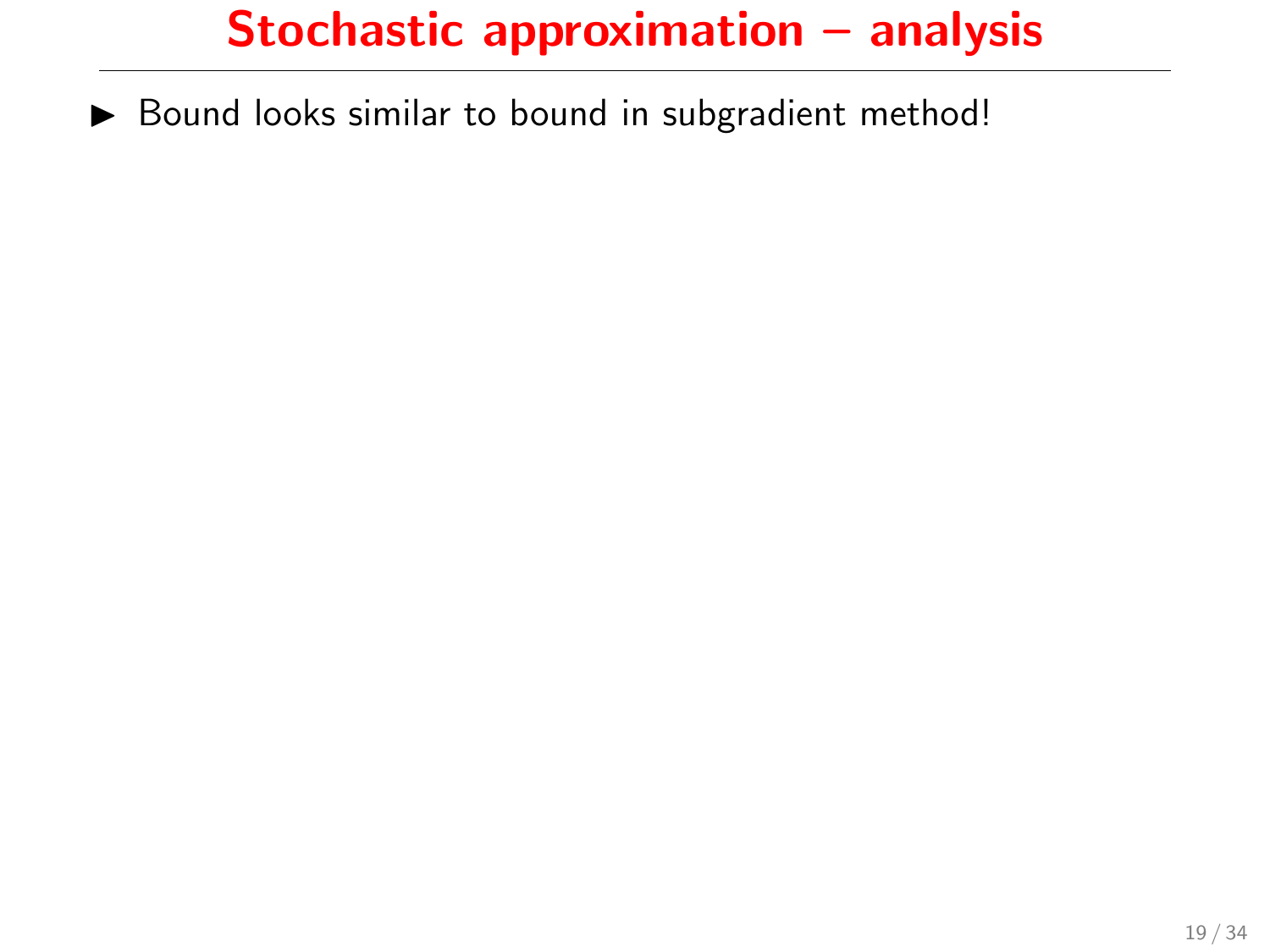# Stochastic approximation – analysis

- Bound looks similar to bound in subgradient method!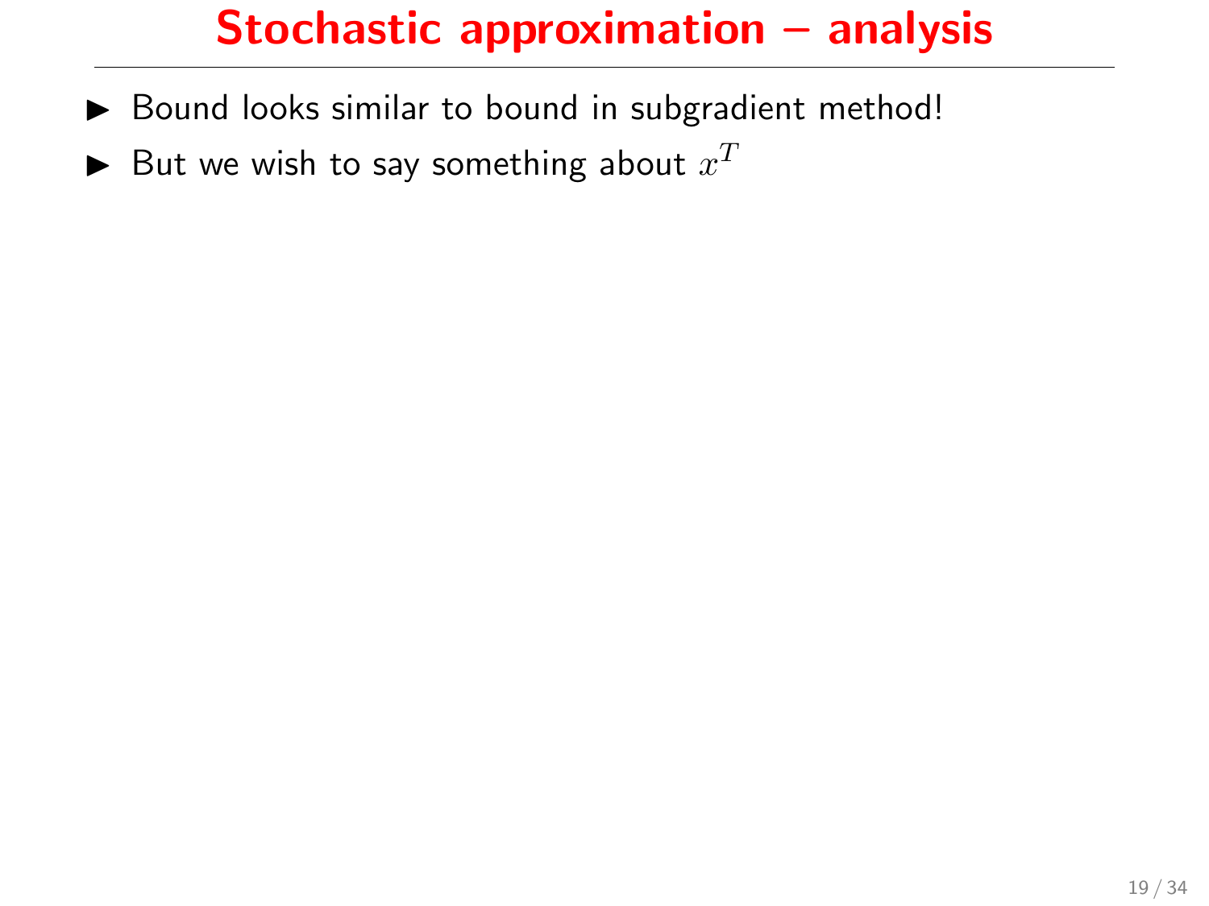# Stochastic approximation – analysis

- Bound looks similar to bound in subgradient method!
- But we wish to say something about $x^T$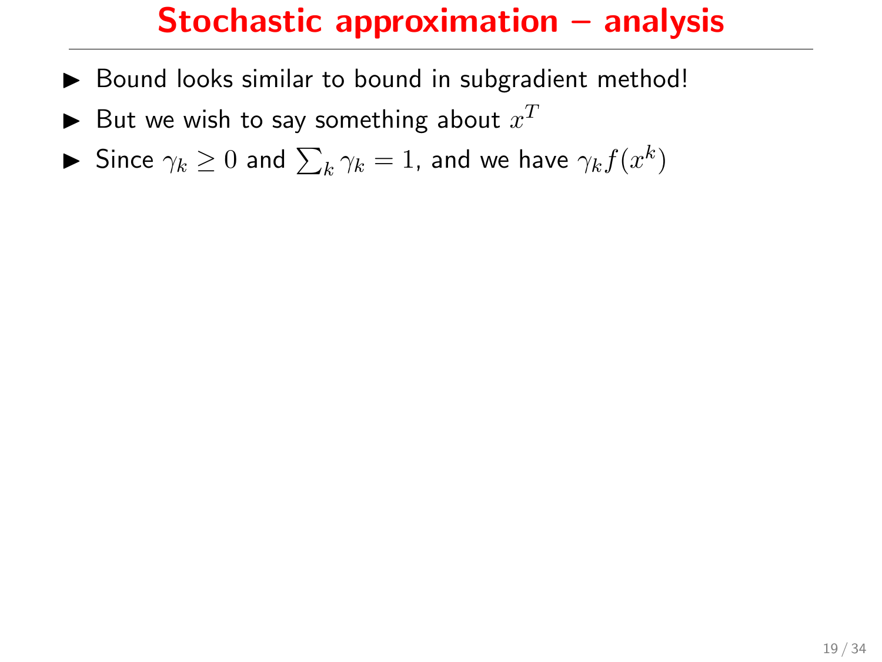# Stochastic approximation – analysis

- Bound looks similar to bound in subgradient method!
- But we wish to say something about $x^T$
- Since $\gamma_k \geq 0$ and $\sum_k \gamma_k = 1$, and we have $\gamma_k f(x^k)$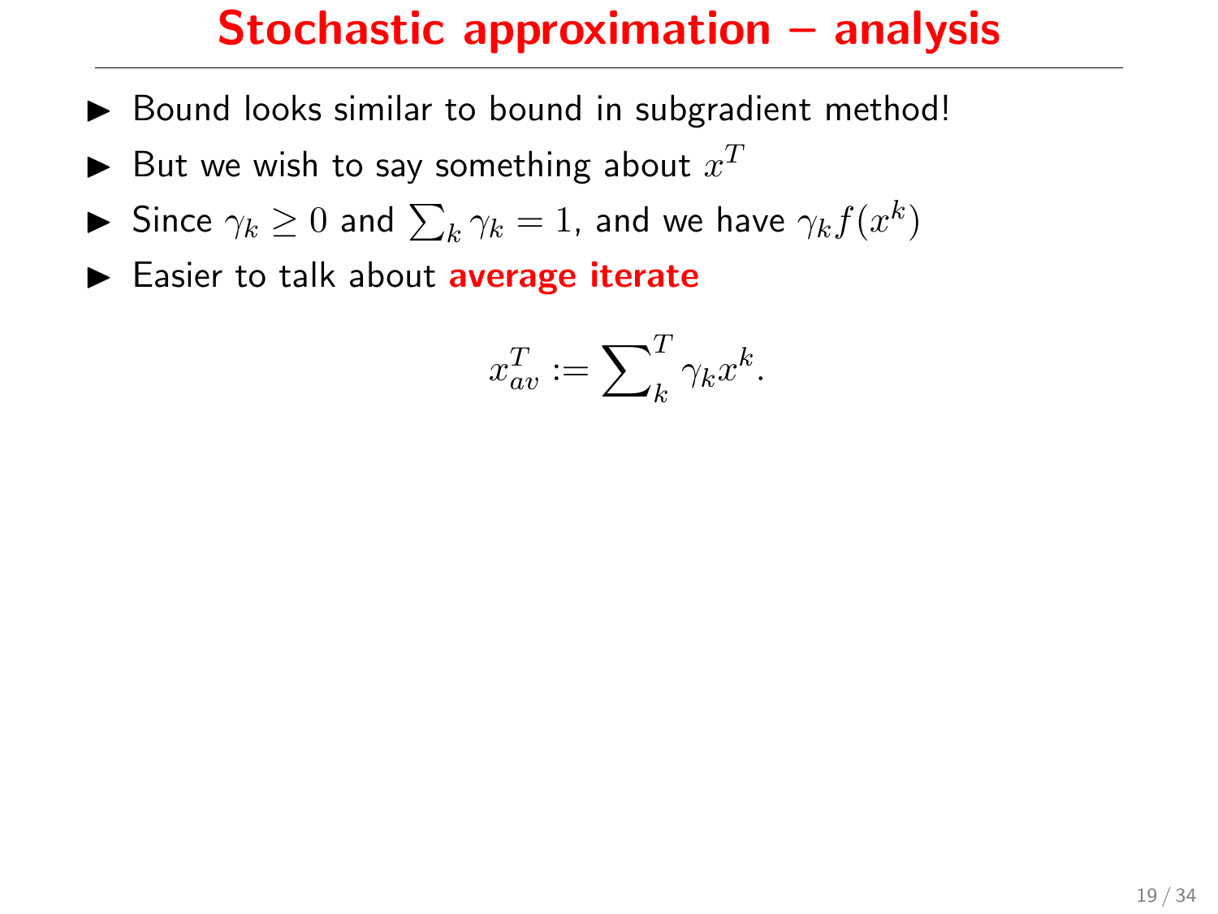# Stochastic approximation – analysis

- Bound looks similar to bound in subgradient method!
- But we wish to say something about $x^T$
- Since $\gamma_k \geq 0$ and $\sum_k \gamma_k = 1$, and we have $\gamma_k f(x^k)$
- Easier to talk about **average iterate**

$$x_{av}^T := \sum\nolimits_k^T \gamma_k x^k.$$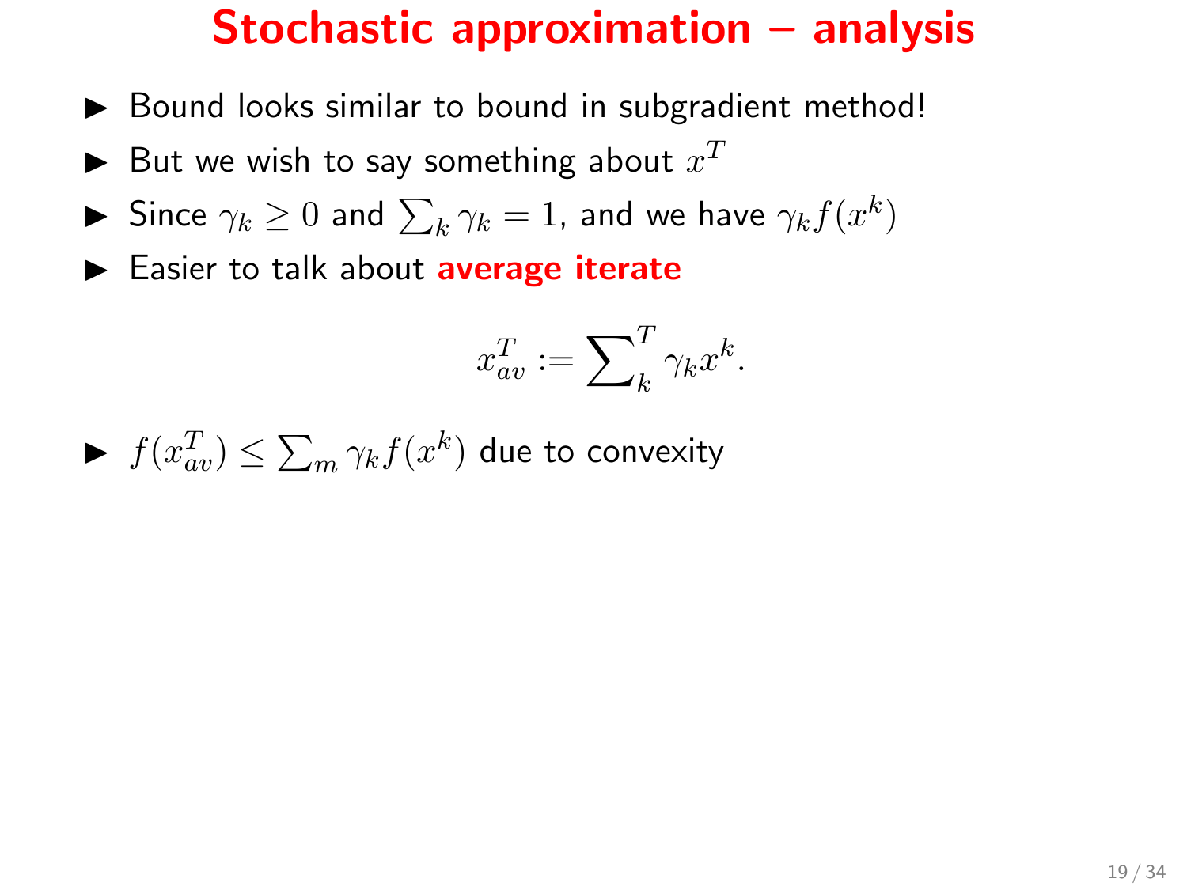# Stochastic approximation – analysis

- Bound looks similar to bound in subgradient method!
- But we wish to say something about $x^T$
- Since $\gamma_k \geq 0$ and $\sum_k \gamma_k = 1$, and we have $\gamma_k f(x^k)$
- Easier to talk about **average iterate**

$$x_{av}^T := \sum\nolimits_k^T \gamma_k x^k.$$

- $f(x_{av}^T) \leq \sum_m \gamma_k f(x^k)$ due to convexity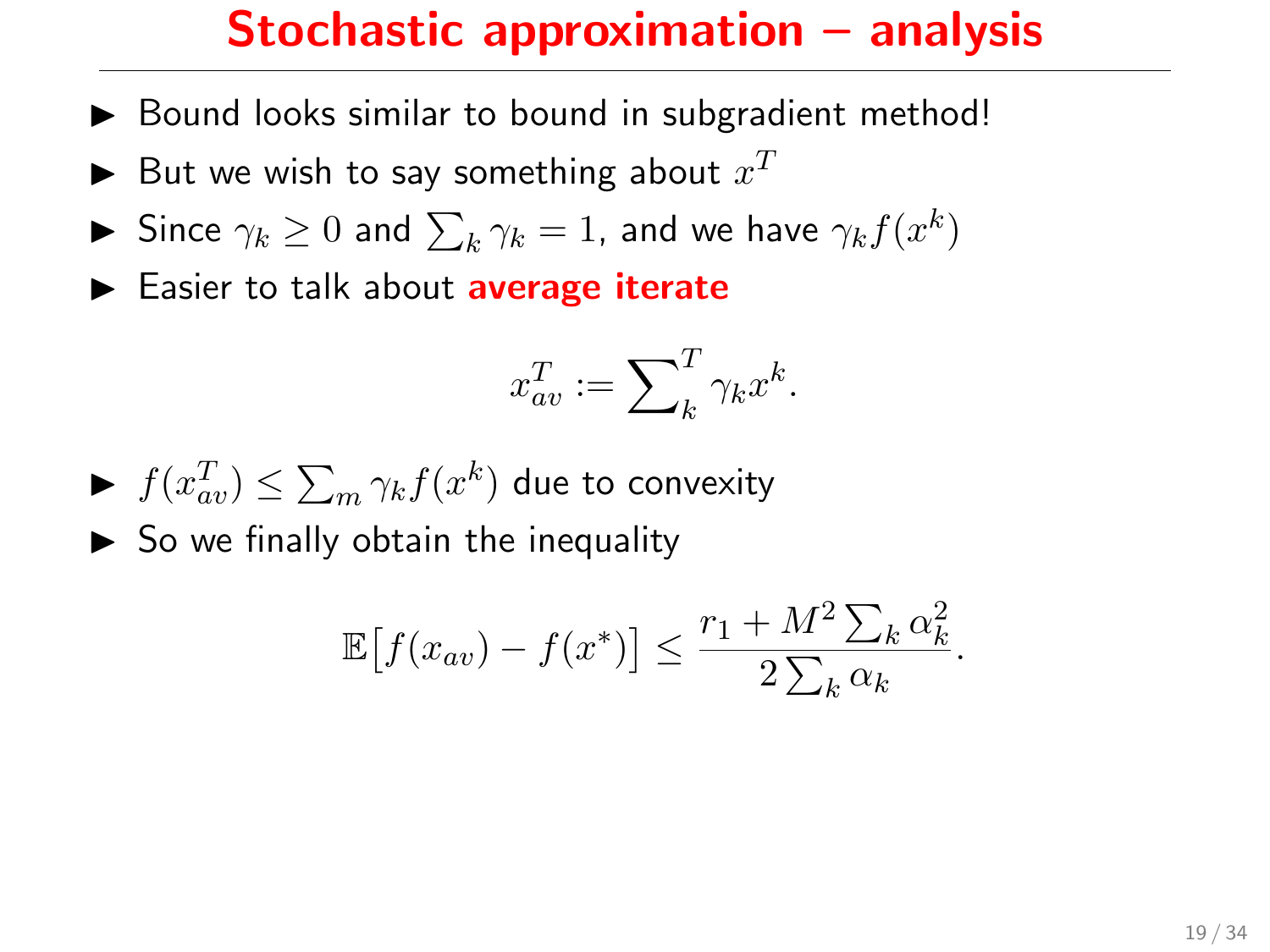# Stochastic approximation – analysis

- Bound looks similar to bound in subgradient method!
- But we wish to say something about $x^T$
- Since $\gamma_k \geq 0$ and $\sum_k \gamma_k = 1$, and we have $\gamma_k f(x^k)$
- Easier to talk about **average iterate**

$$x_{av}^T := \sum_k^T \gamma_k x^k.$$

- $f(x_{av}^T) \leq \sum_m \gamma_k f(x^k)$ due to convexity
- So we finally obtain the inequality

$$\mathbb{E}\big[f(x_{av}) - f(x^*)\big] \leq \frac{r_1 + M^2 \sum_k \alpha_k^2}{2 \sum_k \alpha_k}.$$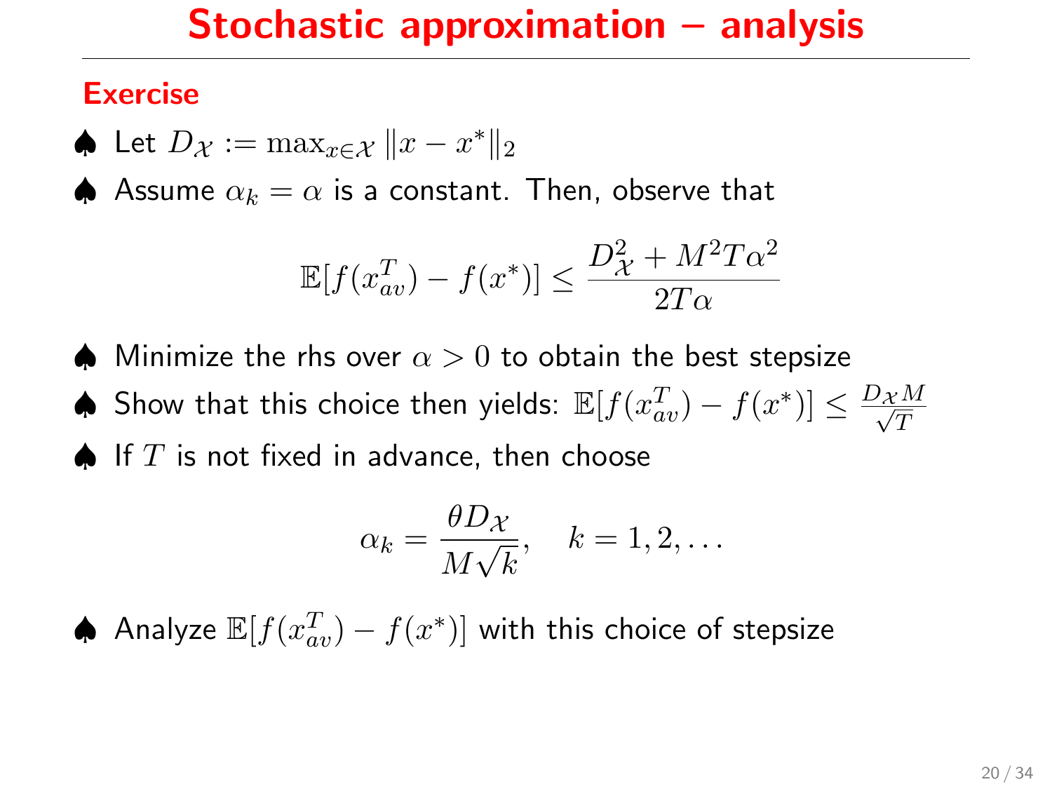# Stochastic approximation – analysis

**Exercise**

- ♠ Let $D_{\mathcal{X}} := \max_{x \in \mathcal{X}} \|x - x^*\|_2$
- ♠ Assume $\alpha_k = \alpha$ is a constant. Then, observe that

$$\mathbb{E}[f(x_{av}^T) - f(x^*)] \leq \frac{D_{\mathcal{X}}^2 + M^2 T \alpha^2}{2T\alpha}$$

- ♠ Minimize the rhs over $\alpha > 0$ to obtain the best stepsize
- ♠ Show that this choice then yields: $\mathbb{E}[f(x_{av}^T) - f(x^*)] \leq \frac{D_{\mathcal{X}} M}{\sqrt{T}}$
- ♠ If $T$ is not fixed in advance, then choose

$$\alpha_k = \frac{\theta D_{\mathcal{X}}}{M\sqrt{k}}, \quad k = 1, 2, \ldots$$

- ♠ Analyze $\mathbb{E}[f(x_{av}^T) - f(x^*)]$ with this choice of stepsize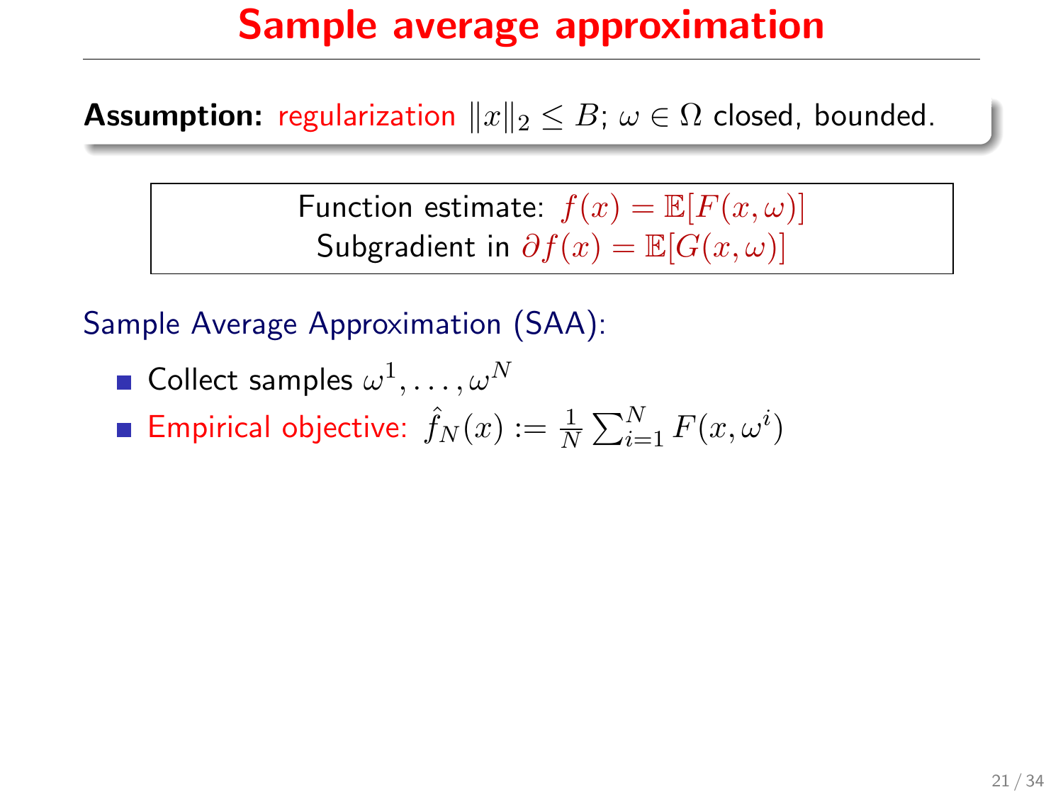# Sample average approximation

**Assumption:** regularization $\|x\|_2 \leq B$; $\omega \in \Omega$ closed, bounded.

Function estimate: $f(x) = \mathbb{E}[F(x, \omega)]$
Subgradient in $\partial f(x) = \mathbb{E}[G(x, \omega)]$

Sample Average Approximation (SAA):

- Collect samples $\omega^1, \ldots, \omega^N$
- Empirical objective: $\hat{f}_N(x) := \frac{1}{N} \sum_{i=1}^{N} F(x, \omega^i)$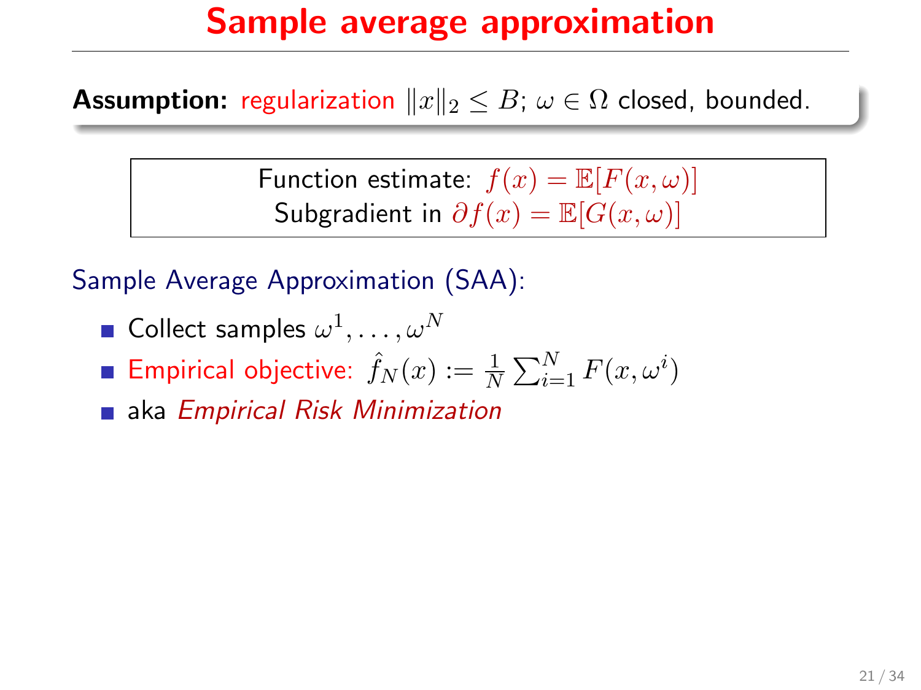# Sample average approximation

**Assumption:** regularization $\|x\|_2 \leq B$; $\omega \in \Omega$ closed, bounded.

Function estimate: $f(x) = \mathbb{E}[F(x, \omega)]$
Subgradient in $\partial f(x) = \mathbb{E}[G(x, \omega)]$

Sample Average Approximation (SAA):

- Collect samples $\omega^1, \ldots, \omega^N$
- Empirical objective: $\hat{f}_N(x) := \frac{1}{N}\sum_{i=1}^{N} F(x, \omega^i)$
- aka *Empirical Risk Minimization*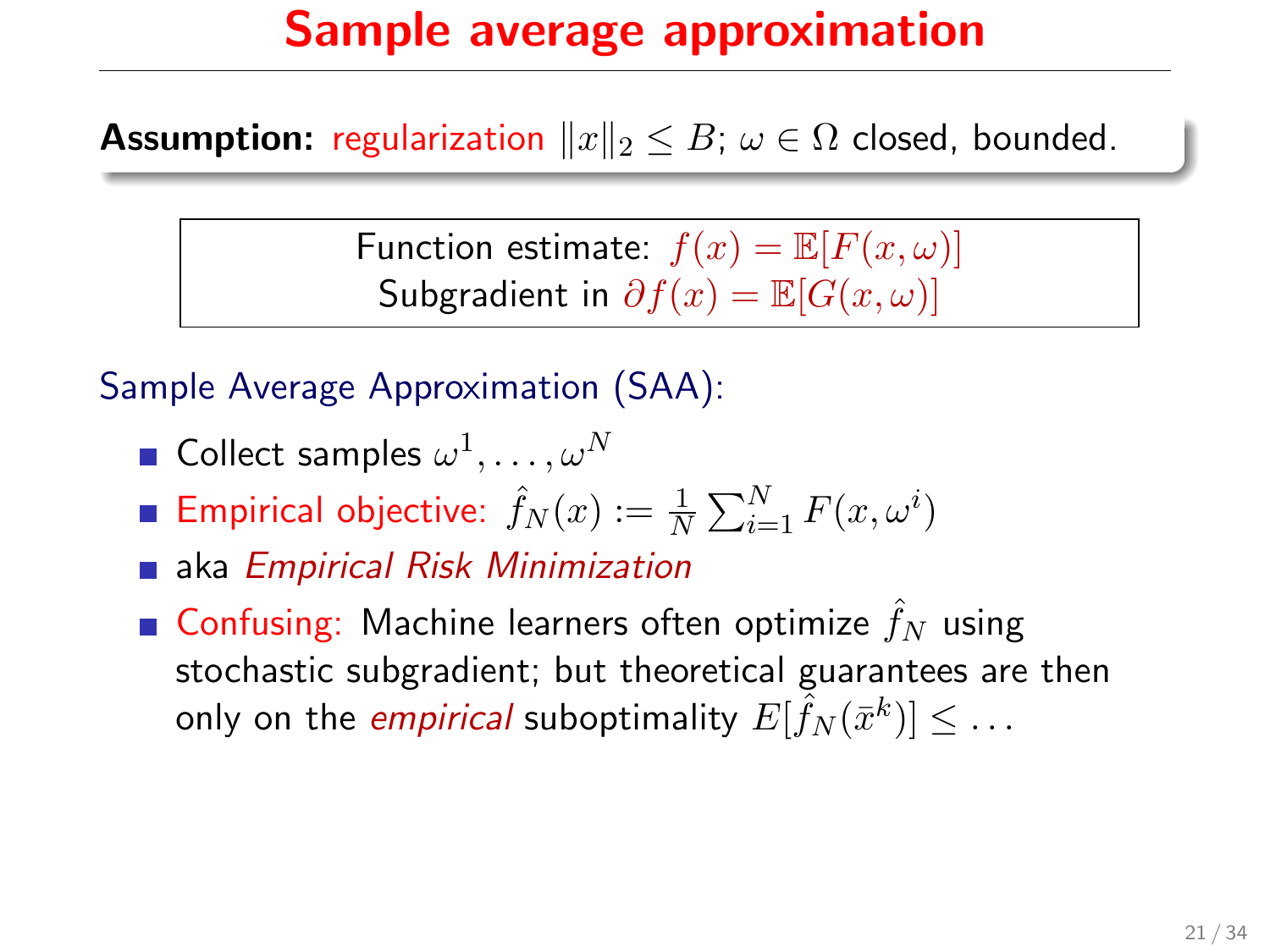# Sample average approximation

**Assumption:** regularization $\|x\|_2 \leq B$; $\omega \in \Omega$ closed, bounded.

Function estimate: $f(x) = \mathbb{E}[F(x, \omega)]$
Subgradient in $\partial f(x) = \mathbb{E}[G(x, \omega)]$

Sample Average Approximation (SAA):

- Collect samples $\omega^1, \ldots, \omega^N$
- Empirical objective: $\hat{f}_N(x) := \frac{1}{N}\sum_{i=1}^{N} F(x, \omega^i)$
- aka *Empirical Risk Minimization*
- Confusing: Machine learners often optimize $\hat{f}_N$ using stochastic subgradient; but theoretical guarantees are then only on the *empirical* suboptimality $E[\hat{f}_N(\bar{x}^k)] \leq \ldots$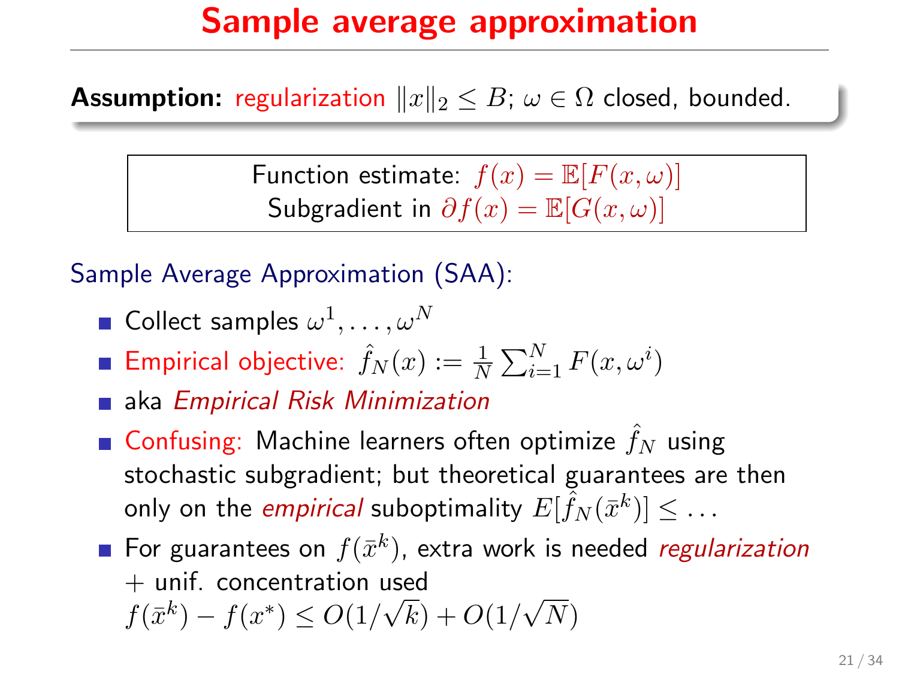# Sample average approximation

**Assumption:** regularization $\|x\|_2 \leq B$; $\omega \in \Omega$ closed, bounded.

| Function estimate: $f(x) = \mathbb{E}[F(x, \omega)]$ |
|---|
| Subgradient in $\partial f(x) = \mathbb{E}[G(x, \omega)]$ |

Sample Average Approximation (SAA):

- Collect samples $\omega^1, \ldots, \omega^N$
- Empirical objective: $\hat{f}_N(x) := \frac{1}{N}\sum_{i=1}^{N} F(x, \omega^i)$
- aka *Empirical Risk Minimization*
- Confusing: Machine learners often optimize $\hat{f}_N$ using stochastic subgradient; but theoretical guarantees are then only on the *empirical* suboptimality $E[\hat{f}_N(\bar{x}^k)] \leq \ldots$
- For guarantees on $f(\bar{x}^k)$, extra work is needed *regularization* + unif. concentration used $f(\bar{x}^k) - f(x^*) \leq O(1/\sqrt{k}) + O(1/\sqrt{N})$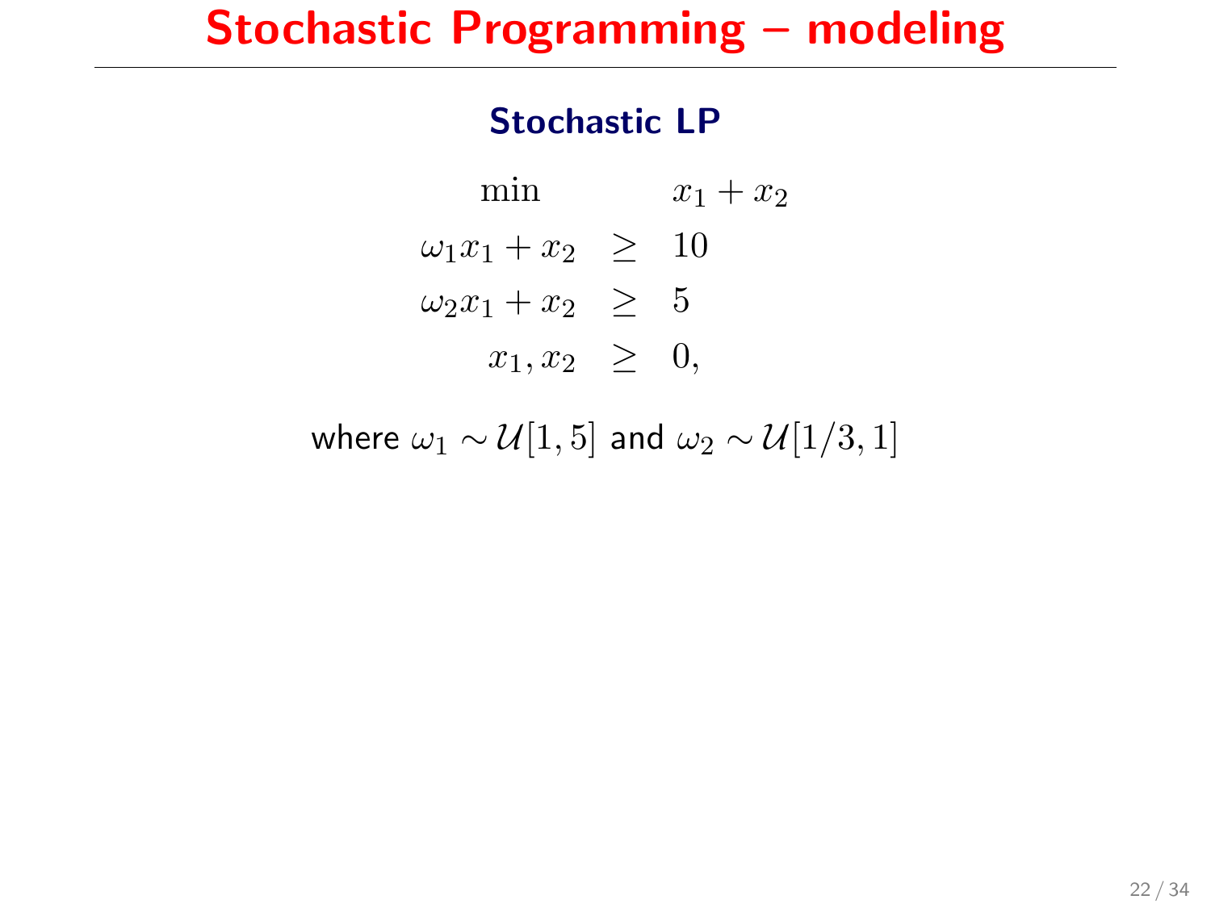# Stochastic Programming – modeling

## Stochastic LP

$$
\begin{array}{rcl}
\min & & x_1 + x_2 \\
\omega_1 x_1 + x_2 & \geq & 10 \\
\omega_2 x_1 + x_2 & \geq & 5 \\
x_1, x_2 & \geq & 0,
\end{array}
$$

where $\omega_1 \sim \mathcal{U}[1,5]$ and $\omega_2 \sim \mathcal{U}[1/3,1]$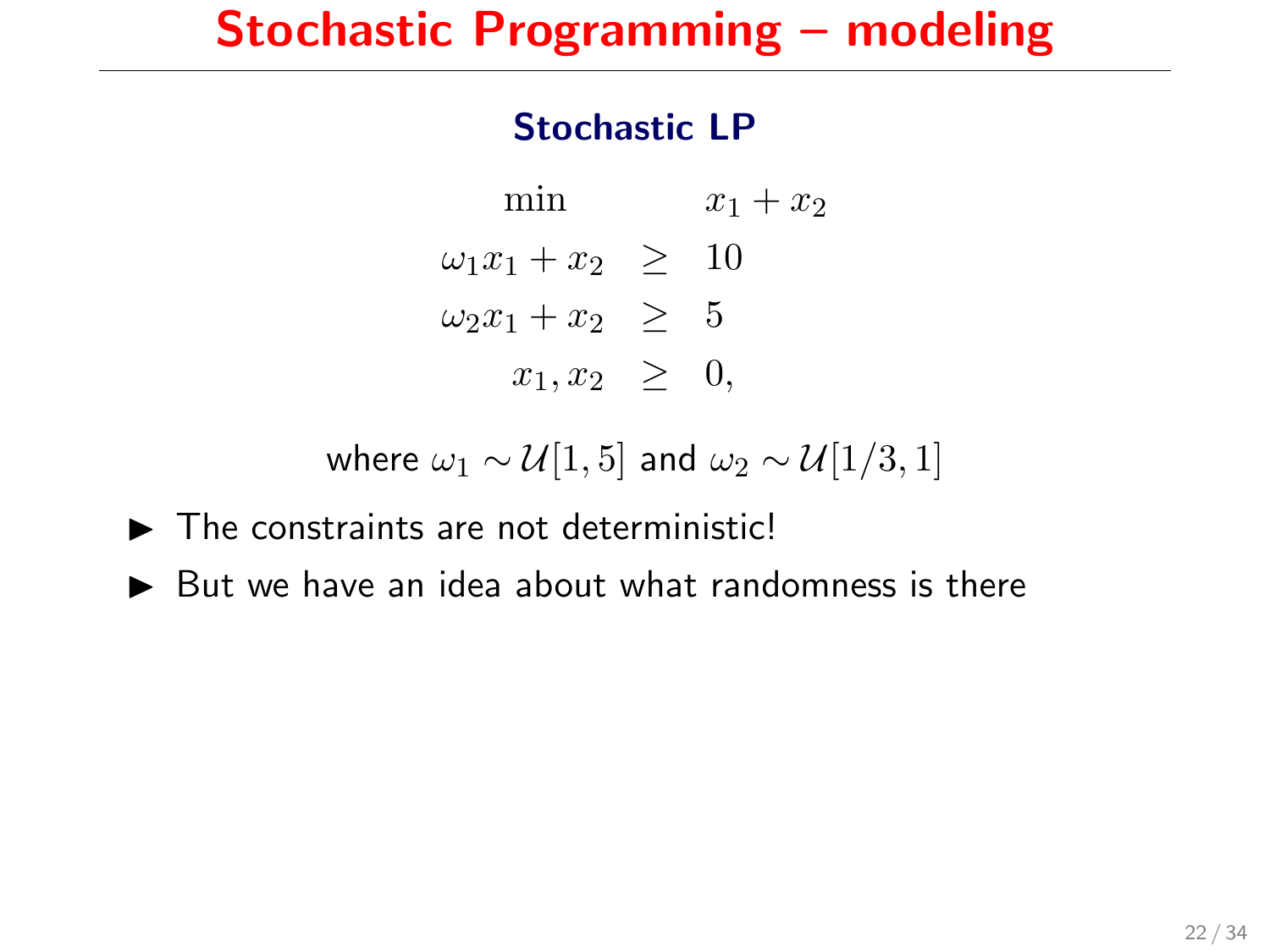# Stochastic Programming – modeling

## Stochastic LP

$$
\begin{array}{rcl}
\min & & x_1 + x_2 \\
\omega_1 x_1 + x_2 & \geq & 10 \\
\omega_2 x_1 + x_2 & \geq & 5 \\
x_1, x_2 & \geq & 0,
\end{array}
$$

where $\omega_1 \sim \mathcal{U}[1, 5]$ and $\omega_2 \sim \mathcal{U}[1/3, 1]$

- The constraints are not deterministic!
- But we have an idea about what randomness is there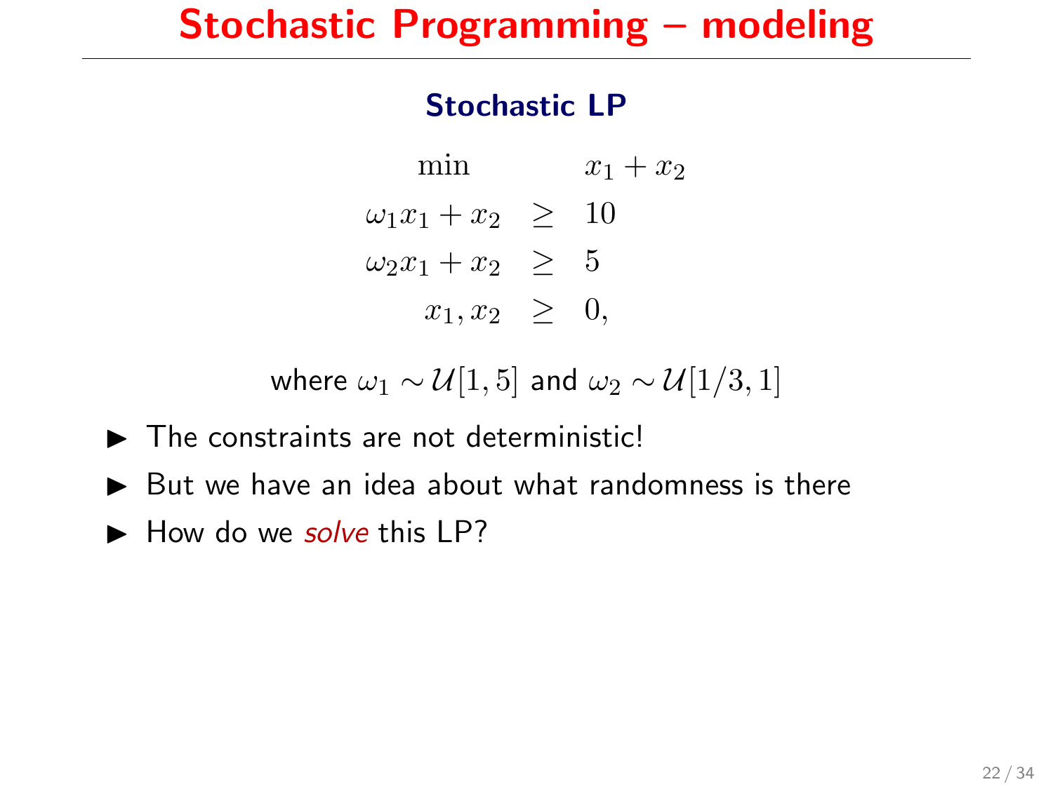# Stochastic Programming – modeling

### Stochastic LP

$$
\begin{array}{rcl}
\min & & x_1 + x_2 \\
\omega_1 x_1 + x_2 & \geq & 10 \\
\omega_2 x_1 + x_2 & \geq & 5 \\
x_1, x_2 & \geq & 0,
\end{array}
$$

where $\omega_1 \sim \mathcal{U}[1,5]$ and $\omega_2 \sim \mathcal{U}[1/3,1]$

- The constraints are not deterministic!
- But we have an idea about what randomness is there
- How do we *solve* this LP?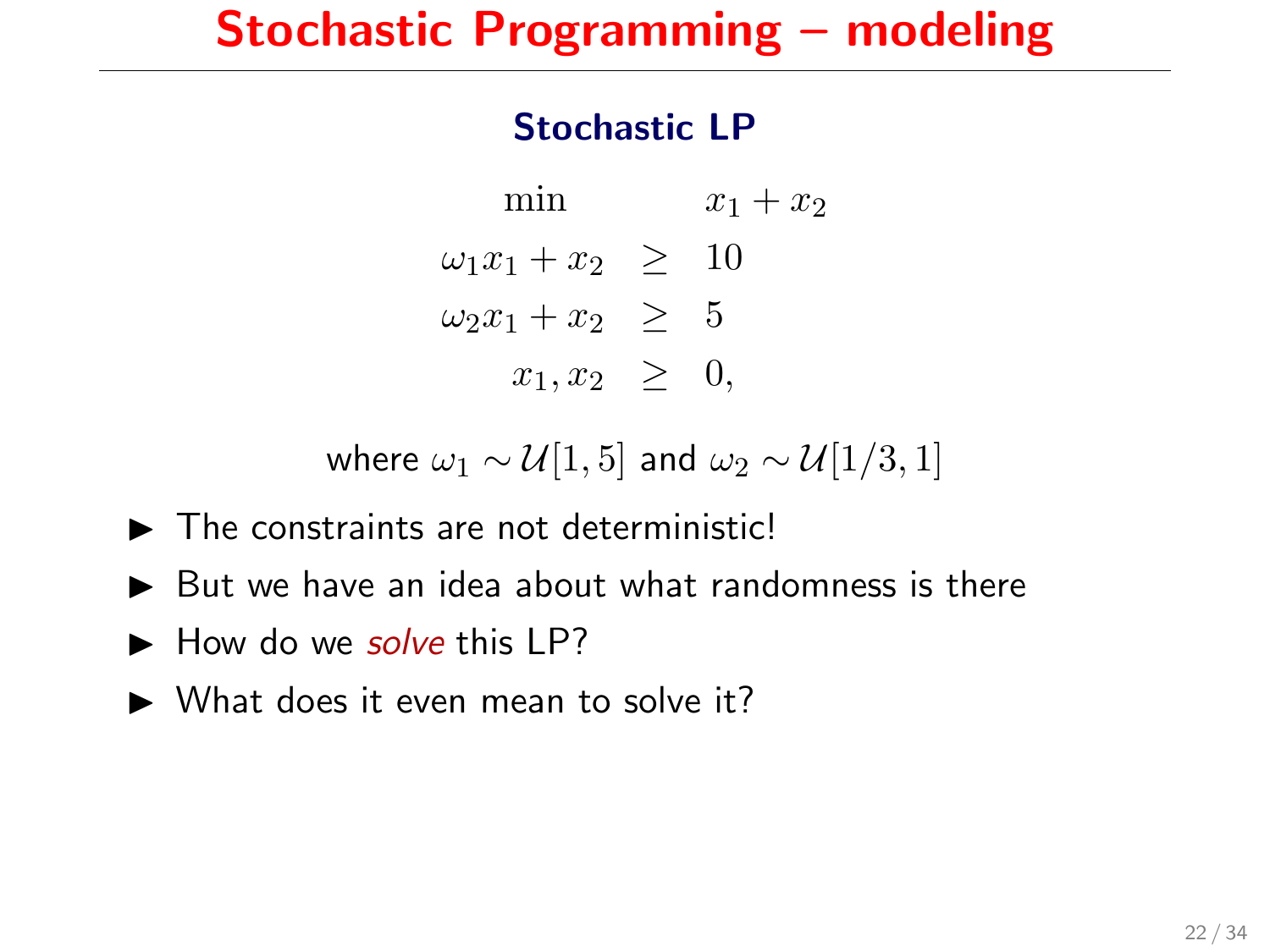# Stochastic Programming – modeling

## Stochastic LP

$$
\begin{array}{rcl}
\min & & x_1 + x_2 \\
\omega_1 x_1 + x_2 & \geq & 10 \\
\omega_2 x_1 + x_2 & \geq & 5 \\
x_1, x_2 & \geq & 0,
\end{array}
$$

where $\omega_1 \sim \mathcal{U}[1,5]$ and $\omega_2 \sim \mathcal{U}[1/3,1]$

- The constraints are not deterministic!
- But we have an idea about what randomness is there
- How do we *solve* this LP?
- What does it even mean to solve it?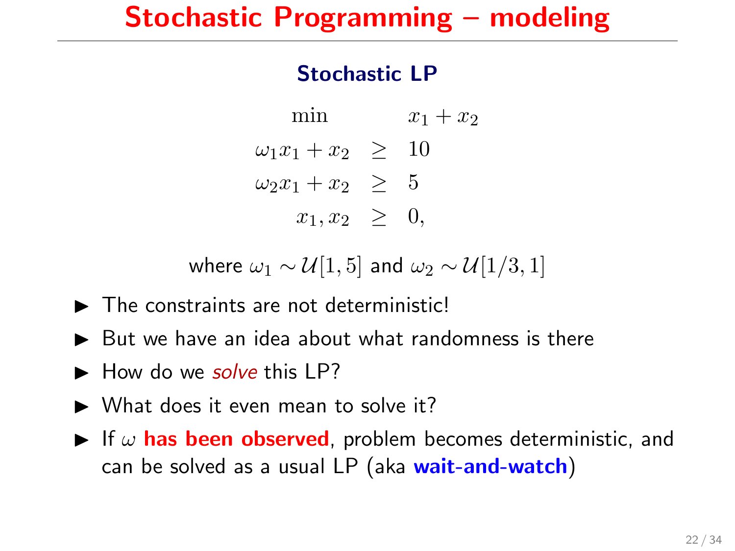# Stochastic Programming – modeling

## Stochastic LP

$$
\begin{array}{rcl}
\min & & x_1 + x_2 \\
\omega_1 x_1 + x_2 & \geq & 10 \\
\omega_2 x_1 + x_2 & \geq & 5 \\
x_1, x_2 & \geq & 0,
\end{array}
$$

where $\omega_1 \sim \mathcal{U}[1, 5]$ and $\omega_2 \sim \mathcal{U}[1/3, 1]$

- The constraints are not deterministic!
- But we have an idea about what randomness is there
- How do we *solve* this LP?
- What does it even mean to solve it?
- If $\omega$ **has been observed**, problem becomes deterministic, and can be solved as a usual LP (aka **wait-and-watch**)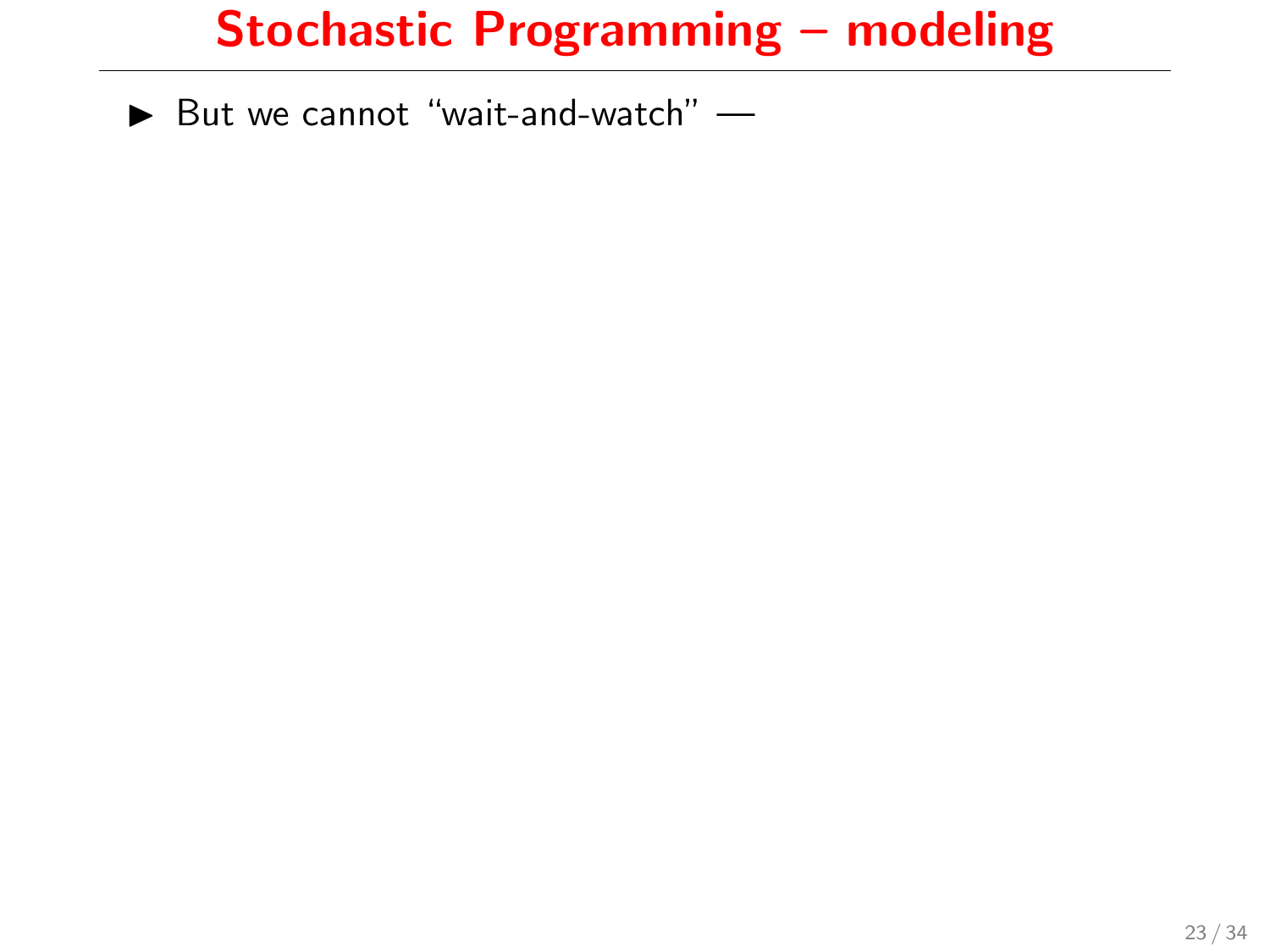# Stochastic Programming – modeling

- But we cannot “wait-and-watch” —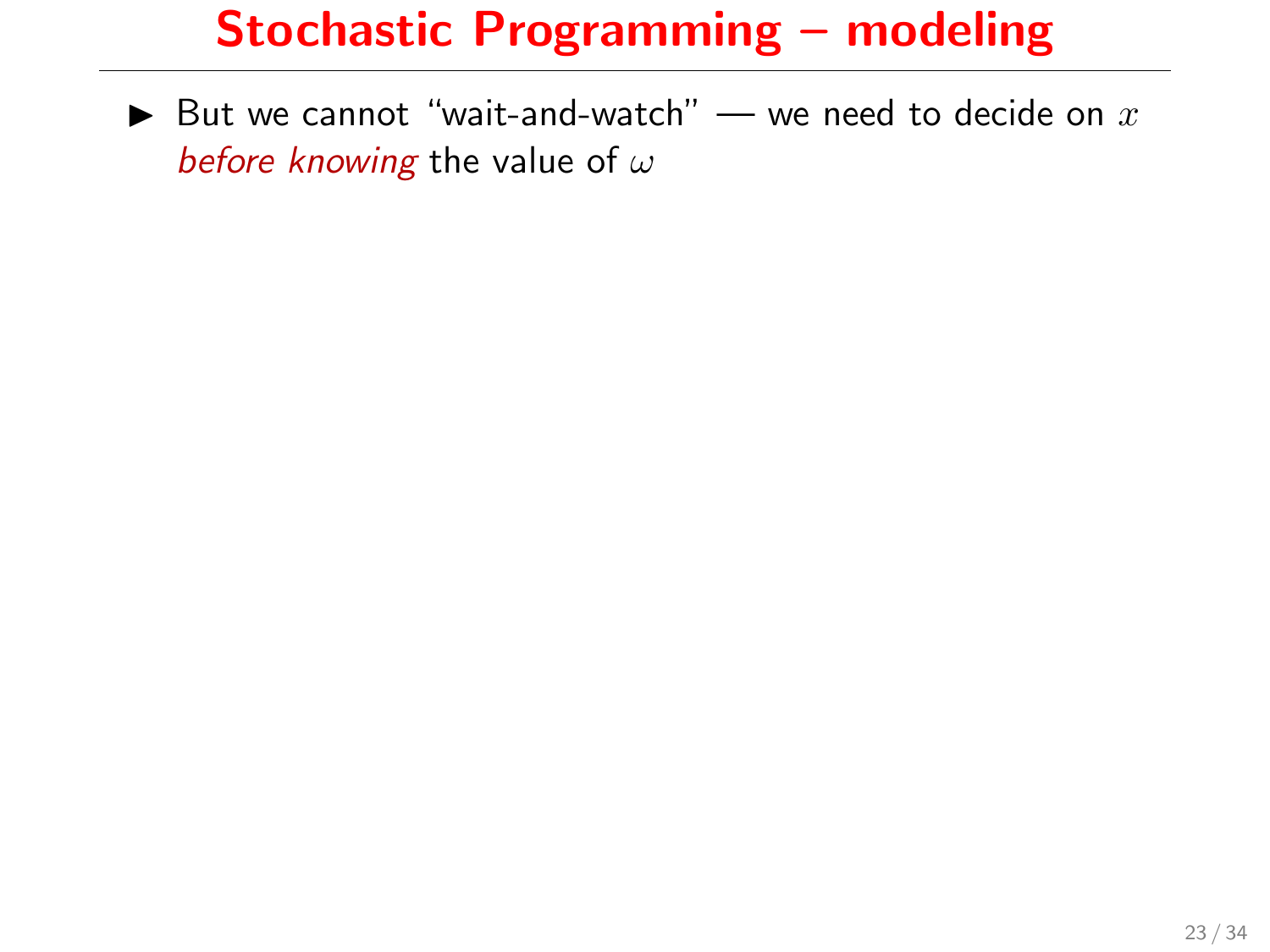# Stochastic Programming – modeling

- But we cannot "wait-and-watch" — we need to decide on $x$ *before knowing* the value of $\omega$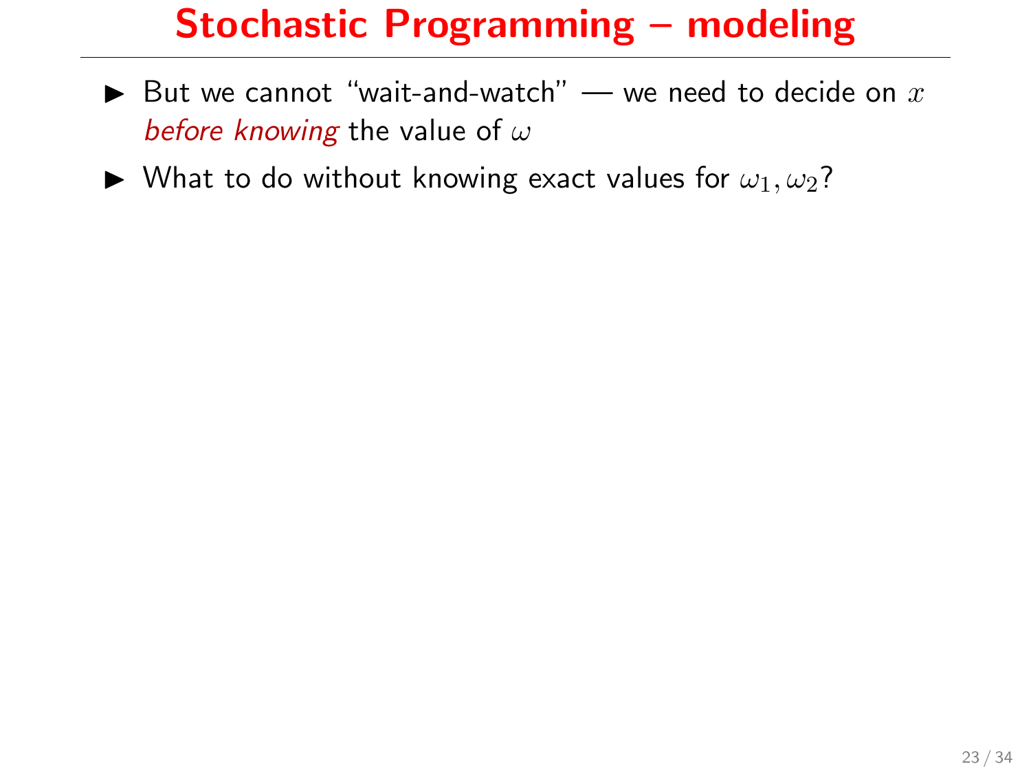# Stochastic Programming – modeling

- But we cannot "wait-and-watch" — we need to decide on $x$ *before knowing* the value of $\omega$
- What to do without knowing exact values for $\omega_1, \omega_2$?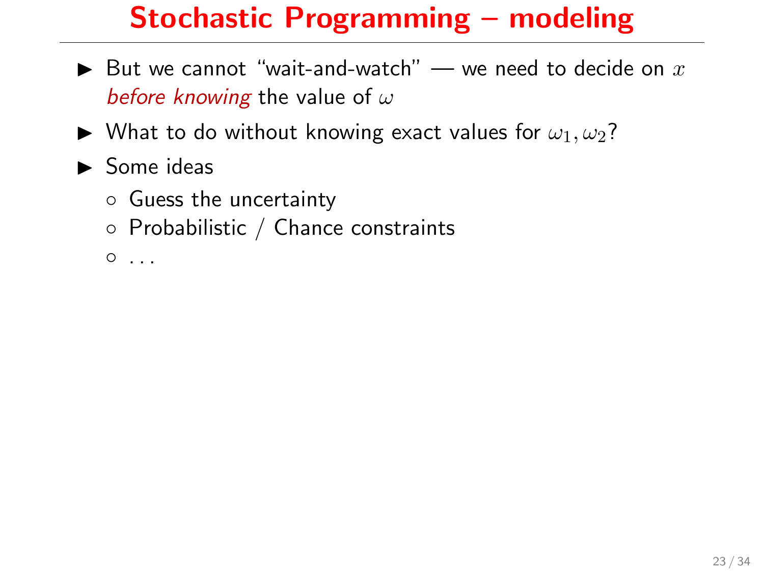# Stochastic Programming – modeling

- But we cannot "wait-and-watch" — we need to decide on $x$ *before knowing* the value of $\omega$
- What to do without knowing exact values for $\omega_1, \omega_2$?
- Some ideas
  - Guess the uncertainty
  - Probabilistic / Chance constraints
  - ...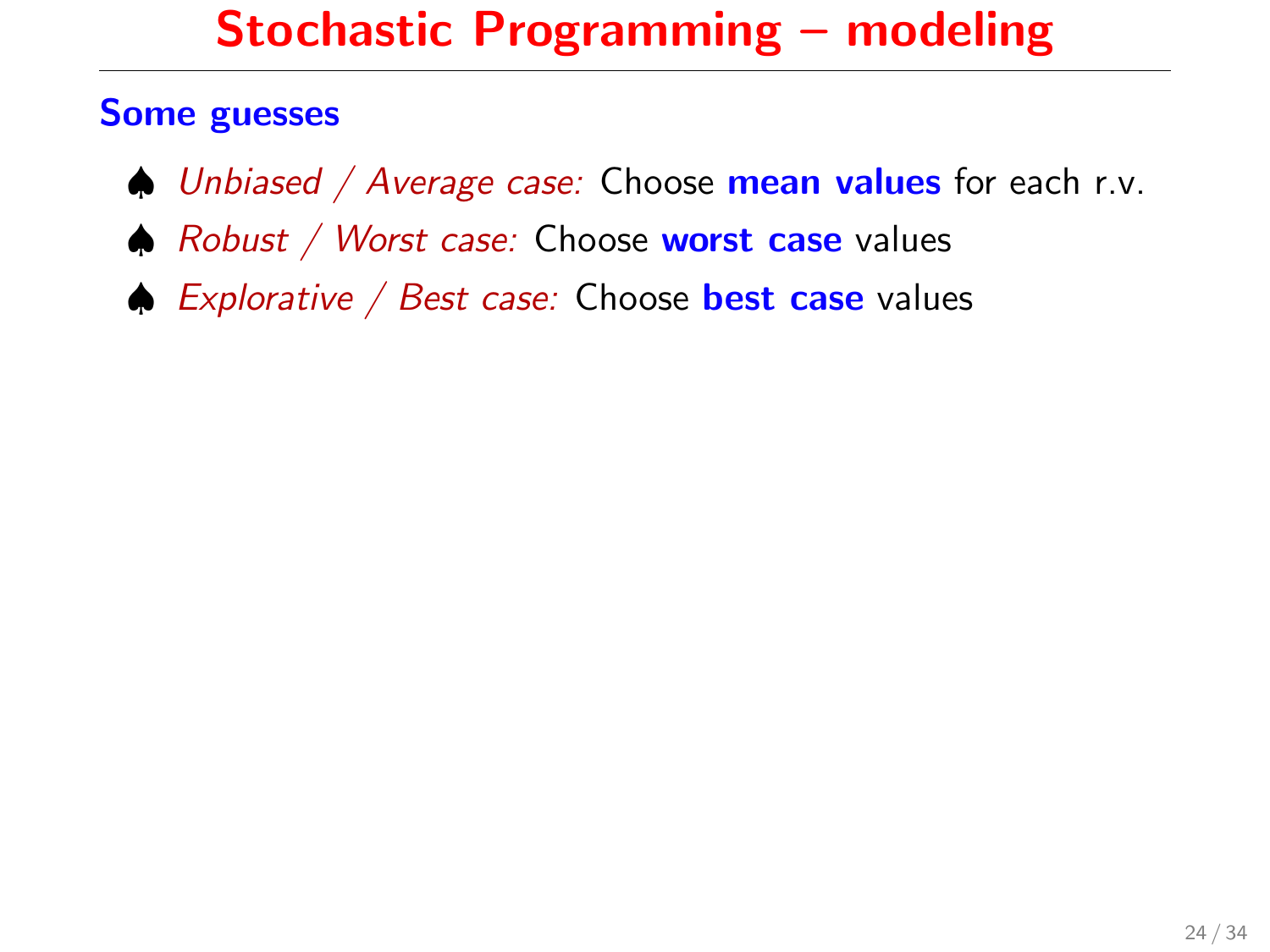# Stochastic Programming – modeling

## Some guesses

- *Unbiased / Average case:* Choose **mean values** for each r.v.
- *Robust / Worst case:* Choose **worst case** values
- *Explorative / Best case:* Choose **best case** values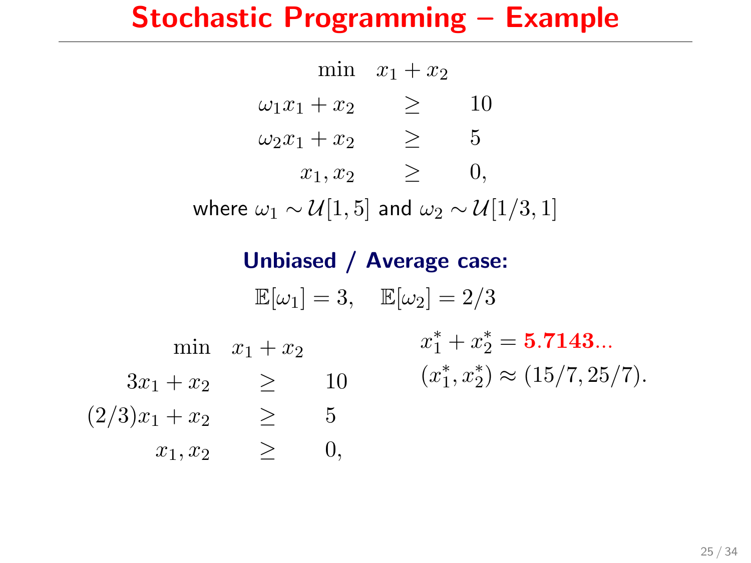# Stochastic Programming – Example

$$
\begin{aligned}
\min \quad & x_1 + x_2 \\
\omega_1 x_1 + x_2 & \geq 10 \\
\omega_2 x_1 + x_2 & \geq 5 \\
x_1, x_2 & \geq 0,
\end{aligned}
$$

where $\omega_1 \sim \mathcal{U}[1, 5]$ and $\omega_2 \sim \mathcal{U}[1/3, 1]$

### Unbiased / Average case:

$$
\mathbb{E}[\omega_1] = 3, \quad \mathbb{E}[\omega_2] = 2/3
$$

$$
\begin{aligned}
\min \quad & x_1 + x_2 \\
3x_1 + x_2 & \geq 10 \\
(2/3)x_1 + x_2 & \geq 5 \\
x_1, x_2 & \geq 0,
\end{aligned}
$$

$x_1^* + x_2^* = \mathbf{5.7143}...$

$(x_1^*, x_2^*) \approx (15/7, 25/7).$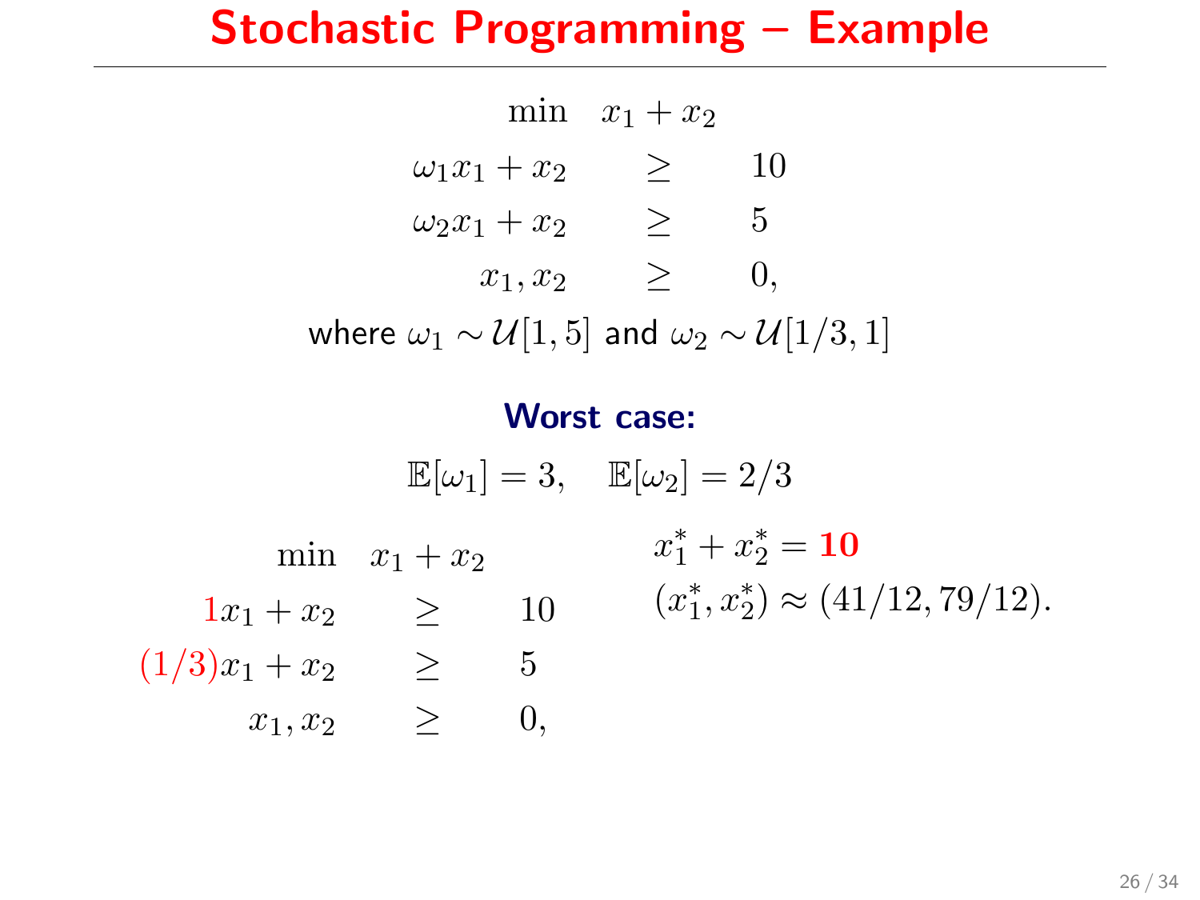# Stochastic Programming – Example

$$
\begin{array}{rcl}
\min & x_1 + x_2 & \\
\omega_1 x_1 + x_2 & \geq & 10 \\
\omega_2 x_1 + x_2 & \geq & 5 \\
x_1, x_2 & \geq & 0,
\end{array}
$$

where $\omega_1 \sim \mathcal{U}[1, 5]$ and $\omega_2 \sim \mathcal{U}[1/3, 1]$

**Worst case:**

$$
\mathbb{E}[\omega_1] = 3, \quad \mathbb{E}[\omega_2] = 2/3
$$

$$
\begin{array}{rcl}
\min & x_1 + x_2 & \\
1 x_1 + x_2 & \geq & 10 \\
(1/3) x_1 + x_2 & \geq & 5 \\
x_1, x_2 & \geq & 0,
\end{array}
$$

$x_1^* + x_2^* = \mathbf{10}$

$(x_1^*, x_2^*) \approx (41/12, 79/12).$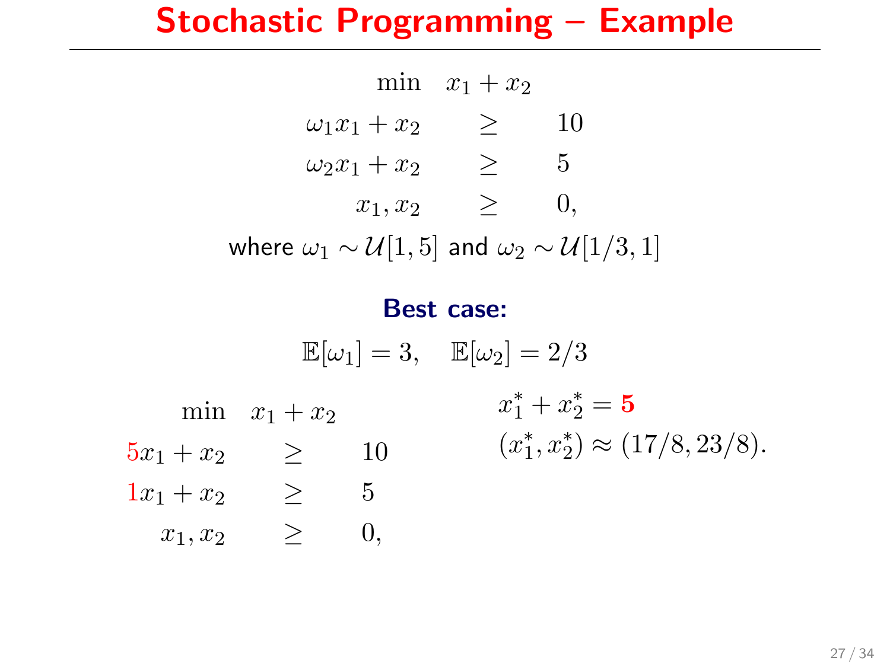# Stochastic Programming – Example

$$
\begin{aligned}
\min \quad & x_1 + x_2 \\
\omega_1 x_1 + x_2 & \geq 10 \\
\omega_2 x_1 + x_2 & \geq 5 \\
x_1, x_2 & \geq 0,
\end{aligned}
$$

where $\omega_1 \sim \mathcal{U}[1, 5]$ and $\omega_2 \sim \mathcal{U}[1/3, 1]$

**Best case:**

$$\mathbb{E}[\omega_1] = 3, \quad \mathbb{E}[\omega_2] = 2/3$$

$$
\begin{aligned}
\min \quad & x_1 + x_2 \\
5x_1 + x_2 & \geq 10 \\
1x_1 + x_2 & \geq 5 \\
x_1, x_2 & \geq 0,
\end{aligned}
$$

$x_1^* + x_2^* = \mathbf{5}$

$(x_1^*, x_2^*) \approx (17/8, 23/8).$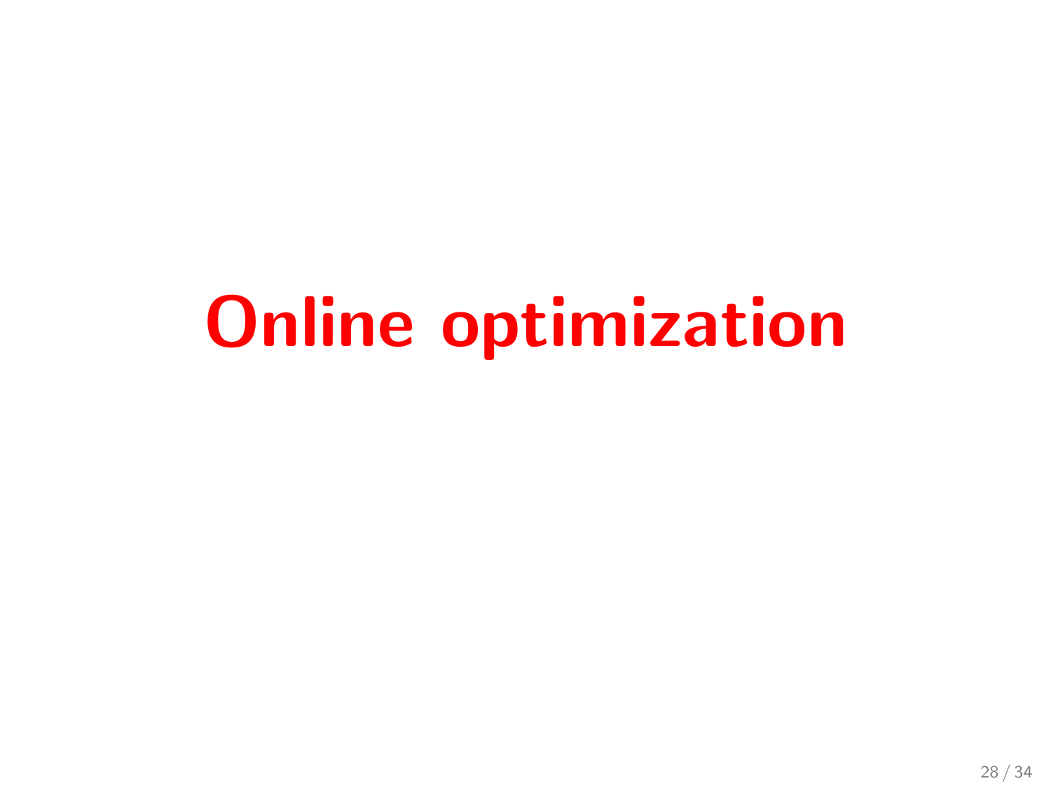# Online optimization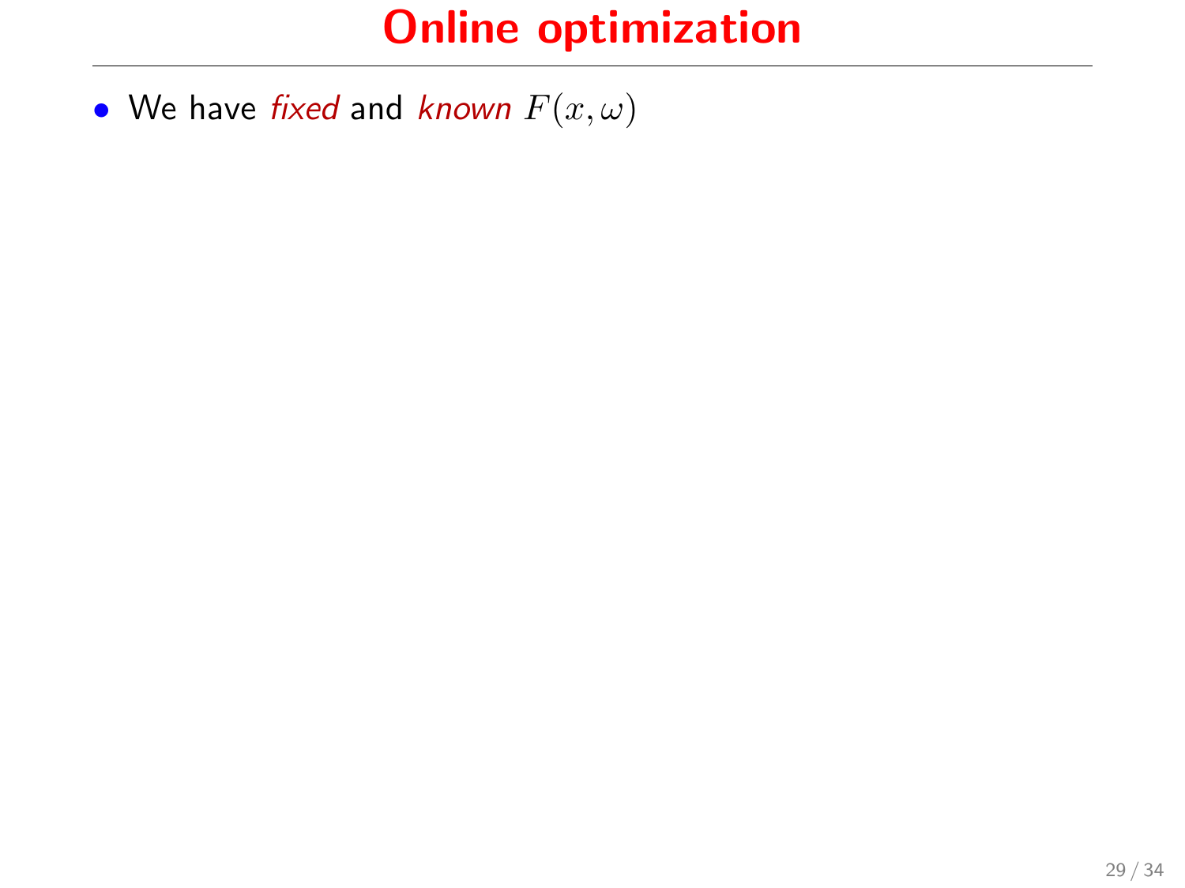# Online optimization

- We have *fixed* and *known* $F(x, \omega)$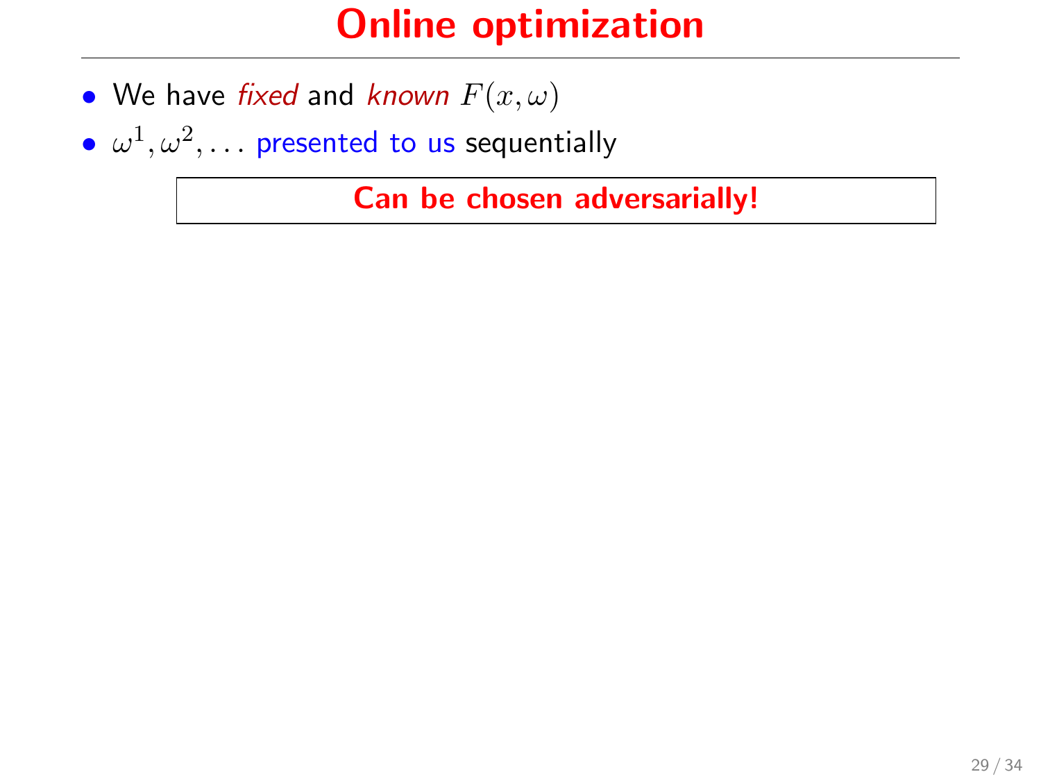# Online optimization

- We have *fixed* and *known* $F(x, \omega)$
- $\omega^1, \omega^2, \ldots$ presented to us sequentially

**Can be chosen adversarially!**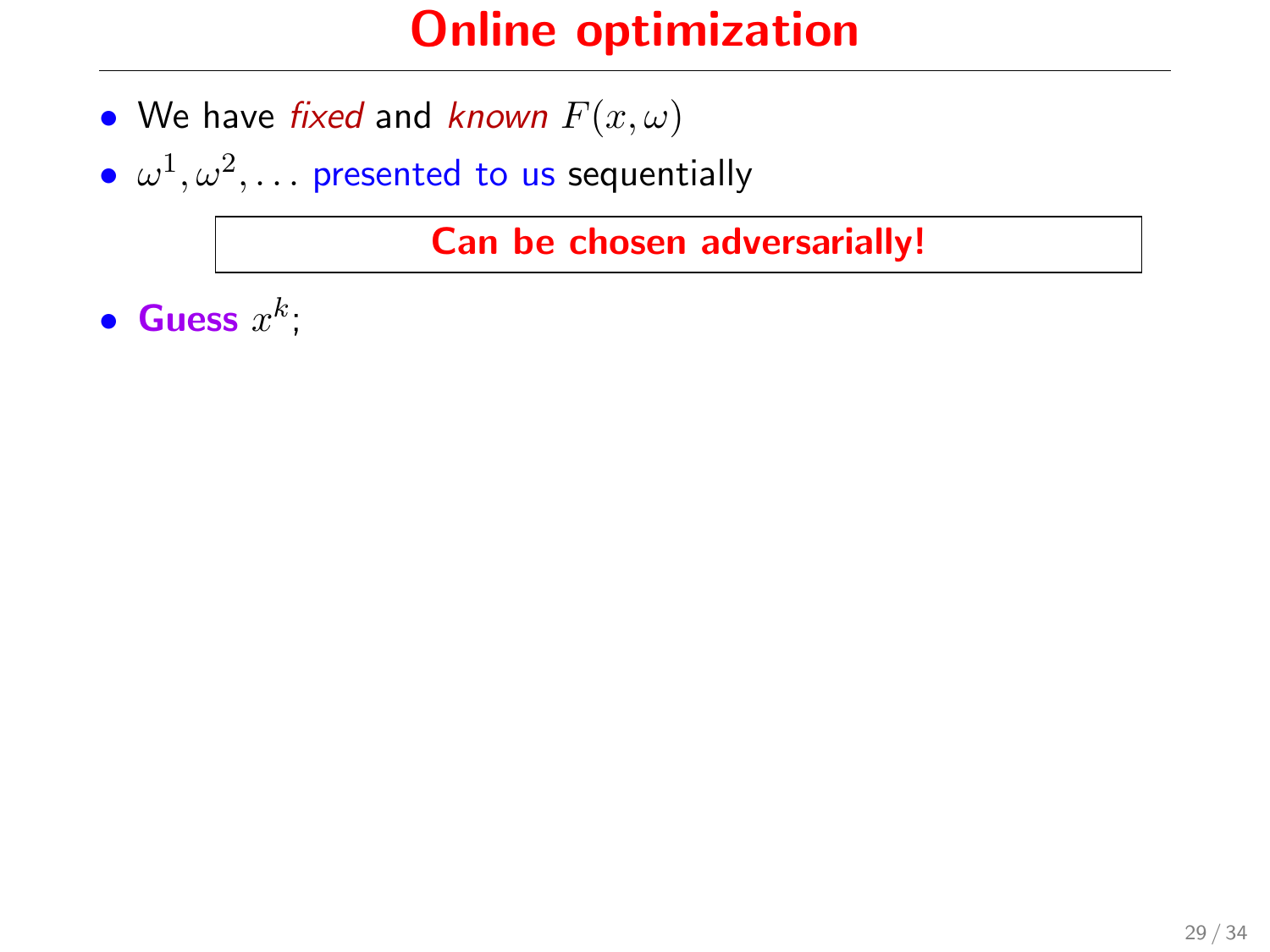# Online optimization

- We have *fixed* and *known* $F(x, \omega)$
- $\omega^1, \omega^2, \ldots$ presented to us sequentially

**Can be chosen adversarially!**

- **Guess** $x^k$;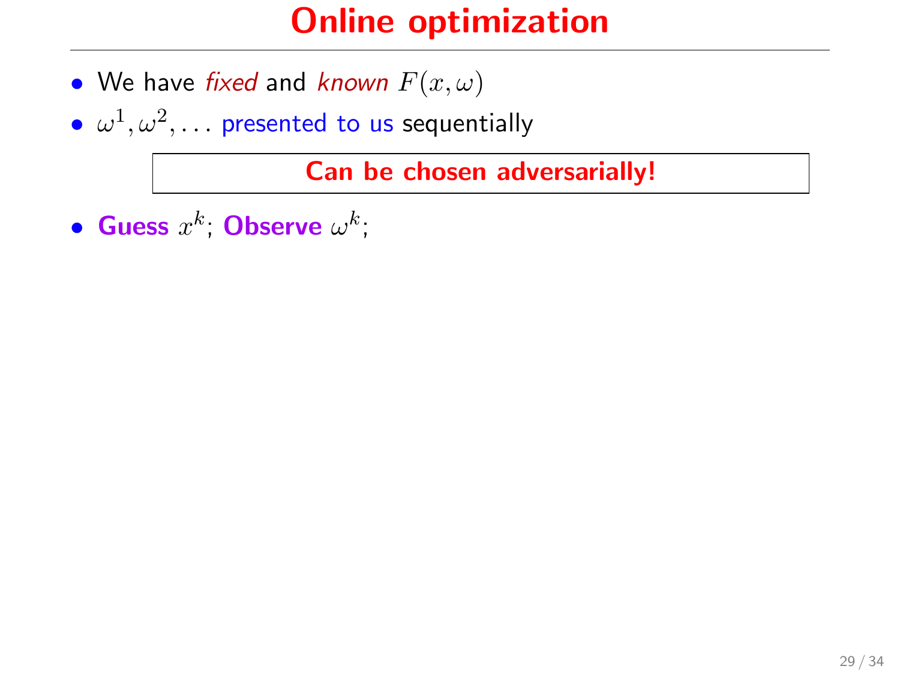# Online optimization

- We have *fixed* and *known* $F(x, \omega)$
- $\omega^1, \omega^2, \ldots$ presented to us sequentially

**Can be chosen adversarially!**

- **Guess** $x^k$; **Observe** $\omega^k$;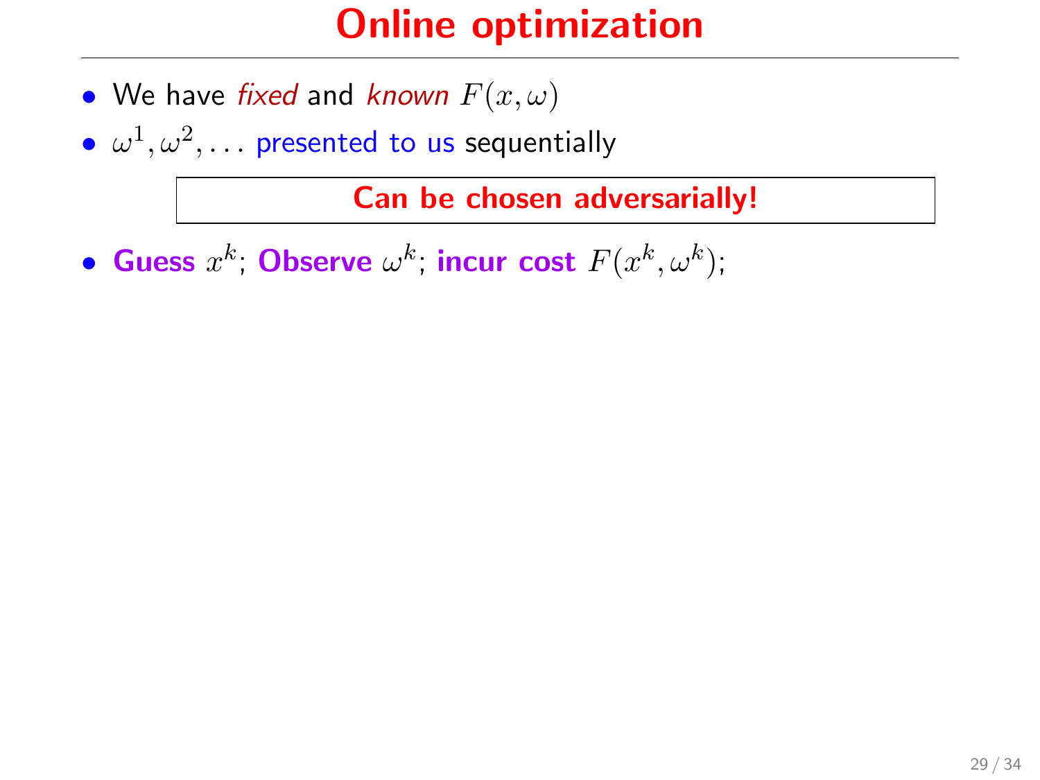# Online optimization

- We have *fixed* and *known* $F(x, \omega)$
- $\omega^1, \omega^2, \ldots$ presented to us sequentially

**Can be chosen adversarially!**

- **Guess** $x^k$; **Observe** $\omega^k$; **incur cost** $F(x^k, \omega^k)$;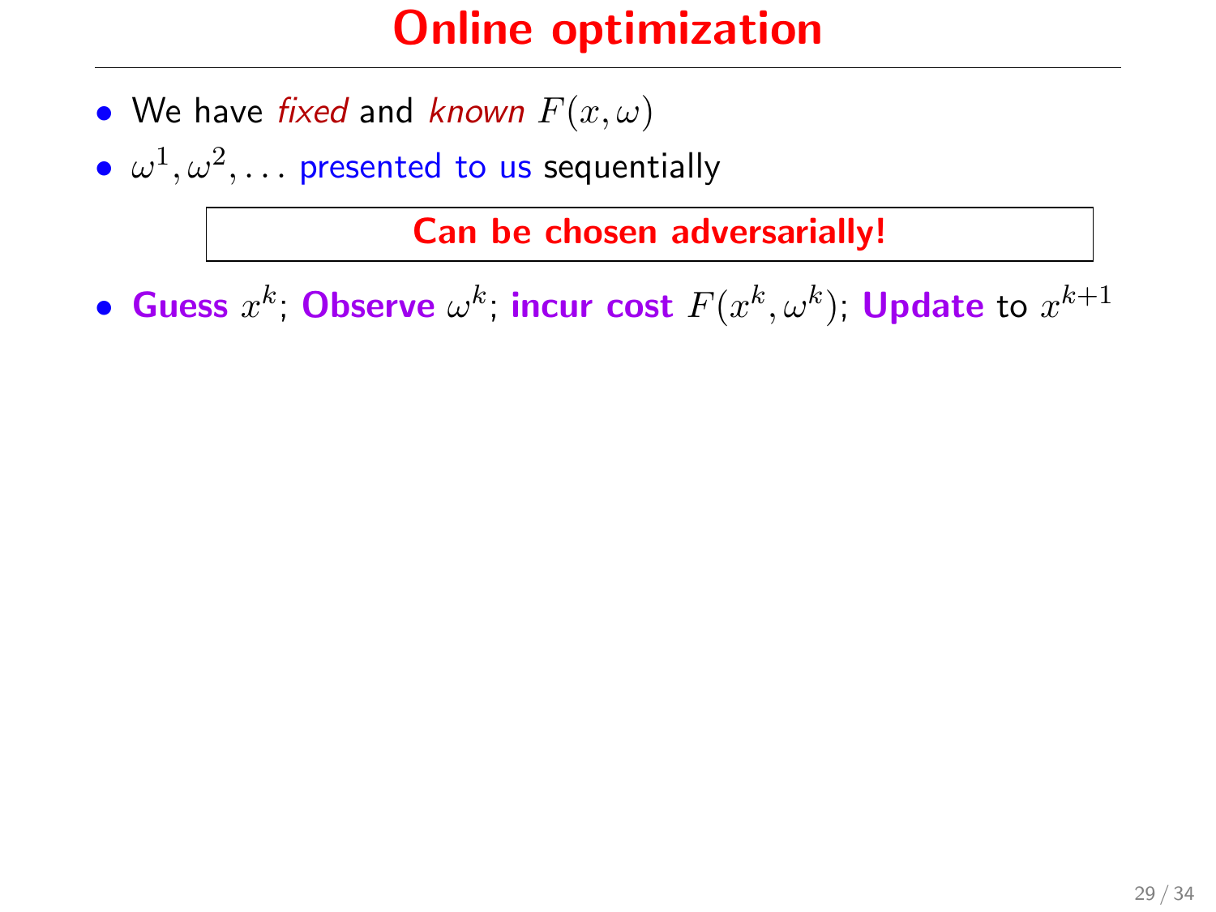# Online optimization

- We have *fixed* and *known* $F(x, \omega)$
- $\omega^1, \omega^2, \ldots$ presented to us sequentially

**Can be chosen adversarially!**

- **Guess** $x^k$; **Observe** $\omega^k$; **incur cost** $F(x^k, \omega^k)$; **Update** to $x^{k+1}$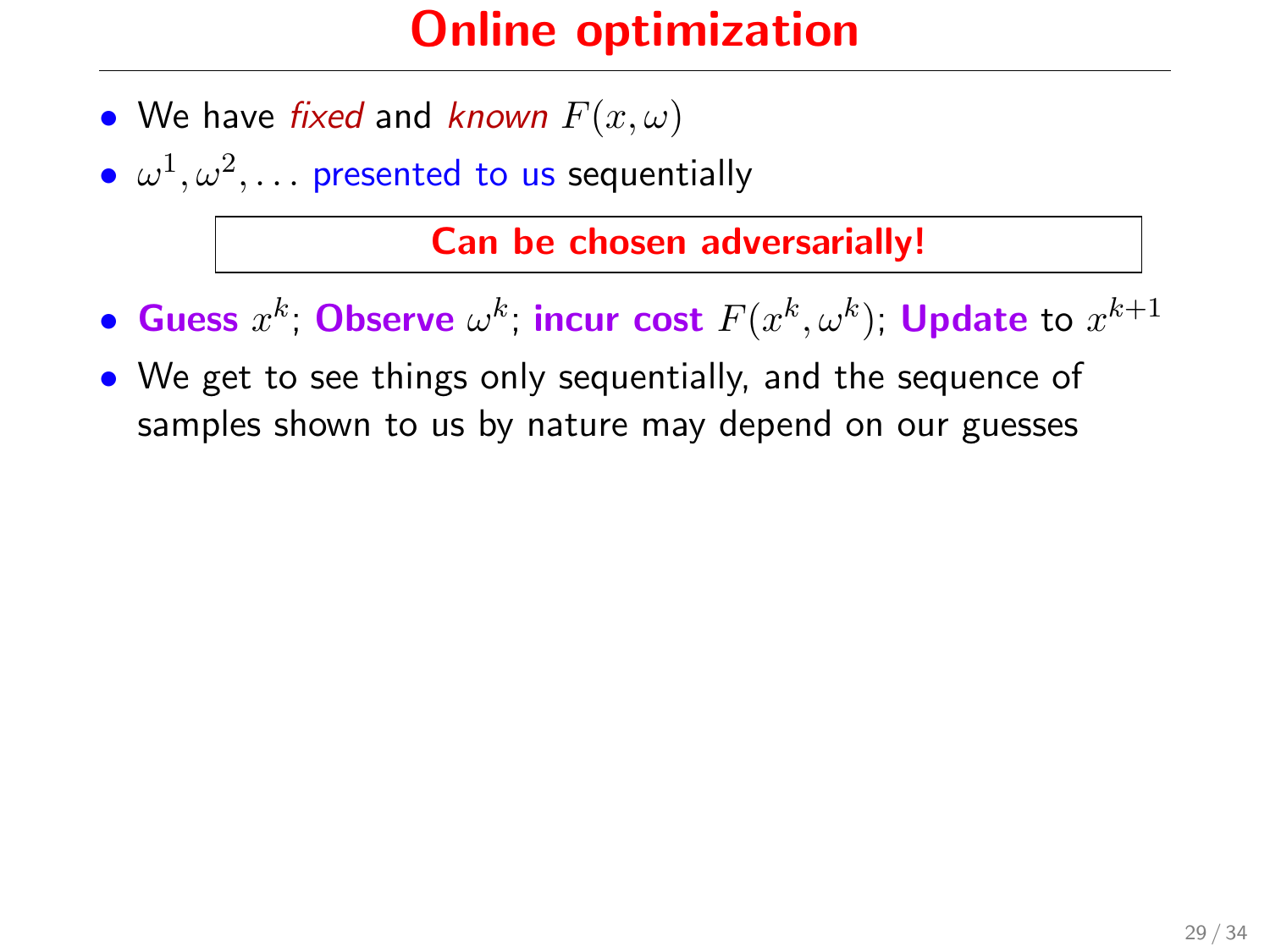# Online optimization

- We have *fixed* and *known* $F(x, \omega)$
- $\omega^1, \omega^2, \ldots$ presented to us sequentially

**Can be chosen adversarially!**

- **Guess** $x^k$; **Observe** $\omega^k$; **incur cost** $F(x^k, \omega^k)$; **Update** to $x^{k+1}$
- We get to see things only sequentially, and the sequence of samples shown to us by nature may depend on our guesses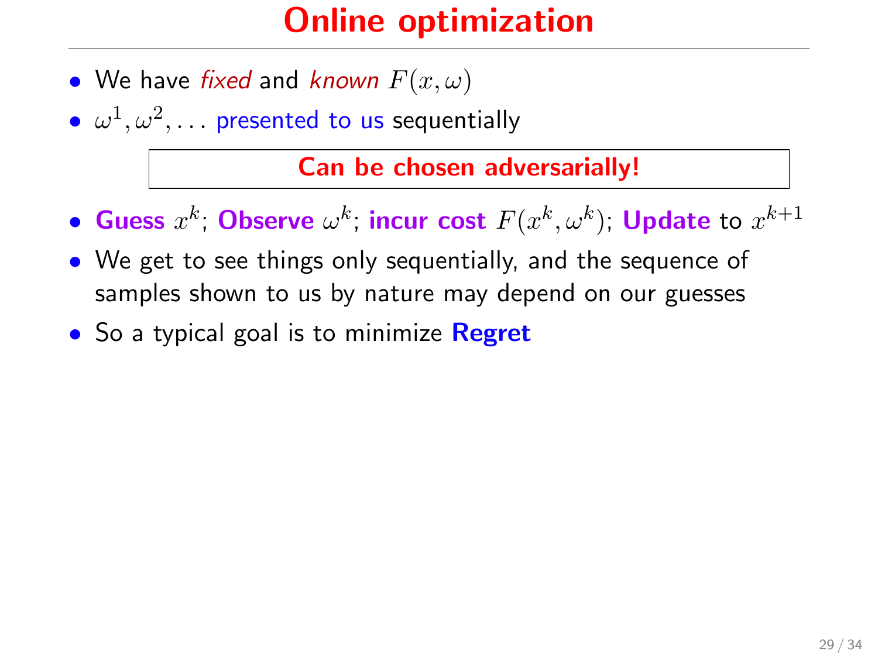# Online optimization

- We have *fixed* and *known* $F(x, \omega)$
- $\omega^1, \omega^2, \ldots$ presented to us sequentially

**Can be chosen adversarially!**

- **Guess** $x^k$; **Observe** $\omega^k$; **incur cost** $F(x^k, \omega^k)$; **Update** to $x^{k+1}$
- We get to see things only sequentially, and the sequence of samples shown to us by nature may depend on our guesses
- So a typical goal is to minimize **Regret**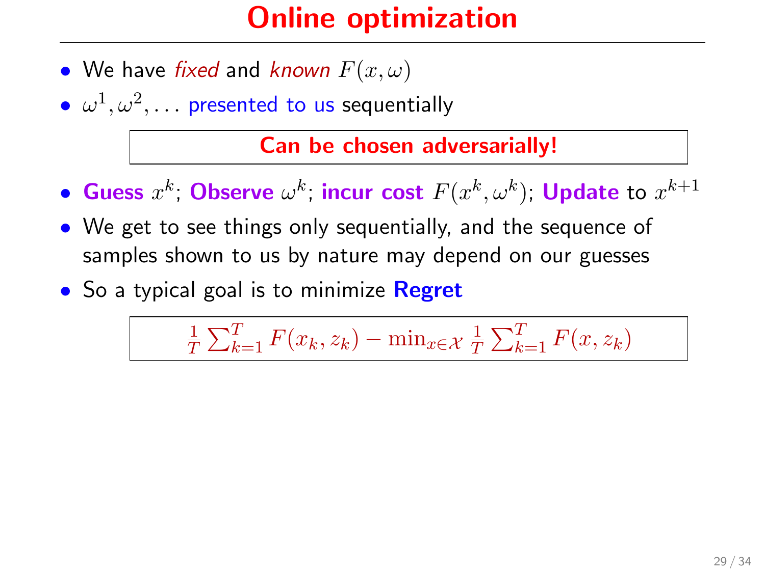# Online optimization

- We have *fixed* and *known* $F(x, \omega)$
- $\omega^1, \omega^2, \dots$ presented to us sequentially

**Can be chosen adversarially!**

- **Guess** $x^k$; **Observe** $\omega^k$; **incur cost** $F(x^k, \omega^k)$; **Update** to $x^{k+1}$
- We get to see things only sequentially, and the sequence of samples shown to us by nature may depend on our guesses
- So a typical goal is to minimize **Regret**

$$\frac{1}{T}\sum_{k=1}^{T} F(x_k, z_k) - \min_{x \in \mathcal{X}} \frac{1}{T}\sum_{k=1}^{T} F(x, z_k)$$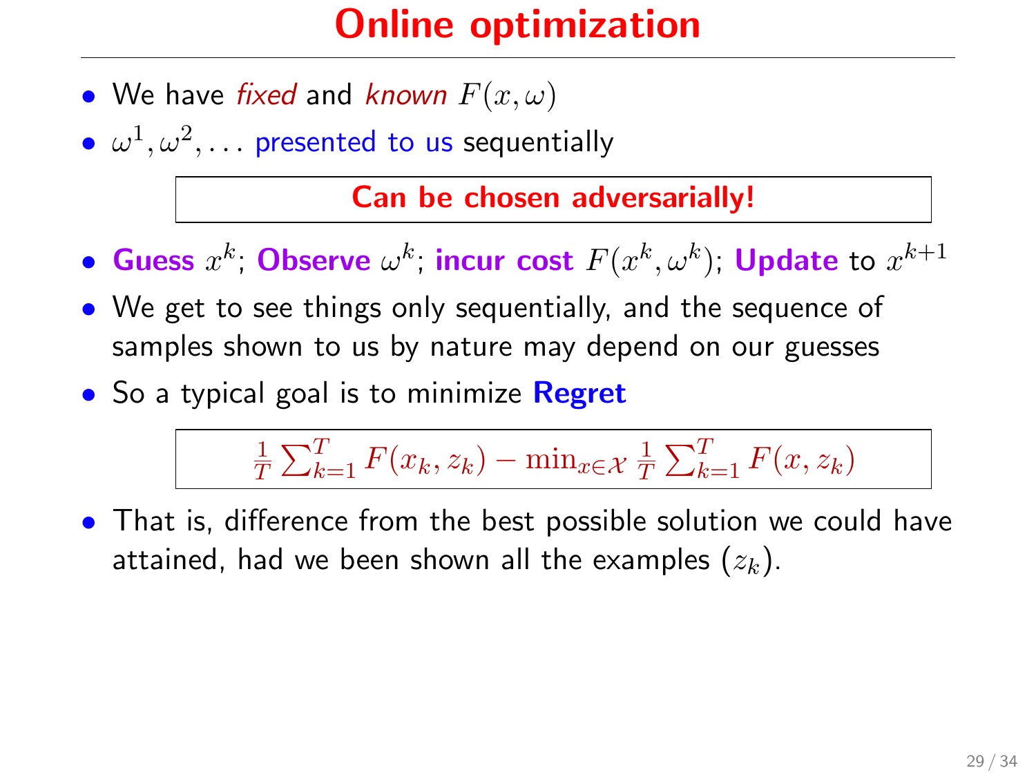# Online optimization

- We have *fixed* and *known* $F(x, \omega)$
- $\omega^1, \omega^2, \ldots$ presented to us sequentially

**Can be chosen adversarially!**

- **Guess** $x^k$; **Observe** $\omega^k$; **incur cost** $F(x^k, \omega^k)$; **Update** to $x^{k+1}$
- We get to see things only sequentially, and the sequence of samples shown to us by nature may depend on our guesses
- So a typical goal is to minimize **Regret**

$$\frac{1}{T}\sum_{k=1}^{T} F(x_k, z_k) - \min_{x \in \mathcal{X}} \frac{1}{T}\sum_{k=1}^{T} F(x, z_k)$$

- That is, difference from the best possible solution we could have attained, had we been shown all the examples $(z_k)$.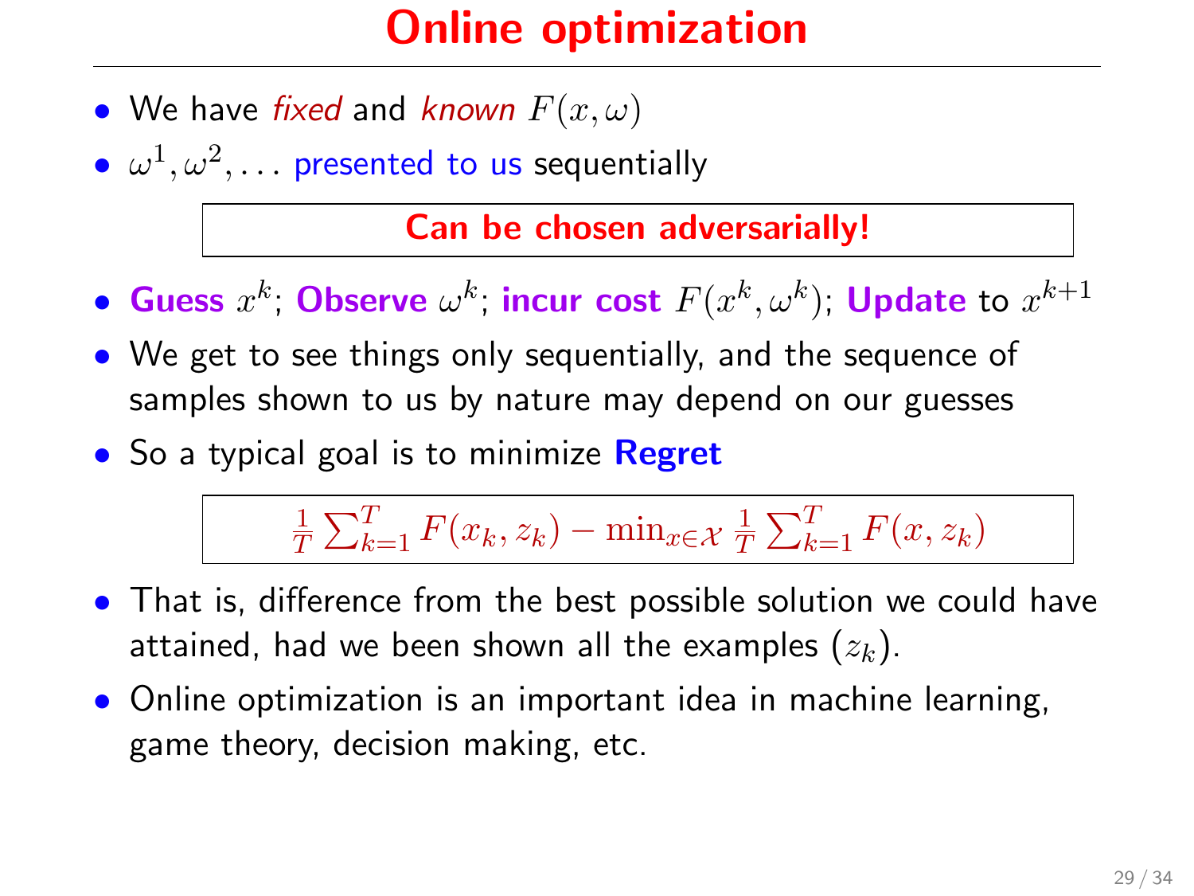# Online optimization

- We have *fixed* and *known* $F(x, \omega)$
- $\omega^1, \omega^2, \ldots$ presented to us sequentially

**Can be chosen adversarially!**

- **Guess** $x^k$; **Observe** $\omega^k$; **incur cost** $F(x^k, \omega^k)$; **Update** to $x^{k+1}$
- We get to see things only sequentially, and the sequence of samples shown to us by nature may depend on our guesses
- So a typical goal is to minimize **Regret**

$$\frac{1}{T}\sum_{k=1}^{T} F(x_k, z_k) - \min_{x\in\mathcal{X}} \frac{1}{T}\sum_{k=1}^{T} F(x, z_k)$$

- That is, difference from the best possible solution we could have attained, had we been shown all the examples $(z_k)$.
- Online optimization is an important idea in machine learning, game theory, decision making, etc.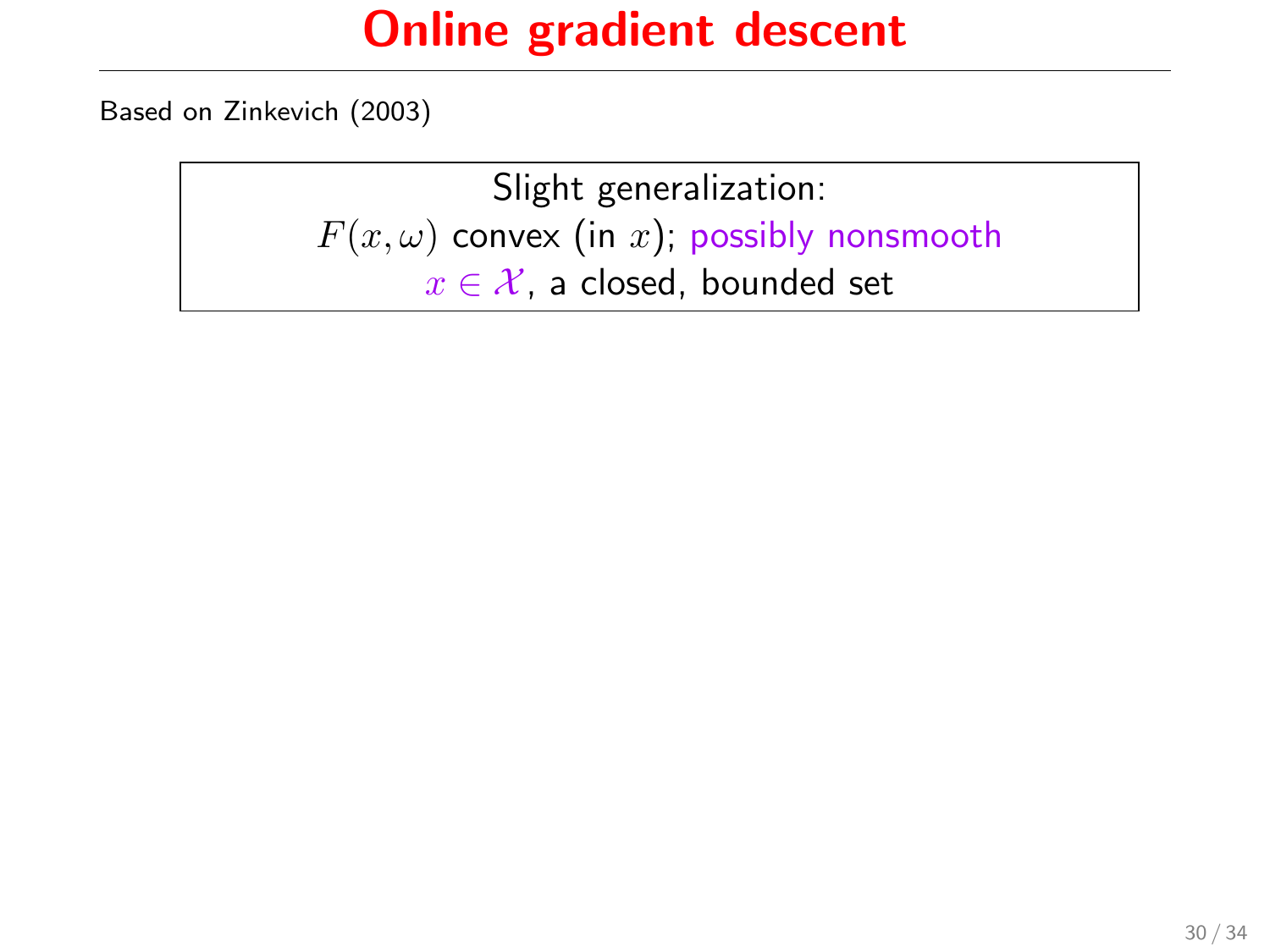# Online gradient descent

Based on Zinkevich (2003)

Slight generalization:
$F(x, \omega)$ convex (in $x$); possibly nonsmooth
$x \in \mathcal{X}$, a closed, bounded set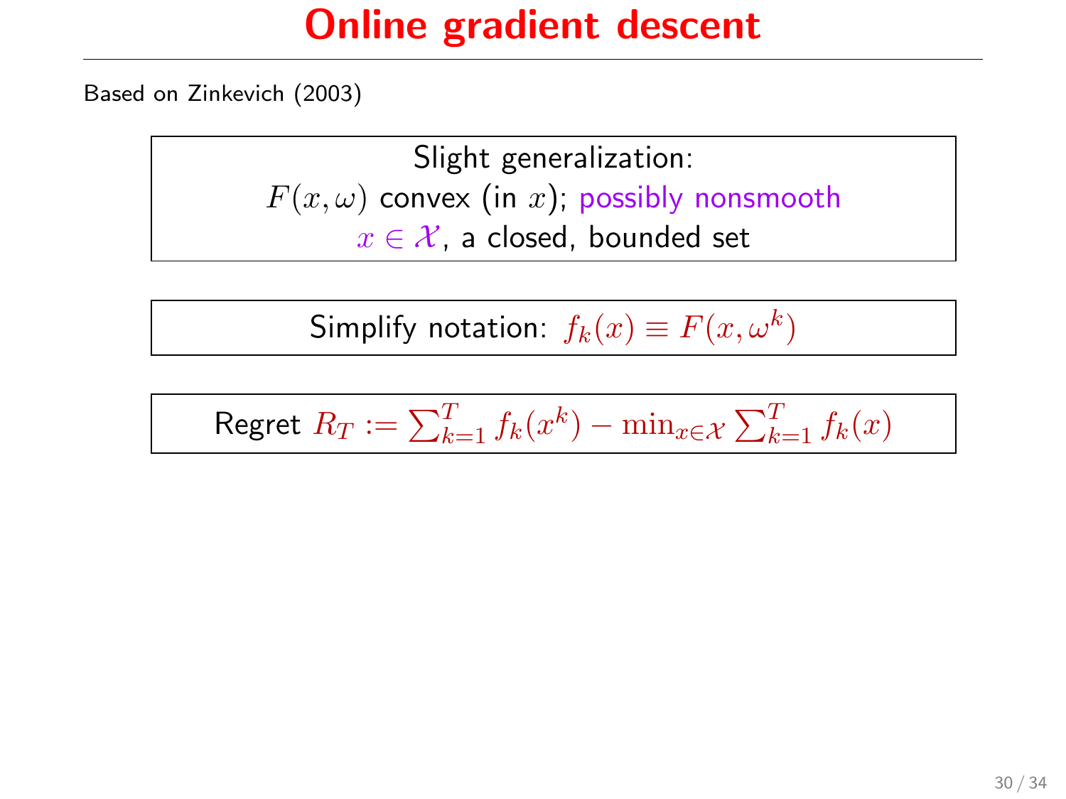# Online gradient descent

Based on Zinkevich (2003)

Slight generalization:
$F(x, \omega)$ convex (in $x$); possibly nonsmooth
$x \in \mathcal{X}$, a closed, bounded set

Simplify notation: $f_k(x) \equiv F(x, \omega^k)$

Regret $R_T := \sum_{k=1}^{T} f_k(x^k) - \min_{x \in \mathcal{X}} \sum_{k=1}^{T} f_k(x)$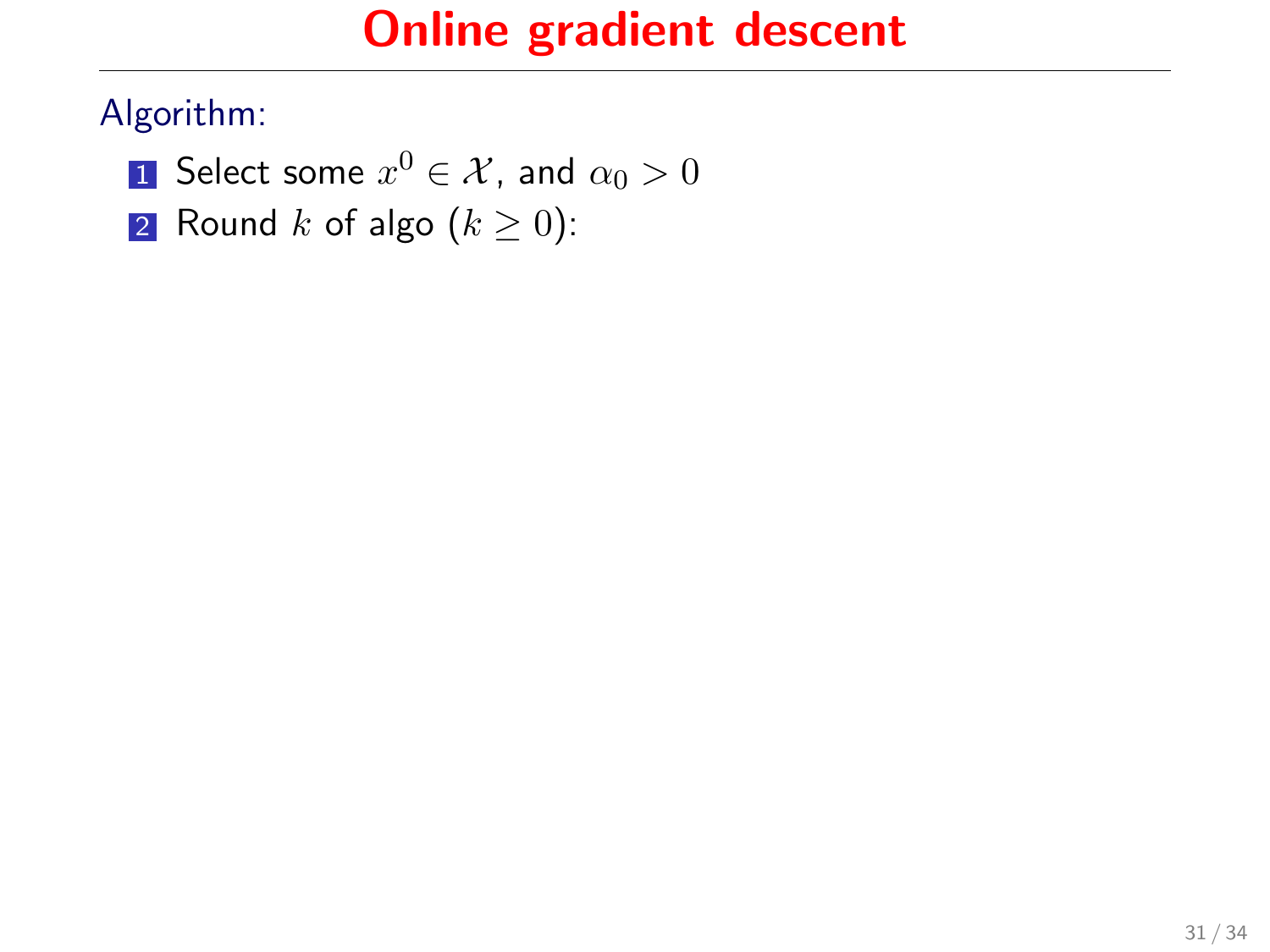# Online gradient descent

Algorithm:

1. Select some $x^0 \in \mathcal{X}$, and $\alpha_0 > 0$
2. Round $k$ of algo ($k \geq 0$):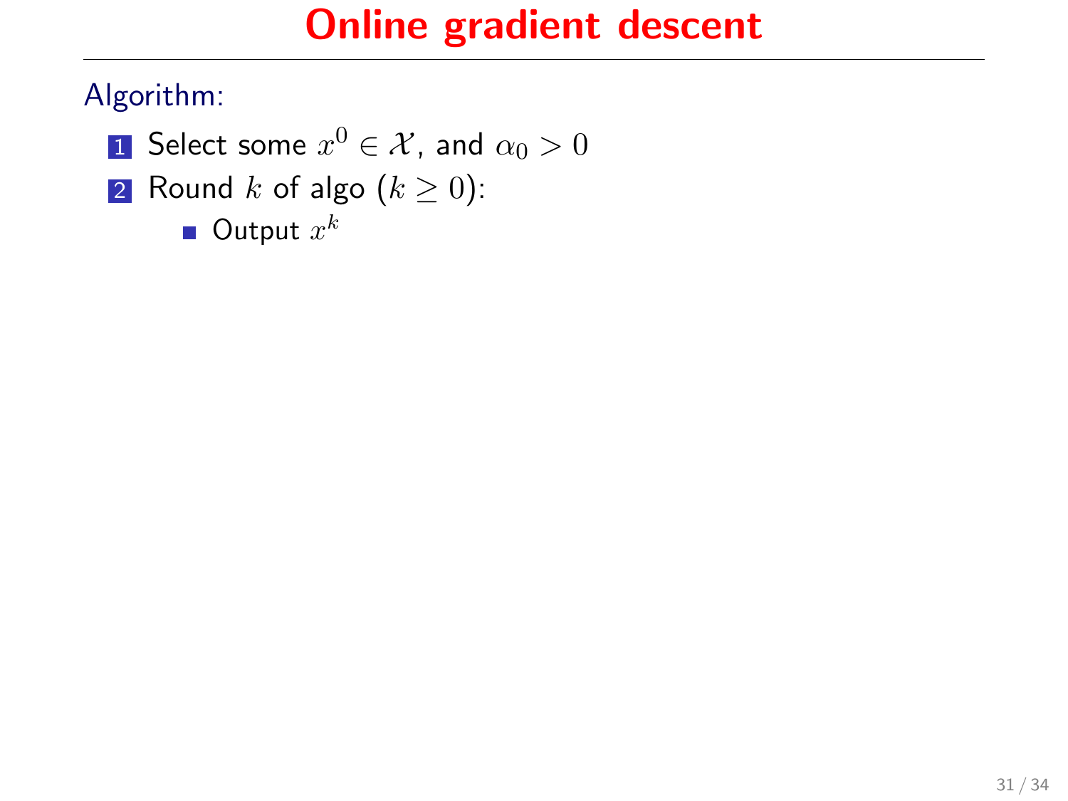# Online gradient descent

Algorithm:

1. Select some $x^0 \in \mathcal{X}$, and $\alpha_0 > 0$
2. Round $k$ of algo ($k \geq 0$):
   - Output $x^k$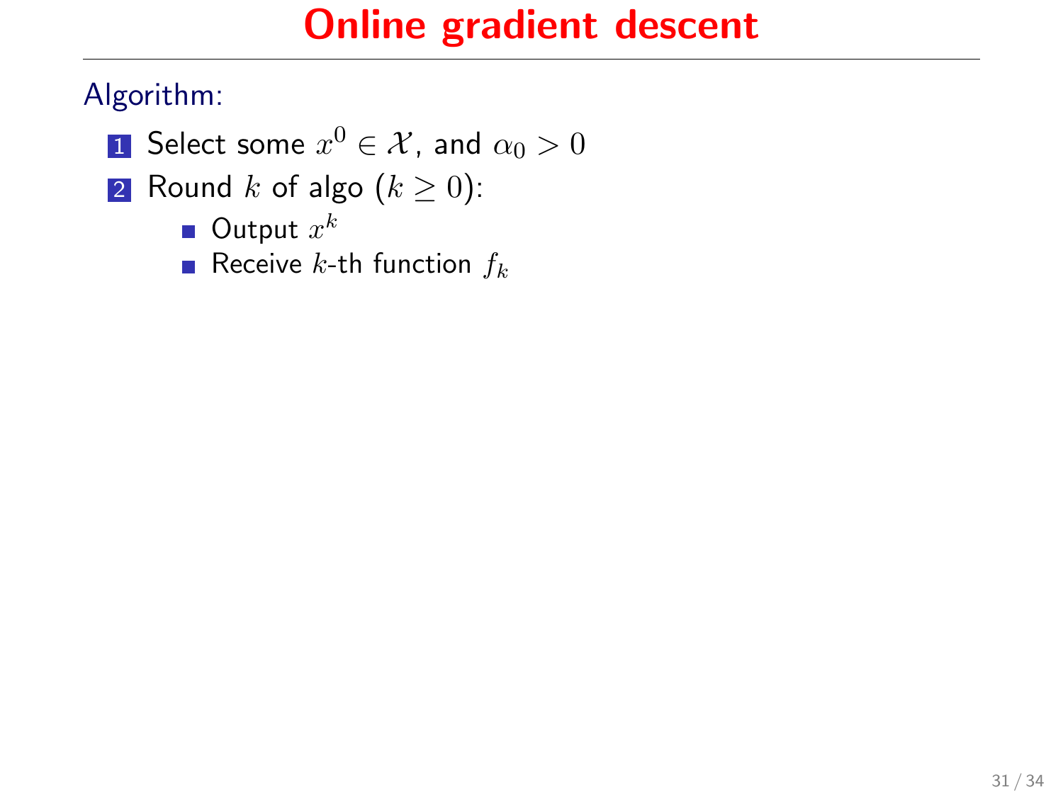# Online gradient descent

Algorithm:

1. Select some $x^0 \in \mathcal{X}$, and $\alpha_0 > 0$
2. Round $k$ of algo ($k \geq 0$):
   - Output $x^k$
   - Receive $k$-th function $f_k$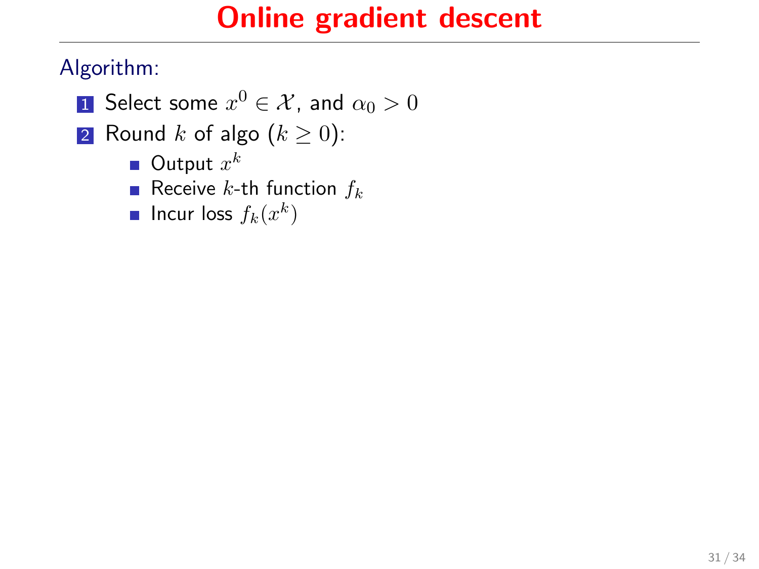# Online gradient descent

Algorithm:

1. Select some $x^0 \in \mathcal{X}$, and $\alpha_0 > 0$
2. Round $k$ of algo ($k \geq 0$):
   - Output $x^k$
   - Receive $k$-th function $f_k$
   - Incur loss $f_k(x^k)$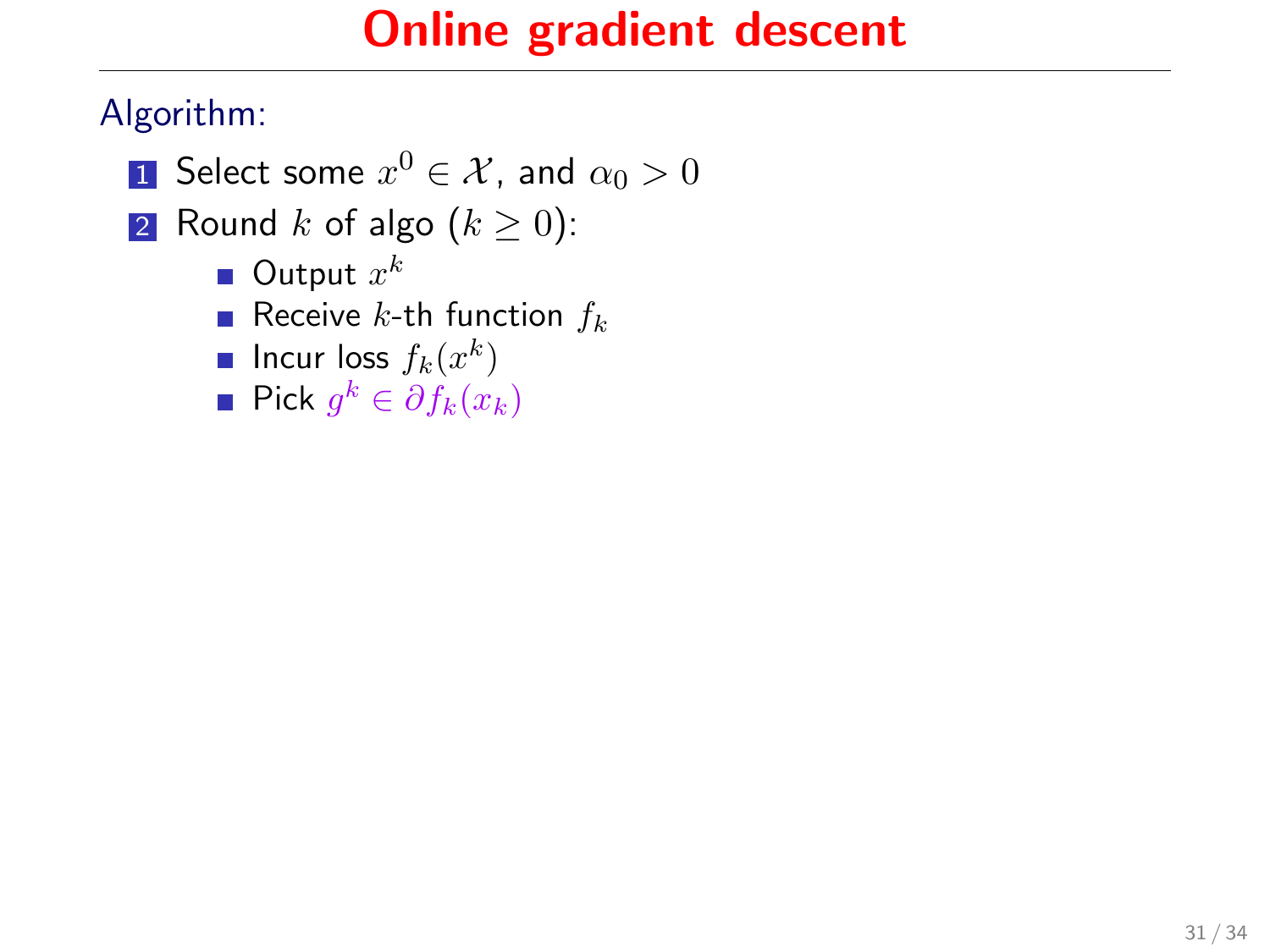# Online gradient descent

Algorithm:

1. Select some $x^0 \in \mathcal{X}$, and $\alpha_0 > 0$
2. Round $k$ of algo ($k \geq 0$):
   - Output $x^k$
   - Receive $k$-th function $f_k$
   - Incur loss $f_k(x^k)$
   - Pick $g^k \in \partial f_k(x_k)$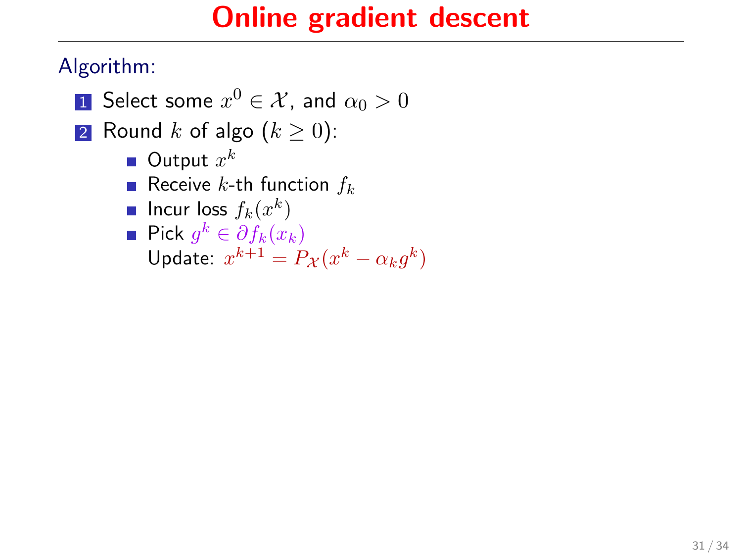# Online gradient descent

Algorithm:

1. Select some $x^0 \in \mathcal{X}$, and $\alpha_0 > 0$
2. Round $k$ of algo ($k \geq 0$):
   - Output $x^k$
   - Receive $k$-th function $f_k$
   - Incur loss $f_k(x^k)$
   - Pick $g^k \in \partial f_k(x_k)$
     Update: $x^{k+1} = P_{\mathcal{X}}(x^k - \alpha_k g^k)$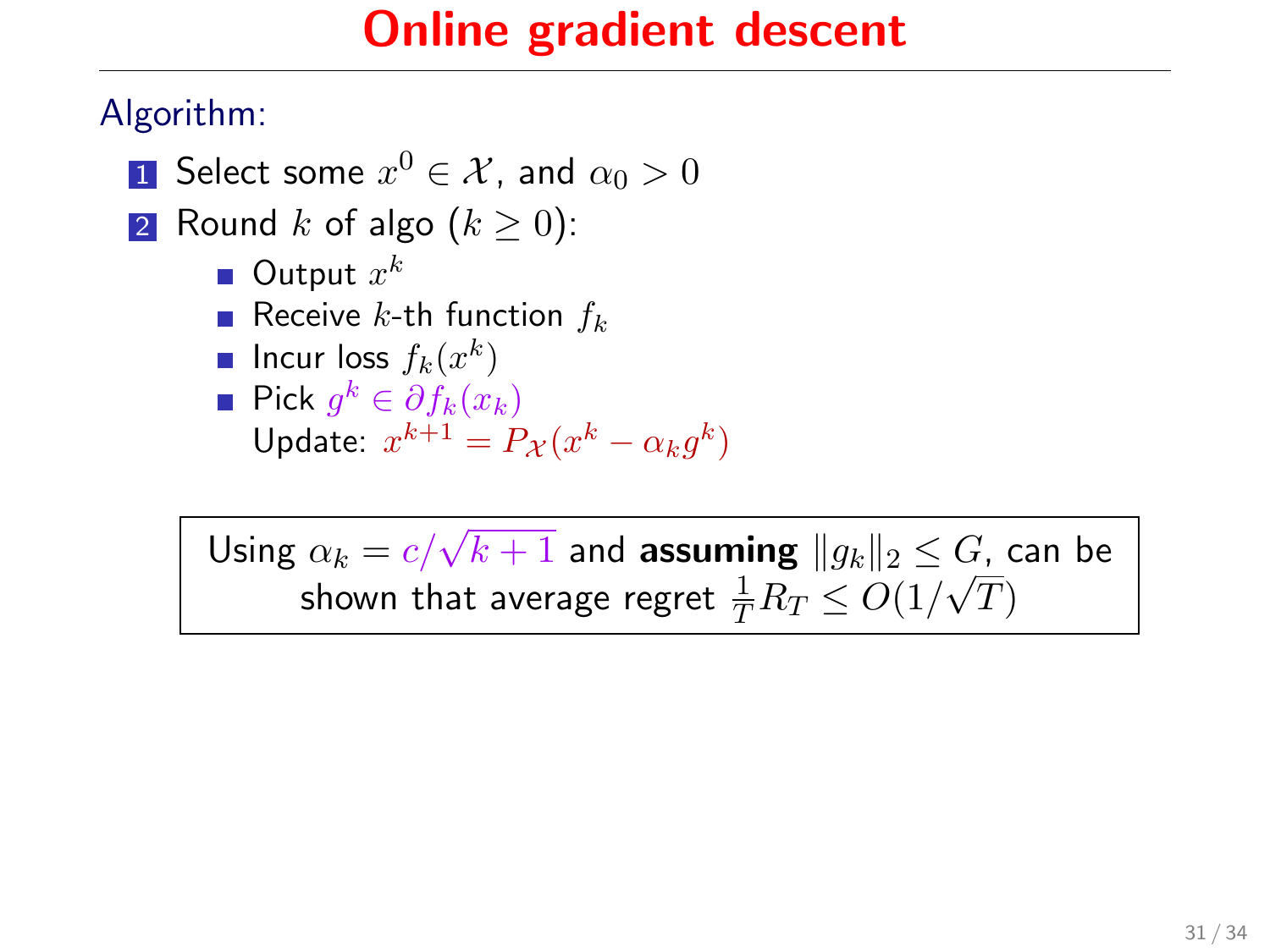# Online gradient descent

Algorithm:

1. Select some $x^0 \in \mathcal{X}$, and $\alpha_0 > 0$
2. Round $k$ of algo ($k \geq 0$):
   - Output $x^k$
   - Receive $k$-th function $f_k$
   - Incur loss $f_k(x^k)$
   - Pick $g^k \in \partial f_k(x_k)$
     Update: $x^{k+1} = P_{\mathcal{X}}(x^k - \alpha_k g^k)$

Using $\alpha_k = c/\sqrt{k+1}$ and **assuming** $\|g_k\|_2 \leq G$, can be shown that average regret $\frac{1}{T}R_T \leq O(1/\sqrt{T})$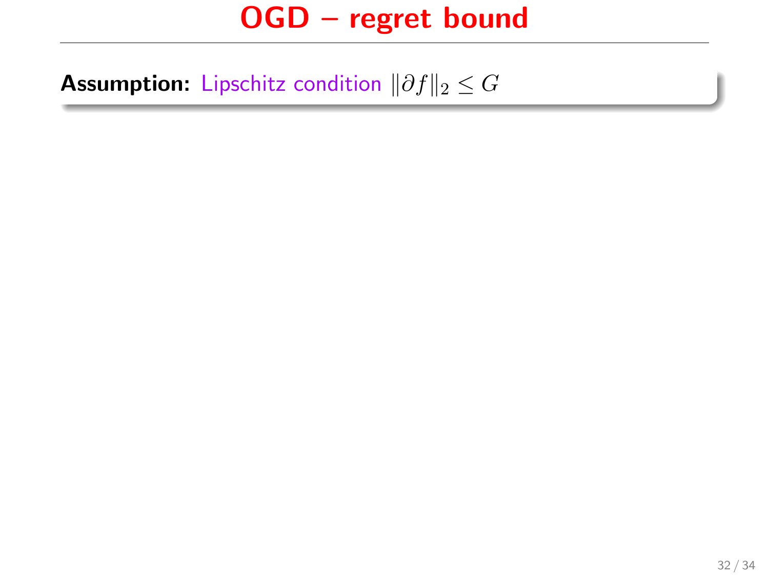# OGD – regret bound

**Assumption:** Lipschitz condition $\|\partial f\|_2 \le G$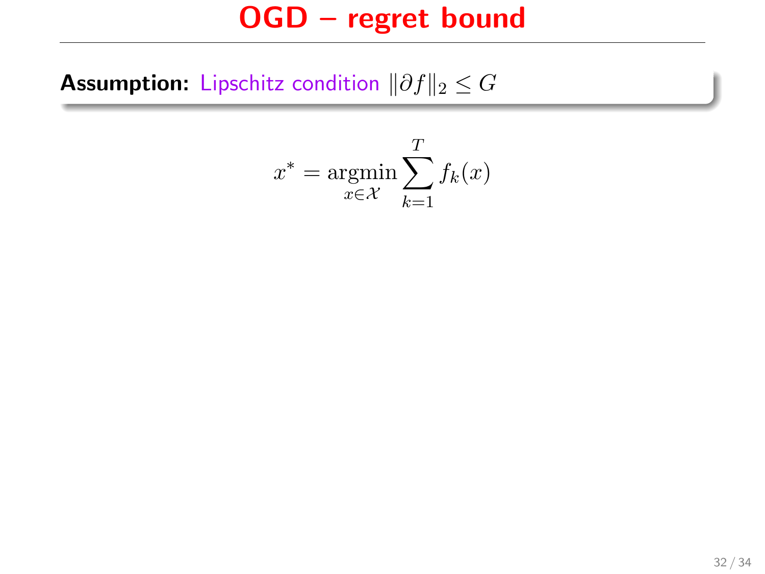# OGD – regret bound

**Assumption:** Lipschitz condition $\|\partial f\|_2 \leq G$

$$x^* = \underset{x \in \mathcal{X}}{\operatorname{argmin}} \sum_{k=1}^{T} f_k(x)$$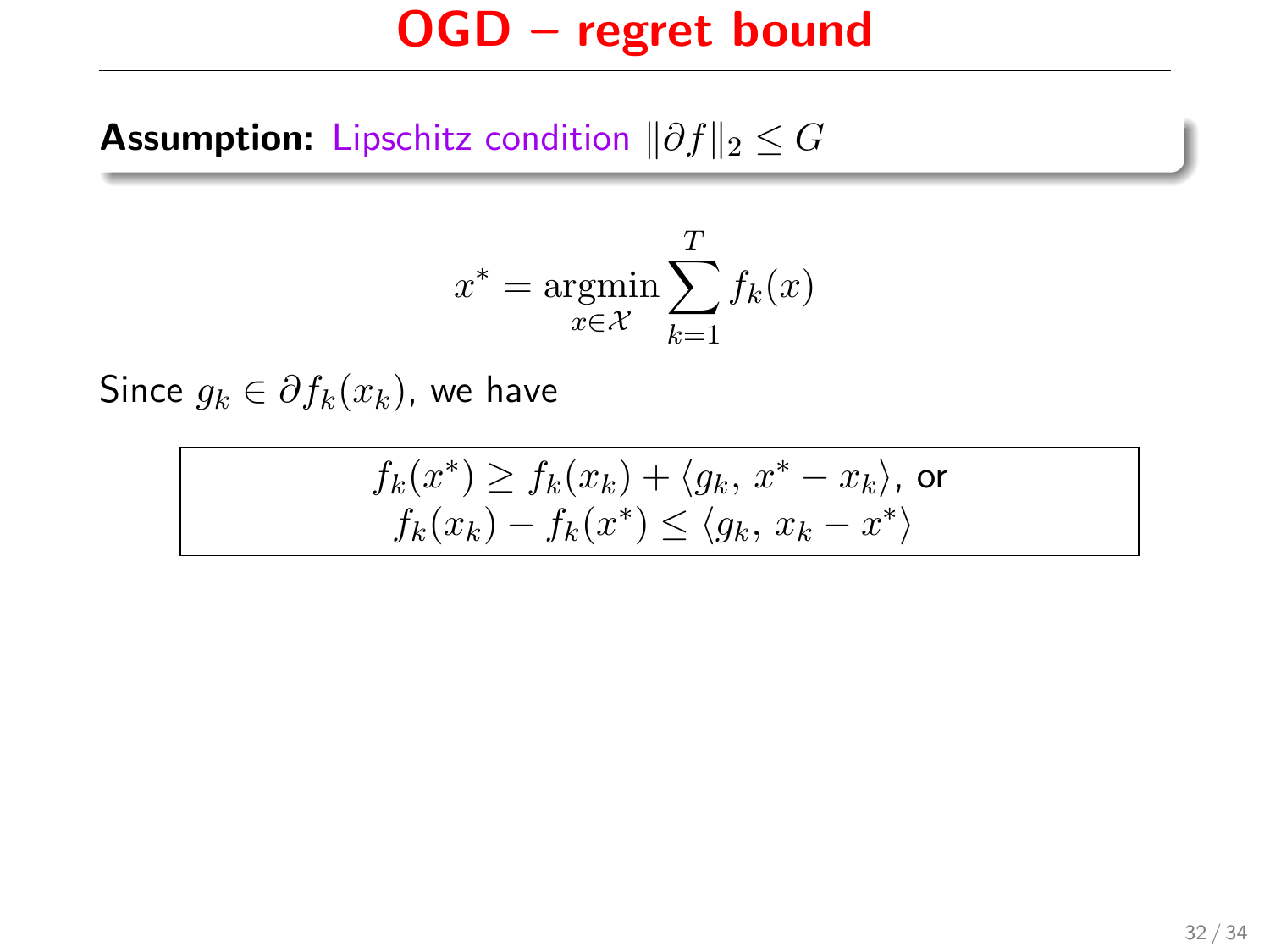# OGD – regret bound

**Assumption:** Lipschitz condition $\|\partial f\|_2 \leq G$

$$x^* = \operatorname*{argmin}_{x \in \mathcal{X}} \sum_{k=1}^{T} f_k(x)$$

Since $g_k \in \partial f_k(x_k)$, we have

$$f_k(x^*) \geq f_k(x_k) + \langle g_k,\, x^* - x_k \rangle, \text{ or}$$
$$f_k(x_k) - f_k(x^*) \leq \langle g_k,\, x_k - x^* \rangle$$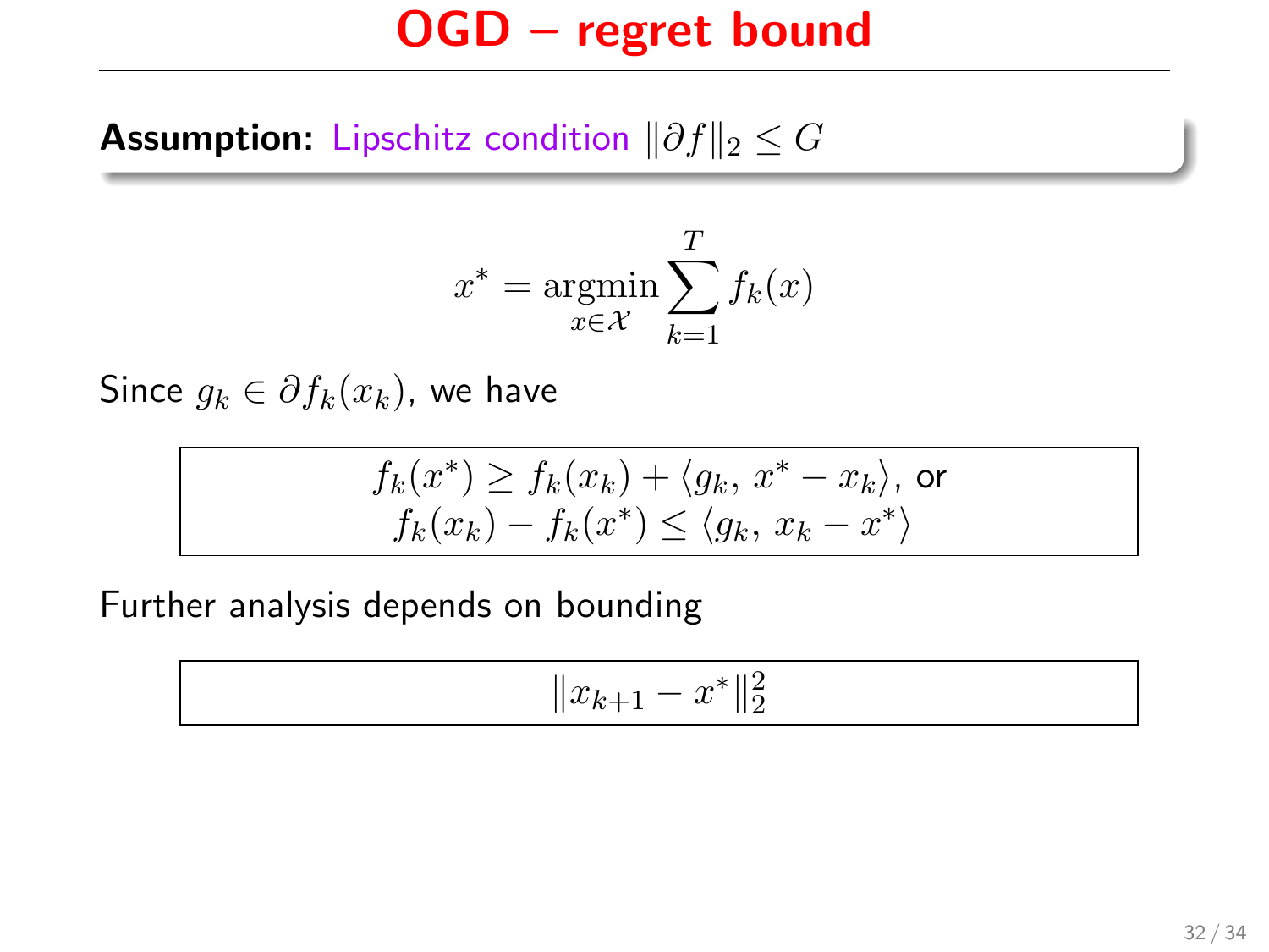# OGD – regret bound

**Assumption:** Lipschitz condition $\|\partial f\|_2 \le G$

$$x^* = \underset{x \in \mathcal{X}}{\operatorname{argmin}} \sum_{k=1}^{T} f_k(x)$$

Since $g_k \in \partial f_k(x_k)$, we have

$$f_k(x^*) \ge f_k(x_k) + \langle g_k,\, x^* - x_k \rangle, \text{ or}$$
$$f_k(x_k) - f_k(x^*) \le \langle g_k,\, x_k - x^* \rangle$$

Further analysis depends on bounding

$$\|x_{k+1} - x^*\|_2^2$$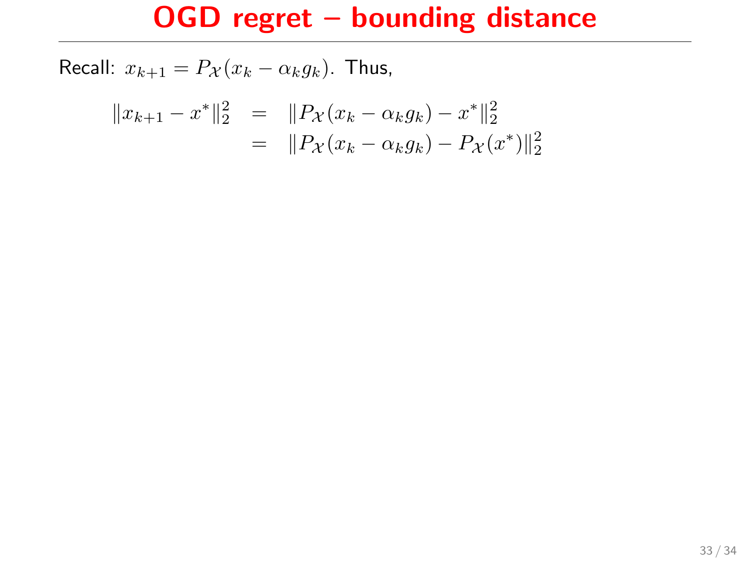# OGD regret – bounding distance

Recall: $x_{k+1} = P_{\mathcal{X}}(x_k - \alpha_k g_k)$. Thus,

$$
\begin{aligned}
\|x_{k+1} - x^*\|_2^2 &= \|P_{\mathcal{X}}(x_k - \alpha_k g_k) - x^*\|_2^2 \\
&= \|P_{\mathcal{X}}(x_k - \alpha_k g_k) - P_{\mathcal{X}}(x^*)\|_2^2
\end{aligned}
$$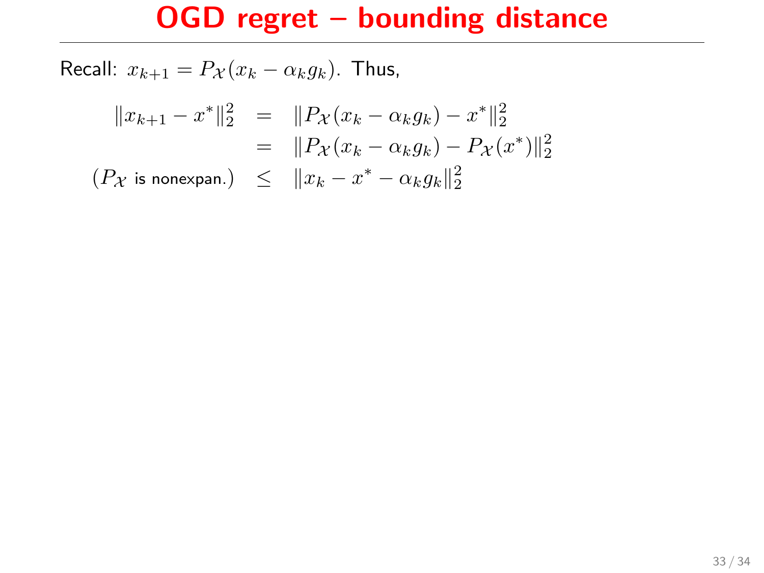# OGD regret – bounding distance

Recall: $x_{k+1} = P_{\mathcal{X}}(x_k - \alpha_k g_k)$. Thus,

$$
\begin{aligned}
\|x_{k+1} - x^*\|_2^2 &= \|P_{\mathcal{X}}(x_k - \alpha_k g_k) - x^*\|_2^2 \\
&= \|P_{\mathcal{X}}(x_k - \alpha_k g_k) - P_{\mathcal{X}}(x^*)\|_2^2 \\
(P_{\mathcal{X}} \text{ is nonexpan.}) \quad &\leq \|x_k - x^* - \alpha_k g_k\|_2^2
\end{aligned}
$$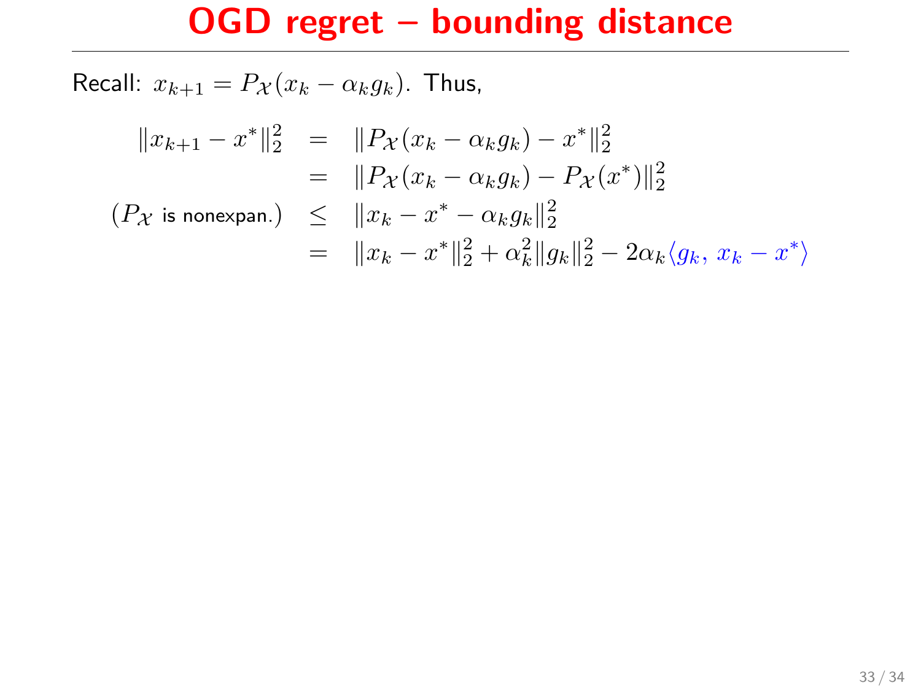# OGD regret – bounding distance

Recall: $x_{k+1} = P_{\mathcal{X}}(x_k - \alpha_k g_k)$. Thus,

$$
\begin{aligned}
\|x_{k+1} - x^*\|_2^2 &= \|P_{\mathcal{X}}(x_k - \alpha_k g_k) - x^*\|_2^2 \\
&= \|P_{\mathcal{X}}(x_k - \alpha_k g_k) - P_{\mathcal{X}}(x^*)\|_2^2 \\
(P_{\mathcal{X}} \text{ is nonexpan.}) \quad &\leq \|x_k - x^* - \alpha_k g_k\|_2^2 \\
&= \|x_k - x^*\|_2^2 + \alpha_k^2 \|g_k\|_2^2 - 2\alpha_k \langle g_k,\, x_k - x^* \rangle
\end{aligned}
$$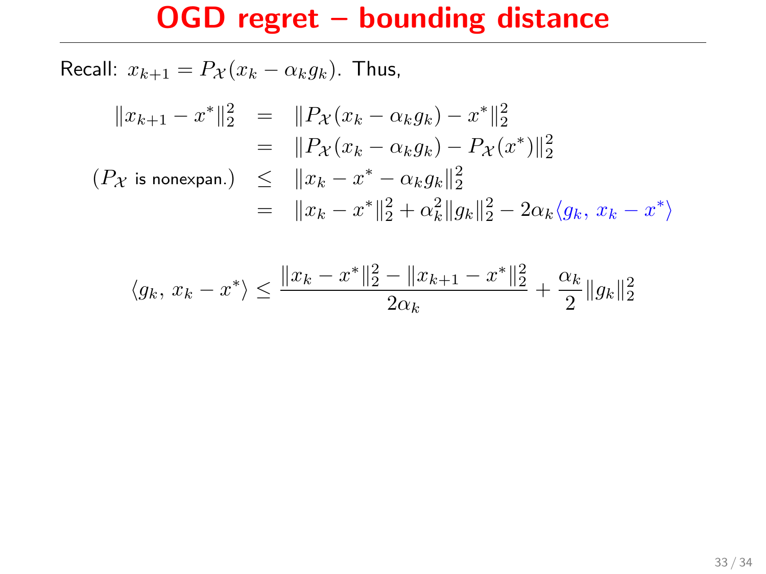# OGD regret – bounding distance

Recall: $x_{k+1} = P_{\mathcal{X}}(x_k - \alpha_k g_k)$. Thus,

$$
\begin{aligned}
\|x_{k+1} - x^*\|_2^2 &= \|P_{\mathcal{X}}(x_k - \alpha_k g_k) - x^*\|_2^2 \\
&= \|P_{\mathcal{X}}(x_k - \alpha_k g_k) - P_{\mathcal{X}}(x^*)\|_2^2 \\
(P_{\mathcal{X}} \text{ is nonexpan.}) \quad &\leq \|x_k - x^* - \alpha_k g_k\|_2^2 \\
&= \|x_k - x^*\|_2^2 + \alpha_k^2 \|g_k\|_2^2 - 2\alpha_k \langle g_k, \, x_k - x^* \rangle
\end{aligned}
$$

$$
\langle g_k, \, x_k - x^* \rangle \leq \frac{\|x_k - x^*\|_2^2 - \|x_{k+1} - x^*\|_2^2}{2\alpha_k} + \frac{\alpha_k}{2}\|g_k\|_2^2
$$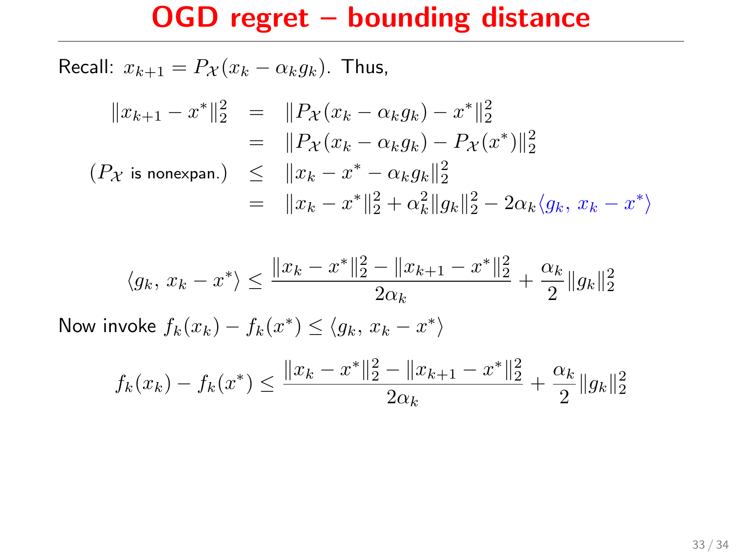# OGD regret – bounding distance

Recall: $x_{k+1} = P_{\mathcal{X}}(x_k - \alpha_k g_k)$. Thus,

$$
\begin{aligned}
\|x_{k+1} - x^*\|_2^2 &= \|P_{\mathcal{X}}(x_k - \alpha_k g_k) - x^*\|_2^2 \\
&= \|P_{\mathcal{X}}(x_k - \alpha_k g_k) - P_{\mathcal{X}}(x^*)\|_2^2 \\
(P_{\mathcal{X}} \text{ is nonexpan.}) \quad &\leq \|x_k - x^* - \alpha_k g_k\|_2^2 \\
&= \|x_k - x^*\|_2^2 + \alpha_k^2 \|g_k\|_2^2 - 2\alpha_k \langle g_k,\, x_k - x^* \rangle
\end{aligned}
$$

$$
\langle g_k,\, x_k - x^* \rangle \leq \frac{\|x_k - x^*\|_2^2 - \|x_{k+1} - x^*\|_2^2}{2\alpha_k} + \frac{\alpha_k}{2}\|g_k\|_2^2
$$

Now invoke $f_k(x_k) - f_k(x^*) \leq \langle g_k,\, x_k - x^* \rangle$

$$
f_k(x_k) - f_k(x^*) \leq \frac{\|x_k - x^*\|_2^2 - \|x_{k+1} - x^*\|_2^2}{2\alpha_k} + \frac{\alpha_k}{2}\|g_k\|_2^2
$$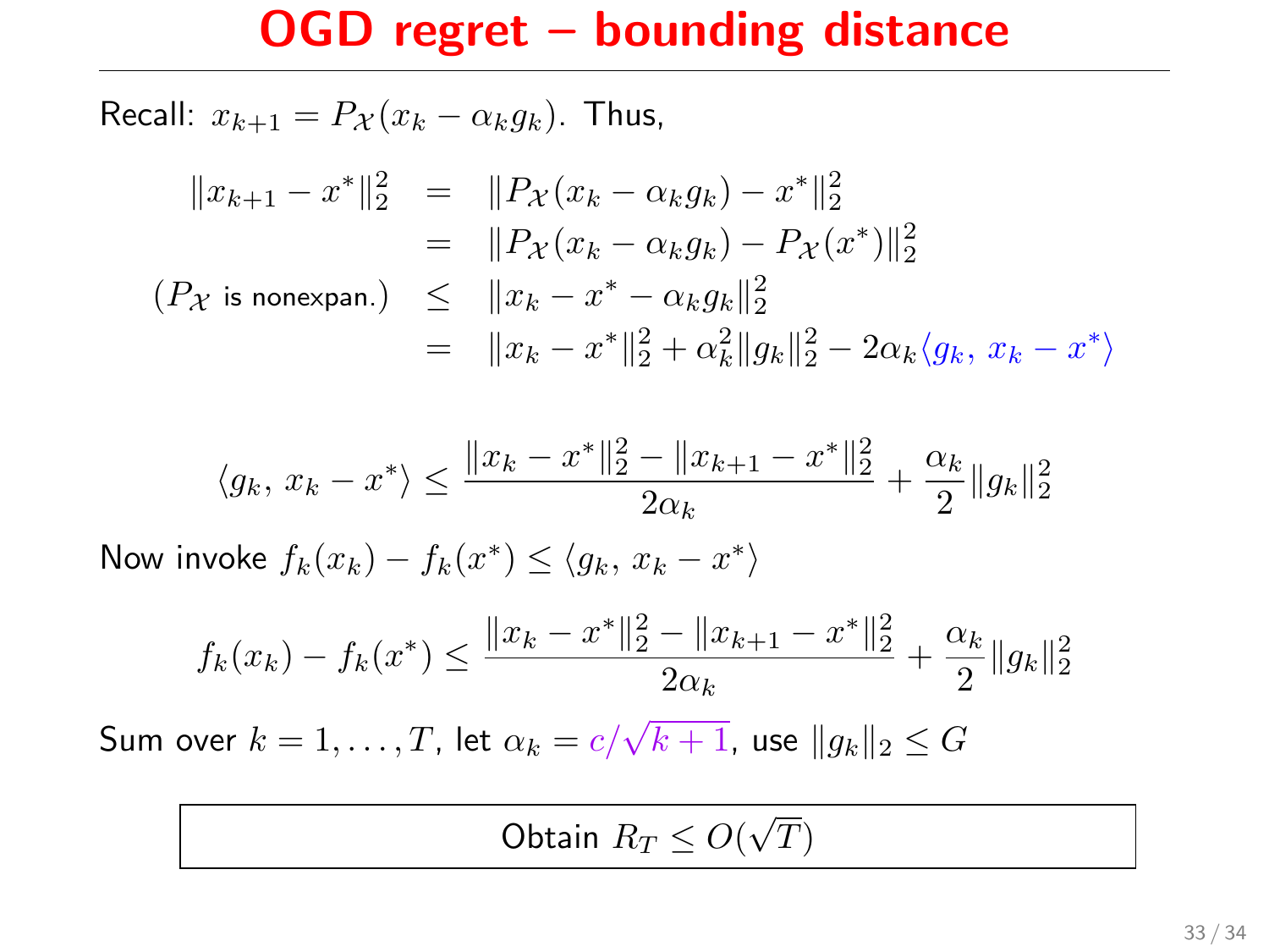# OGD regret – bounding distance

Recall: $x_{k+1} = P_{\mathcal{X}}(x_k - \alpha_k g_k)$. Thus,

$$
\begin{aligned}
\|x_{k+1} - x^*\|_2^2 &= \|P_{\mathcal{X}}(x_k - \alpha_k g_k) - x^*\|_2^2 \\
&= \|P_{\mathcal{X}}(x_k - \alpha_k g_k) - P_{\mathcal{X}}(x^*)\|_2^2 \\
(P_{\mathcal{X}} \text{ is nonexpan.}) \quad &\leq \|x_k - x^* - \alpha_k g_k\|_2^2 \\
&= \|x_k - x^*\|_2^2 + \alpha_k^2 \|g_k\|_2^2 - 2\alpha_k \langle g_k,\, x_k - x^* \rangle
\end{aligned}
$$

$$
\langle g_k,\, x_k - x^* \rangle \leq \frac{\|x_k - x^*\|_2^2 - \|x_{k+1} - x^*\|_2^2}{2\alpha_k} + \frac{\alpha_k}{2}\|g_k\|_2^2
$$

Now invoke $f_k(x_k) - f_k(x^*) \leq \langle g_k,\, x_k - x^* \rangle$

$$
f_k(x_k) - f_k(x^*) \leq \frac{\|x_k - x^*\|_2^2 - \|x_{k+1} - x^*\|_2^2}{2\alpha_k} + \frac{\alpha_k}{2}\|g_k\|_2^2
$$

Sum over $k = 1, \ldots, T$, let $\alpha_k = c/\sqrt{k+1}$, use $\|g_k\|_2 \leq G$

Obtain $R_T \leq O(\sqrt{T})$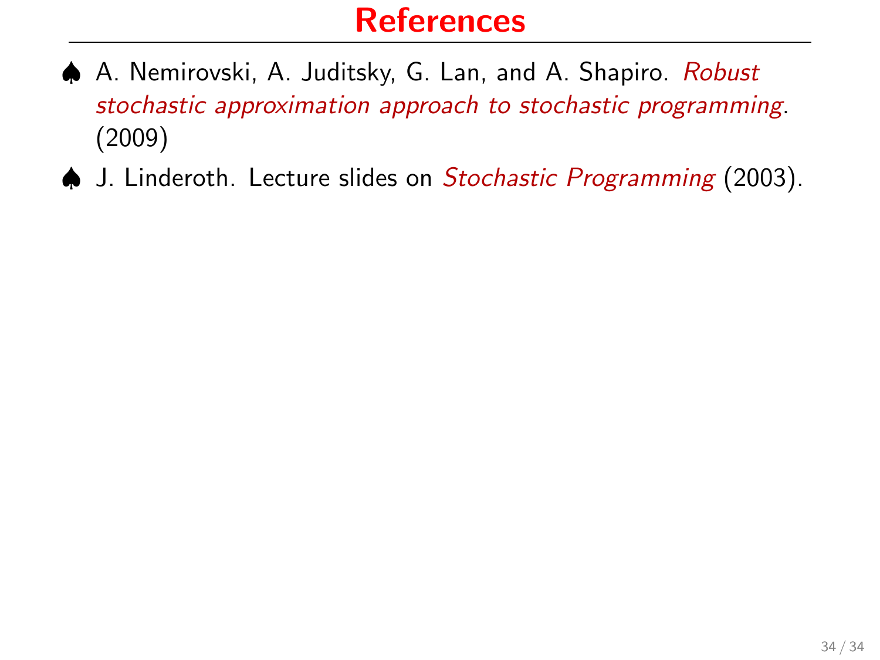# References

- ♠ A. Nemirovski, A. Juditsky, G. Lan, and A. Shapiro. *Robust stochastic approximation approach to stochastic programming*. (2009)
- ♠ J. Linderoth. Lecture slides on *Stochastic Programming* (2003).